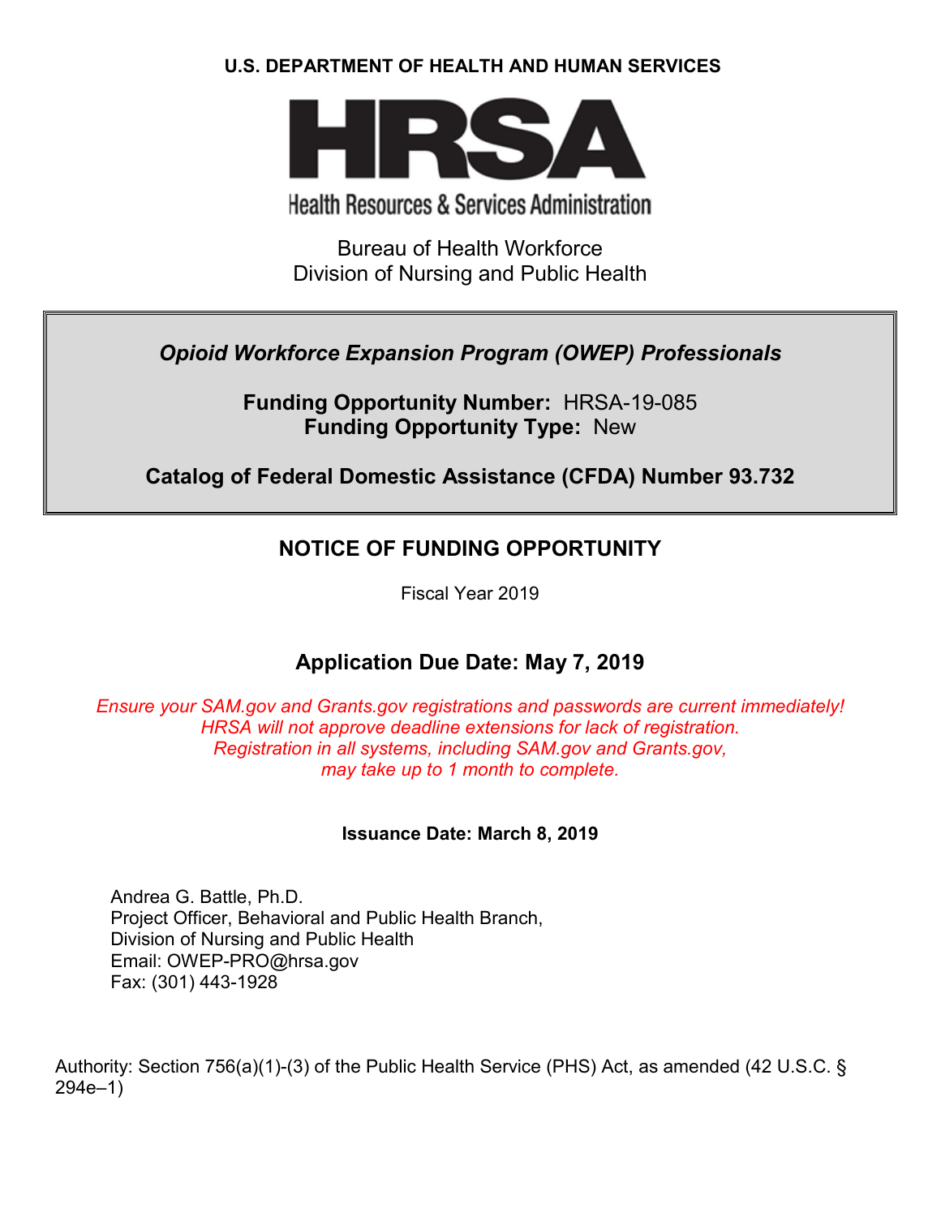**U.S. DEPARTMENT OF HEALTH AND HUMAN SERVICES**

# HRSA

Health Resources & Services Administration

Bureau of Health Workforce
Division of Nursing and Public Health

***Opioid Workforce Expansion Program (OWEP) Professionals***

**Funding Opportunity Number:** HRSA-19-085
**Funding Opportunity Type:** New

**Catalog of Federal Domestic Assistance (CFDA) Number 93.732**

## NOTICE OF FUNDING OPPORTUNITY

Fiscal Year 2019

## Application Due Date: May 7, 2019

*Ensure your SAM.gov and Grants.gov registrations and passwords are current immediately!*
*HRSA will not approve deadline extensions for lack of registration.*
*Registration in all systems, including SAM.gov and Grants.gov,*
*may take up to 1 month to complete.*

**Issuance Date: March 8, 2019**

Andrea G. Battle, Ph.D.
Project Officer, Behavioral and Public Health Branch,
Division of Nursing and Public Health
Email: OWEP-PRO@hrsa.gov
Fax: (301) 443-1928

Authority: Section 756(a)(1)-(3) of the Public Health Service (PHS) Act, as amended (42 U.S.C. § 294e–1)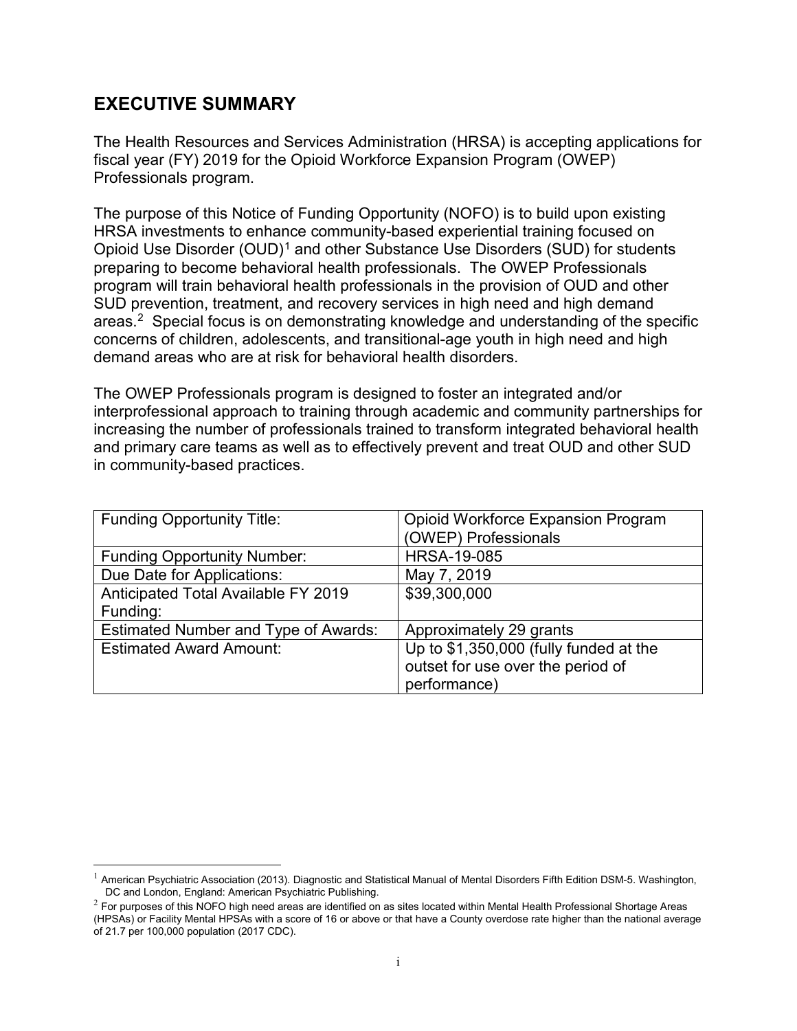## EXECUTIVE SUMMARY

The Health Resources and Services Administration (HRSA) is accepting applications for fiscal year (FY) 2019 for the Opioid Workforce Expansion Program (OWEP) Professionals program.

The purpose of this Notice of Funding Opportunity (NOFO) is to build upon existing HRSA investments to enhance community-based experiential training focused on Opioid Use Disorder (OUD)[1] and other Substance Use Disorders (SUD) for students preparing to become behavioral health professionals. The OWEP Professionals program will train behavioral health professionals in the provision of OUD and other SUD prevention, treatment, and recovery services in high need and high demand areas.[2] Special focus is on demonstrating knowledge and understanding of the specific concerns of children, adolescents, and transitional-age youth in high need and high demand areas who are at risk for behavioral health disorders.

The OWEP Professionals program is designed to foster an integrated and/or interprofessional approach to training through academic and community partnerships for increasing the number of professionals trained to transform integrated behavioral health and primary care teams as well as to effectively prevent and treat OUD and other SUD in community-based practices.

| | |
|---|---|
| Funding Opportunity Title: | Opioid Workforce Expansion Program (OWEP) Professionals |
| Funding Opportunity Number: | HRSA-19-085 |
| Due Date for Applications: | May 7, 2019 |
| Anticipated Total Available FY 2019 Funding: | $39,300,000 |
| Estimated Number and Type of Awards: | Approximately 29 grants |
| Estimated Award Amount: | Up to $1,350,000 (fully funded at the outset for use over the period of performance) |

[1] American Psychiatric Association (2013). Diagnostic and Statistical Manual of Mental Disorders Fifth Edition DSM-5. Washington, DC and London, England: American Psychiatric Publishing.

[2] For purposes of this NOFO high need areas are identified on as sites located within Mental Health Professional Shortage Areas (HPSAs) or Facility Mental HPSAs with a score of 16 or above or that have a County overdose rate higher than the national average of 21.7 per 100,000 population (2017 CDC).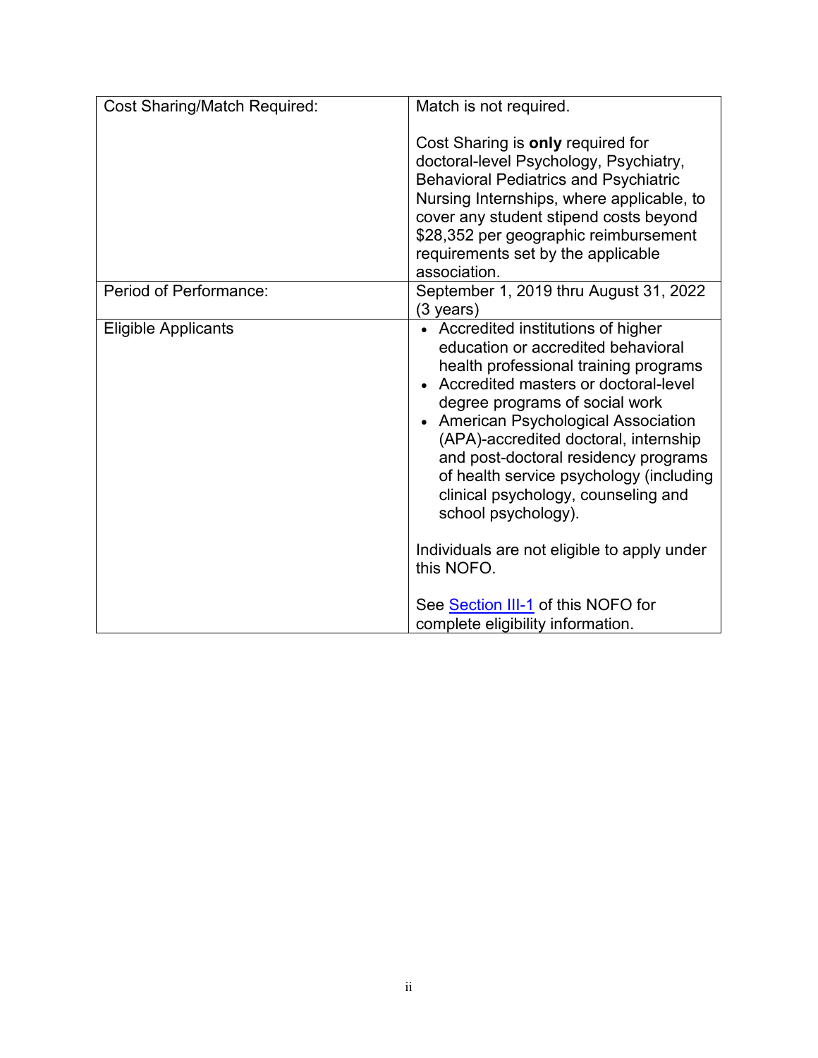| | |
|---|---|
| Cost Sharing/Match Required: | Match is not required.<br><br>Cost Sharing is **only** required for doctoral-level Psychology, Psychiatry, Behavioral Pediatrics and Psychiatric Nursing Internships, where applicable, to cover any student stipend costs beyond $28,352 per geographic reimbursement requirements set by the applicable association. |
| Period of Performance: | September 1, 2019 thru August 31, 2022 (3 years) |
| Eligible Applicants | • Accredited institutions of higher education or accredited behavioral health professional training programs<br>• Accredited masters or doctoral-level degree programs of social work<br>• American Psychological Association (APA)-accredited doctoral, internship and post-doctoral residency programs of health service psychology (including clinical psychology, counseling and school psychology).<br><br>Individuals are not eligible to apply under this NOFO.<br><br>See Section III-1 of this NOFO for complete eligibility information. |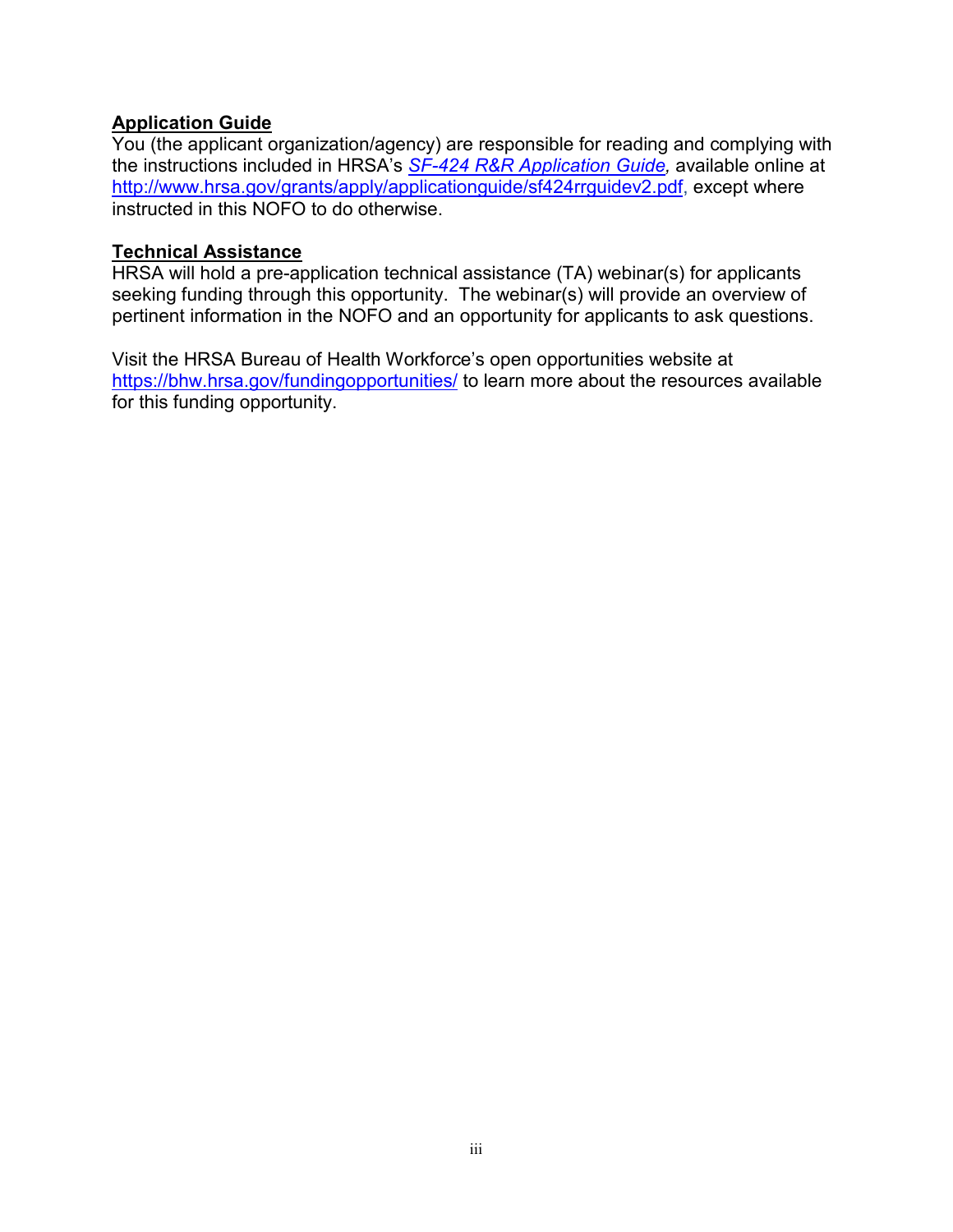**Application Guide**

You (the applicant organization/agency) are responsible for reading and complying with the instructions included in HRSA's *SF-424 R&R Application Guide,* available online at http://www.hrsa.gov/grants/apply/applicationguide/sf424rrguidev2.pdf, except where instructed in this NOFO to do otherwise.

**Technical Assistance**

HRSA will hold a pre-application technical assistance (TA) webinar(s) for applicants seeking funding through this opportunity. The webinar(s) will provide an overview of pertinent information in the NOFO and an opportunity for applicants to ask questions.

Visit the HRSA Bureau of Health Workforce's open opportunities website at https://bhw.hrsa.gov/fundingopportunities/ to learn more about the resources available for this funding opportunity.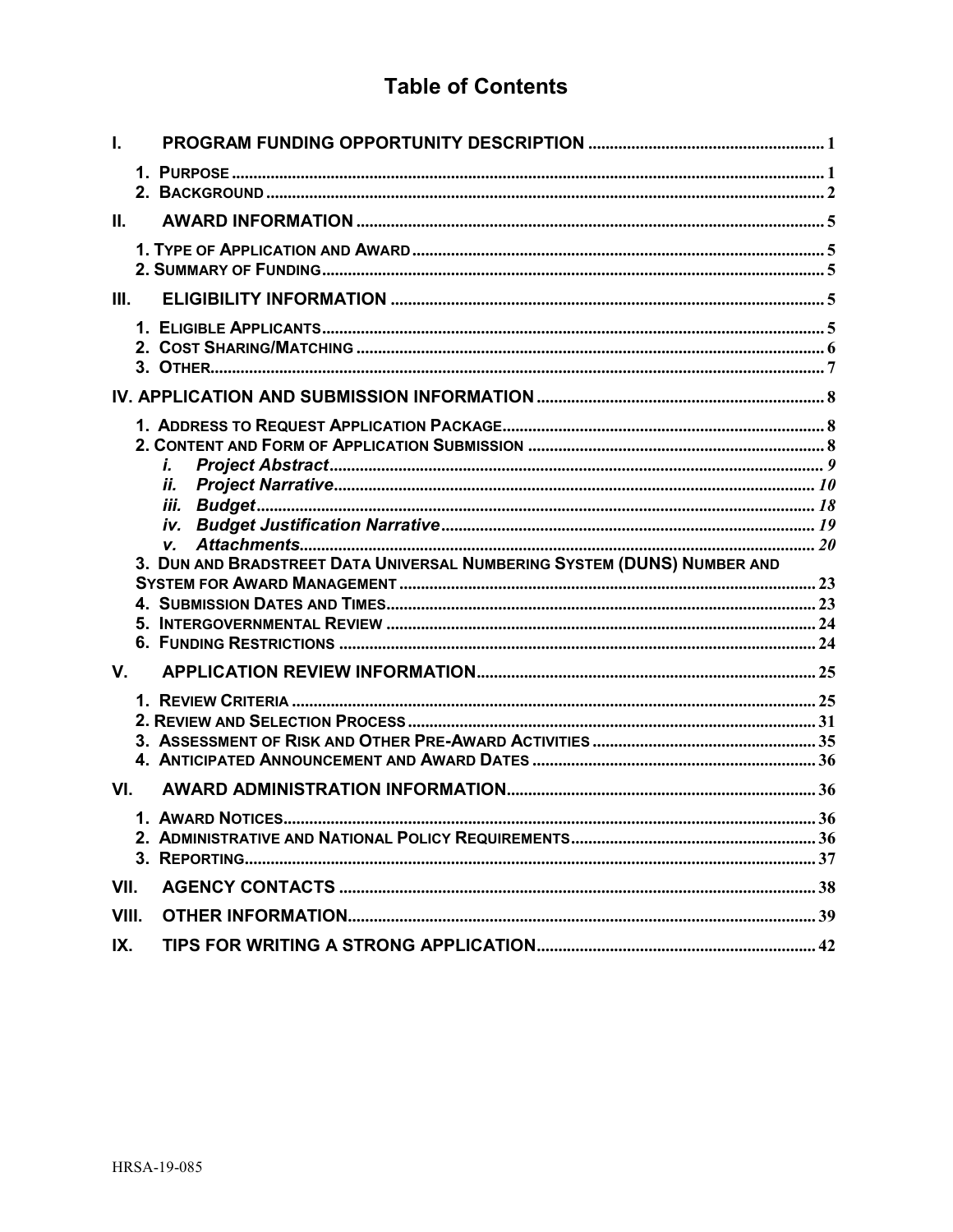# Table of Contents

I. PROGRAM FUNDING OPPORTUNITY DESCRIPTION ..... 1

- 1. PURPOSE ..... 1
- 2. BACKGROUND ..... 2

II. AWARD INFORMATION ..... 5

- 1. TYPE OF APPLICATION AND AWARD ..... 5
- 2. SUMMARY OF FUNDING ..... 5

III. ELIGIBILITY INFORMATION ..... 5

- 1. ELIGIBLE APPLICANTS ..... 5
- 2. COST SHARING/MATCHING ..... 6
- 3. OTHER ..... 7

IV. APPLICATION AND SUBMISSION INFORMATION ..... 8

- 1. ADDRESS TO REQUEST APPLICATION PACKAGE ..... 8
- 2. CONTENT AND FORM OF APPLICATION SUBMISSION ..... 8
  - *i. Project Abstract* ..... *9*
  - *ii. Project Narrative* ..... *10*
  - *iii. Budget* ..... *18*
  - *iv. Budget Justification Narrative* ..... *19*
  - *v. Attachments* ..... *20*
- 3. DUN AND BRADSTREET DATA UNIVERSAL NUMBERING SYSTEM (DUNS) NUMBER AND SYSTEM FOR AWARD MANAGEMENT ..... 23
- 4. SUBMISSION DATES AND TIMES ..... 23
- 5. INTERGOVERNMENTAL REVIEW ..... 24
- 6. FUNDING RESTRICTIONS ..... 24

V. APPLICATION REVIEW INFORMATION ..... 25

- 1. REVIEW CRITERIA ..... 25
- 2. REVIEW AND SELECTION PROCESS ..... 31
- 3. ASSESSMENT OF RISK AND OTHER PRE-AWARD ACTIVITIES ..... 35
- 4. ANTICIPATED ANNOUNCEMENT AND AWARD DATES ..... 36

VI. AWARD ADMINISTRATION INFORMATION ..... 36

- 1. AWARD NOTICES ..... 36
- 2. ADMINISTRATIVE AND NATIONAL POLICY REQUIREMENTS ..... 36
- 3. REPORTING ..... 37

VII. AGENCY CONTACTS ..... 38

VIII. OTHER INFORMATION ..... 39

IX. TIPS FOR WRITING A STRONG APPLICATION ..... 42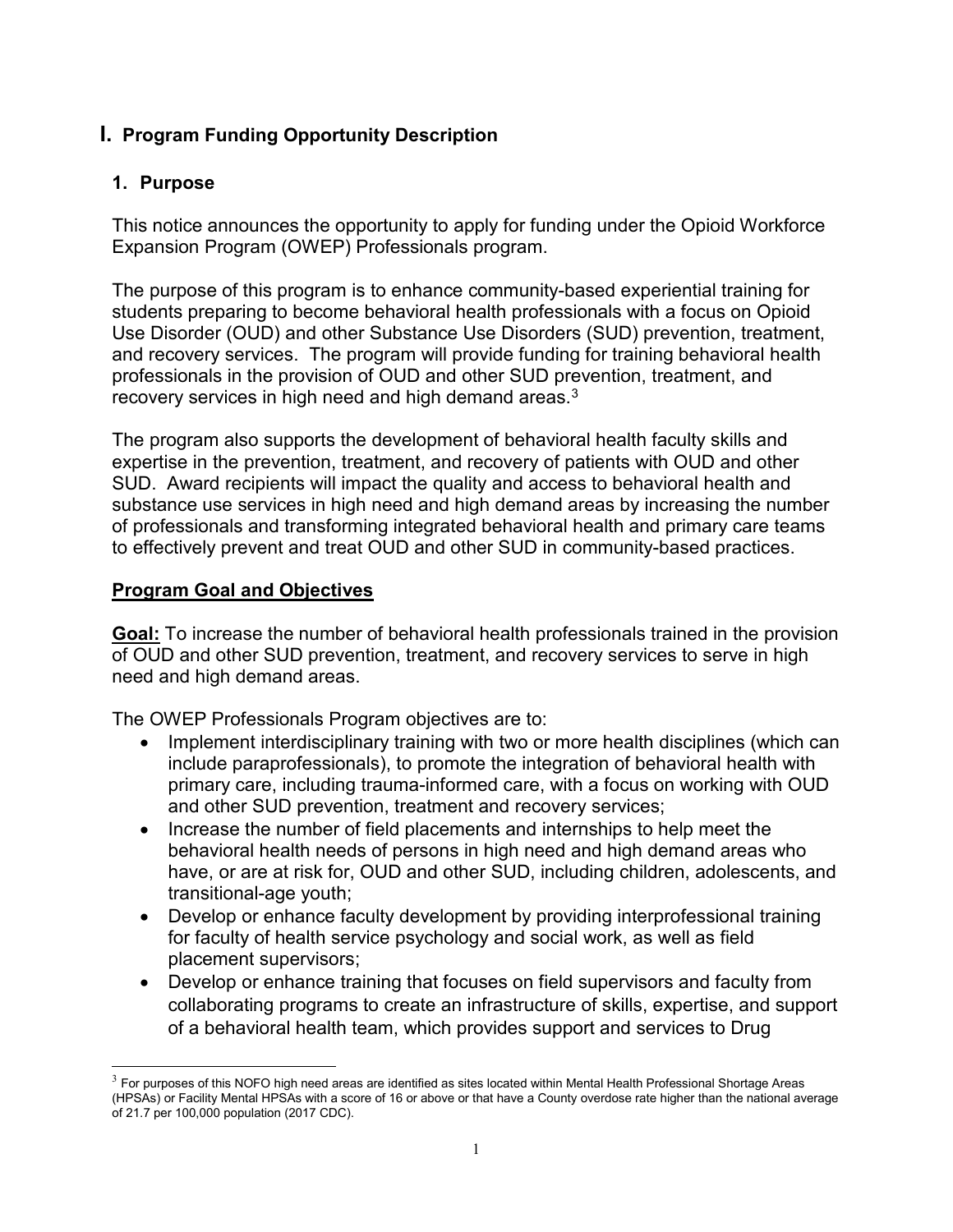# I. Program Funding Opportunity Description

## 1. Purpose

This notice announces the opportunity to apply for funding under the Opioid Workforce Expansion Program (OWEP) Professionals program.

The purpose of this program is to enhance community-based experiential training for students preparing to become behavioral health professionals with a focus on Opioid Use Disorder (OUD) and other Substance Use Disorders (SUD) prevention, treatment, and recovery services. The program will provide funding for training behavioral health professionals in the provision of OUD and other SUD prevention, treatment, and recovery services in high need and high demand areas.[3]

The program also supports the development of behavioral health faculty skills and expertise in the prevention, treatment, and recovery of patients with OUD and other SUD. Award recipients will impact the quality and access to behavioral health and substance use services in high need and high demand areas by increasing the number of professionals and transforming integrated behavioral health and primary care teams to effectively prevent and treat OUD and other SUD in community-based practices.

**Program Goal and Objectives**

**Goal:** To increase the number of behavioral health professionals trained in the provision of OUD and other SUD prevention, treatment, and recovery services to serve in high need and high demand areas.

The OWEP Professionals Program objectives are to:

- Implement interdisciplinary training with two or more health disciplines (which can include paraprofessionals), to promote the integration of behavioral health with primary care, including trauma-informed care, with a focus on working with OUD and other SUD prevention, treatment and recovery services;
- Increase the number of field placements and internships to help meet the behavioral health needs of persons in high need and high demand areas who have, or are at risk for, OUD and other SUD, including children, adolescents, and transitional-age youth;
- Develop or enhance faculty development by providing interprofessional training for faculty of health service psychology and social work, as well as field placement supervisors;
- Develop or enhance training that focuses on field supervisors and faculty from collaborating programs to create an infrastructure of skills, expertise, and support of a behavioral health team, which provides support and services to Drug

[3] For purposes of this NOFO high need areas are identified as sites located within Mental Health Professional Shortage Areas (HPSAs) or Facility Mental HPSAs with a score of 16 or above or that have a County overdose rate higher than the national average of 21.7 per 100,000 population (2017 CDC).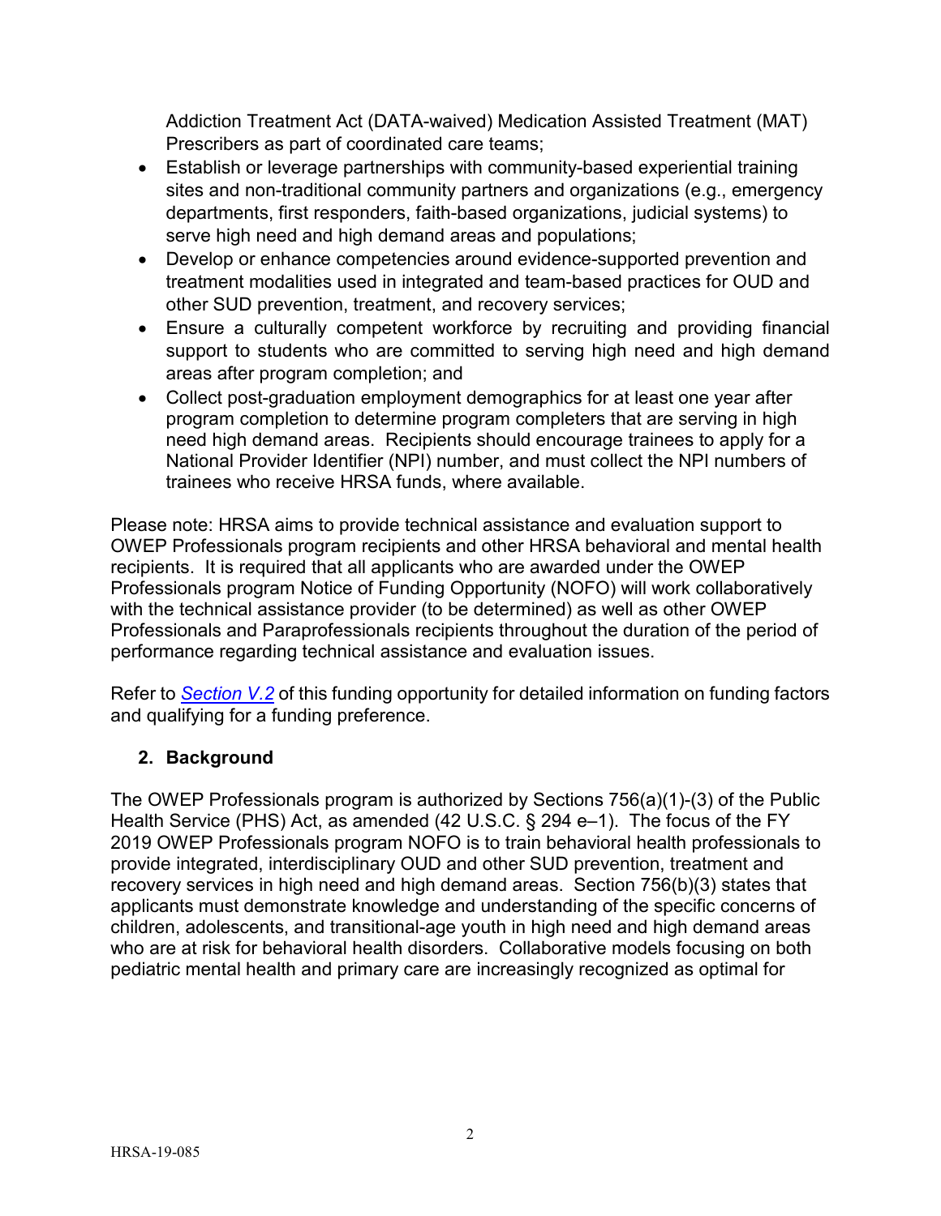Addiction Treatment Act (DATA-waived) Medication Assisted Treatment (MAT) Prescribers as part of coordinated care teams;
- Establish or leverage partnerships with community-based experiential training sites and non-traditional community partners and organizations (e.g., emergency departments, first responders, faith-based organizations, judicial systems) to serve high need and high demand areas and populations;
- Develop or enhance competencies around evidence-supported prevention and treatment modalities used in integrated and team-based practices for OUD and other SUD prevention, treatment, and recovery services;
- Ensure a culturally competent workforce by recruiting and providing financial support to students who are committed to serving high need and high demand areas after program completion; and
- Collect post-graduation employment demographics for at least one year after program completion to determine program completers that are serving in high need high demand areas. Recipients should encourage trainees to apply for a National Provider Identifier (NPI) number, and must collect the NPI numbers of trainees who receive HRSA funds, where available.

Please note: HRSA aims to provide technical assistance and evaluation support to OWEP Professionals program recipients and other HRSA behavioral and mental health recipients. It is required that all applicants who are awarded under the OWEP Professionals program Notice of Funding Opportunity (NOFO) will work collaboratively with the technical assistance provider (to be determined) as well as other OWEP Professionals and Paraprofessionals recipients throughout the duration of the period of performance regarding technical assistance and evaluation issues.

Refer to *Section V.2* of this funding opportunity for detailed information on funding factors and qualifying for a funding preference.

## 2. Background

The OWEP Professionals program is authorized by Sections 756(a)(1)-(3) of the Public Health Service (PHS) Act, as amended (42 U.S.C. § 294 e–1). The focus of the FY 2019 OWEP Professionals program NOFO is to train behavioral health professionals to provide integrated, interdisciplinary OUD and other SUD prevention, treatment and recovery services in high need and high demand areas. Section 756(b)(3) states that applicants must demonstrate knowledge and understanding of the specific concerns of children, adolescents, and transitional-age youth in high need and high demand areas who are at risk for behavioral health disorders. Collaborative models focusing on both pediatric mental health and primary care are increasingly recognized as optimal for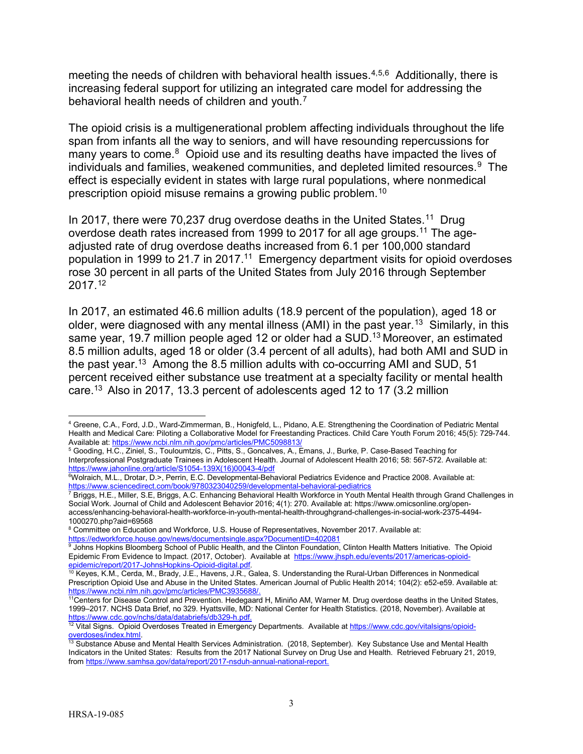meeting the needs of children with behavioral health issues.[4,5,6] Additionally, there is increasing federal support for utilizing an integrated care model for addressing the behavioral health needs of children and youth.[7]

The opioid crisis is a multigenerational problem affecting individuals throughout the life span from infants all the way to seniors, and will have resounding repercussions for many years to come.[8] Opioid use and its resulting deaths have impacted the lives of individuals and families, weakened communities, and depleted limited resources.[9] The effect is especially evident in states with large rural populations, where nonmedical prescription opioid misuse remains a growing public problem.[10]

In 2017, there were 70,237 drug overdose deaths in the United States.[11] Drug overdose death rates increased from 1999 to 2017 for all age groups.[11] The age-adjusted rate of drug overdose deaths increased from 6.1 per 100,000 standard population in 1999 to 21.7 in 2017.[11] Emergency department visits for opioid overdoses rose 30 percent in all parts of the United States from July 2016 through September 2017.[12]

In 2017, an estimated 46.6 million adults (18.9 percent of the population), aged 18 or older, were diagnosed with any mental illness (AMI) in the past year.[13] Similarly, in this same year, 19.7 million people aged 12 or older had a SUD.[13] Moreover, an estimated 8.5 million adults, aged 18 or older (3.4 percent of all adults), had both AMI and SUD in the past year.[13] Among the 8.5 million adults with co-occurring AMI and SUD, 51 percent received either substance use treatment at a specialty facility or mental health care.[13] Also in 2017, 13.3 percent of adolescents aged 12 to 17 (3.2 million

---

[4] Greene, C.A., Ford, J.D., Ward-Zimmerman, B., Honigfeld, L., Pidano, A.E. Strengthening the Coordination of Pediatric Mental Health and Medical Care: Piloting a Collaborative Model for Freestanding Practices. Child Care Youth Forum 2016; 45(5): 729-744. Available at: https://www.ncbi.nlm.nih.gov/pmc/articles/PMC5098813/

[5] Gooding, H.C., Ziniel, S., Touloumtzis, C., Pitts, S., Goncalves, A., Emans, J., Burke, P. Case-Based Teaching for Interprofessional Postgraduate Trainees in Adolescent Health. Journal of Adolescent Health 2016; 58: 567-572. Available at: https://www.jahonline.org/article/S1054-139X(16)00043-4/pdf

[6] Wolraich, M.L., Drotar, D.>, Perrin, E.C. Developmental-Behavioral Pediatrics Evidence and Practice 2008. Available at: https://www.sciencedirect.com/book/9780323040259/developmental-behavioral-pediatrics

[7] Briggs, H.E., Miller, S.E, Briggs, A.C. Enhancing Behavioral Health Workforce in Youth Mental Health through Grand Challenges in Social Work. Journal of Child and Adolescent Behavior 2016; 4(1): 270. Available at: https://www.omicsonline.org/open-access/enhancing-behavioral-health-workforce-in-youth-mental-health-throughgrand-challenges-in-social-work-2375-4494-1000270.php?aid=69568

[8] Committee on Education and Workforce, U.S. House of Representatives, November 2017. Available at: https://edworkforce.house.gov/news/documentsingle.aspx?DocumentID=402081

[9] Johns Hopkins Bloomberg School of Public Health, and the Clinton Foundation, Clinton Health Matters Initiative. The Opioid Epidemic From Evidence to Impact. (2017, October). Available at https://www.jhsph.edu/events/2017/americas-opioid-epidemic/report/2017-JohnsHopkins-Opioid-digital.pdf.

[10] Keyes, K.M., Cerda, M., Brady, J.E., Havens, J.R., Galea, S. Understanding the Rural-Urban Differences in Nonmedical Prescription Opioid Use and Abuse in the United States. American Journal of Public Health 2014; 104(2): e52-e59. Available at: https://www.ncbi.nlm.nih.gov/pmc/articles/PMC3935688/.

[11] Centers for Disease Control and Prevention. Hedegaard H, Miniño AM, Warner M. Drug overdose deaths in the United States, 1999–2017. NCHS Data Brief, no 329. Hyattsville, MD: National Center for Health Statistics. (2018, November). Available at https://www.cdc.gov/nchs/data/databriefs/db329-h.pdf.

[12] Vital Signs. Opioid Overdoses Treated in Emergency Departments. Available at https://www.cdc.gov/vitalsigns/opioid-overdoses/index.html.

[13] Substance Abuse and Mental Health Services Administration. (2018, September). Key Substance Use and Mental Health Indicators in the United States: Results from the 2017 National Survey on Drug Use and Health. Retrieved February 21, 2019, from https://www.samhsa.gov/data/report/2017-nsduh-annual-national-report.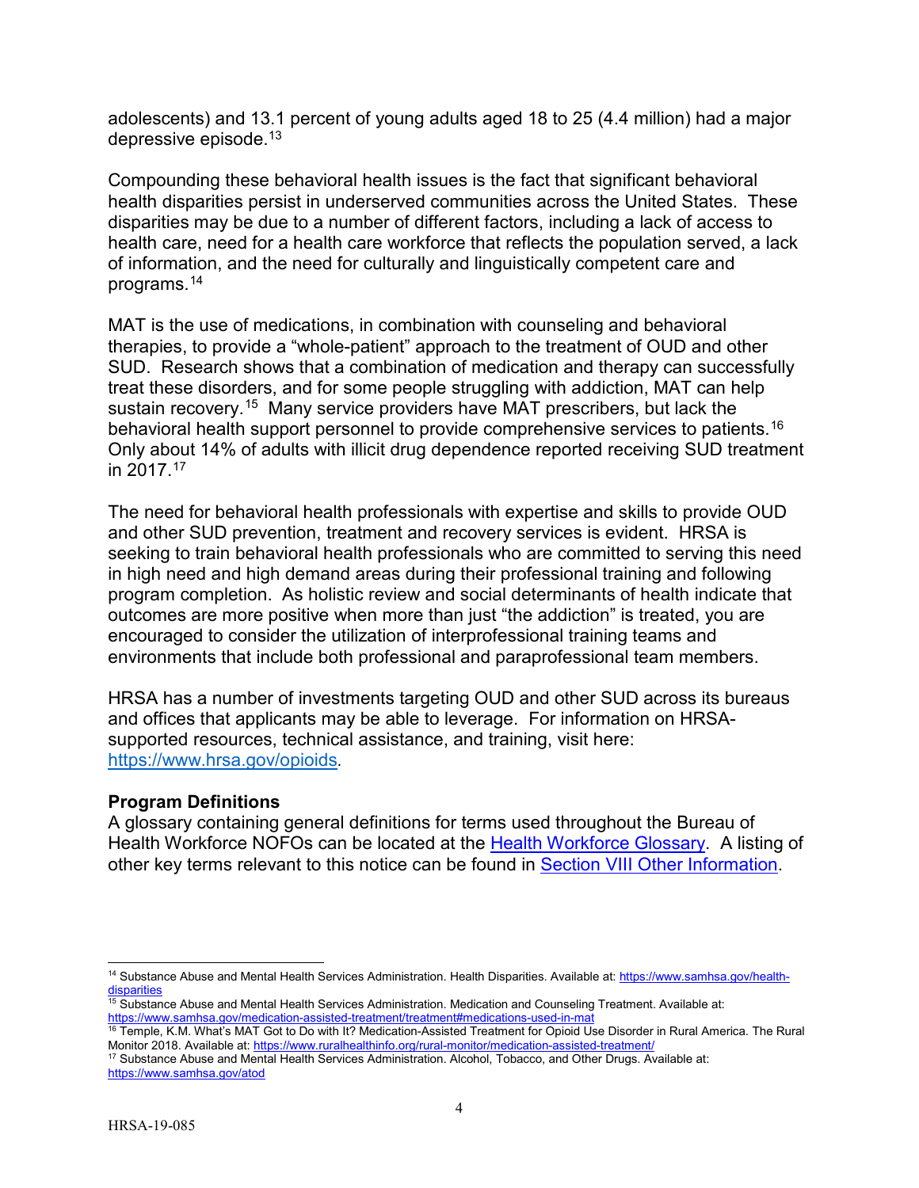adolescents) and 13.1 percent of young adults aged 18 to 25 (4.4 million) had a major depressive episode.[13]

Compounding these behavioral health issues is the fact that significant behavioral health disparities persist in underserved communities across the United States. These disparities may be due to a number of different factors, including a lack of access to health care, need for a health care workforce that reflects the population served, a lack of information, and the need for culturally and linguistically competent care and programs.[14]

MAT is the use of medications, in combination with counseling and behavioral therapies, to provide a "whole-patient" approach to the treatment of OUD and other SUD. Research shows that a combination of medication and therapy can successfully treat these disorders, and for some people struggling with addiction, MAT can help sustain recovery.[15] Many service providers have MAT prescribers, but lack the behavioral health support personnel to provide comprehensive services to patients.[16] Only about 14% of adults with illicit drug dependence reported receiving SUD treatment in 2017.[17]

The need for behavioral health professionals with expertise and skills to provide OUD and other SUD prevention, treatment and recovery services is evident. HRSA is seeking to train behavioral health professionals who are committed to serving this need in high need and high demand areas during their professional training and following program completion. As holistic review and social determinants of health indicate that outcomes are more positive when more than just "the addiction" is treated, you are encouraged to consider the utilization of interprofessional training teams and environments that include both professional and paraprofessional team members.

HRSA has a number of investments targeting OUD and other SUD across its bureaus and offices that applicants may be able to leverage. For information on HRSA-supported resources, technical assistance, and training, visit here: https://www.hrsa.gov/opioids.

**Program Definitions**

A glossary containing general definitions for terms used throughout the Bureau of Health Workforce NOFOs can be located at the Health Workforce Glossary. A listing of other key terms relevant to this notice can be found in Section VIII Other Information.

---

[14] Substance Abuse and Mental Health Services Administration. Health Disparities. Available at: https://www.samhsa.gov/health-disparities

[15] Substance Abuse and Mental Health Services Administration. Medication and Counseling Treatment. Available at: https://www.samhsa.gov/medication-assisted-treatment/treatment#medications-used-in-mat

[16] Temple, K.M. What's MAT Got to Do with It? Medication-Assisted Treatment for Opioid Use Disorder in Rural America. The Rural Monitor 2018. Available at: https://www.ruralhealthinfo.org/rural-monitor/medication-assisted-treatment/

[17] Substance Abuse and Mental Health Services Administration. Alcohol, Tobacco, and Other Drugs. Available at: https://www.samhsa.gov/atod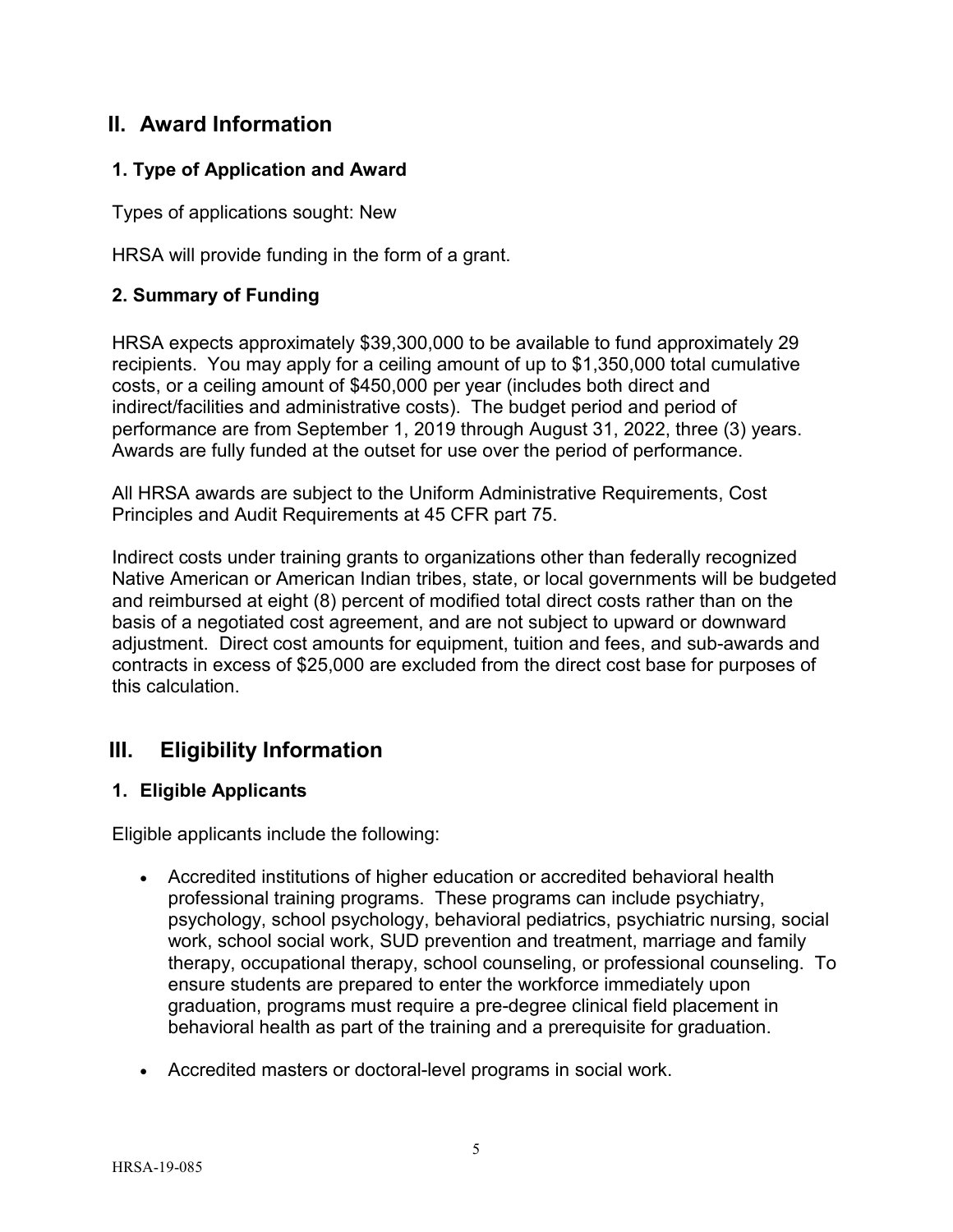## II. Award Information

### 1. Type of Application and Award

Types of applications sought: New

HRSA will provide funding in the form of a grant.

### 2. Summary of Funding

HRSA expects approximately $39,300,000 to be available to fund approximately 29 recipients. You may apply for a ceiling amount of up to $1,350,000 total cumulative costs, or a ceiling amount of $450,000 per year (includes both direct and indirect/facilities and administrative costs). The budget period and period of performance are from September 1, 2019 through August 31, 2022, three (3) years. Awards are fully funded at the outset for use over the period of performance.

All HRSA awards are subject to the Uniform Administrative Requirements, Cost Principles and Audit Requirements at 45 CFR part 75.

Indirect costs under training grants to organizations other than federally recognized Native American or American Indian tribes, state, or local governments will be budgeted and reimbursed at eight (8) percent of modified total direct costs rather than on the basis of a negotiated cost agreement, and are not subject to upward or downward adjustment. Direct cost amounts for equipment, tuition and fees, and sub-awards and contracts in excess of $25,000 are excluded from the direct cost base for purposes of this calculation.

## III. Eligibility Information

### 1. Eligible Applicants

Eligible applicants include the following:

- Accredited institutions of higher education or accredited behavioral health professional training programs. These programs can include psychiatry, psychology, school psychology, behavioral pediatrics, psychiatric nursing, social work, school social work, SUD prevention and treatment, marriage and family therapy, occupational therapy, school counseling, or professional counseling. To ensure students are prepared to enter the workforce immediately upon graduation, programs must require a pre-degree clinical field placement in behavioral health as part of the training and a prerequisite for graduation.
- Accredited masters or doctoral-level programs in social work.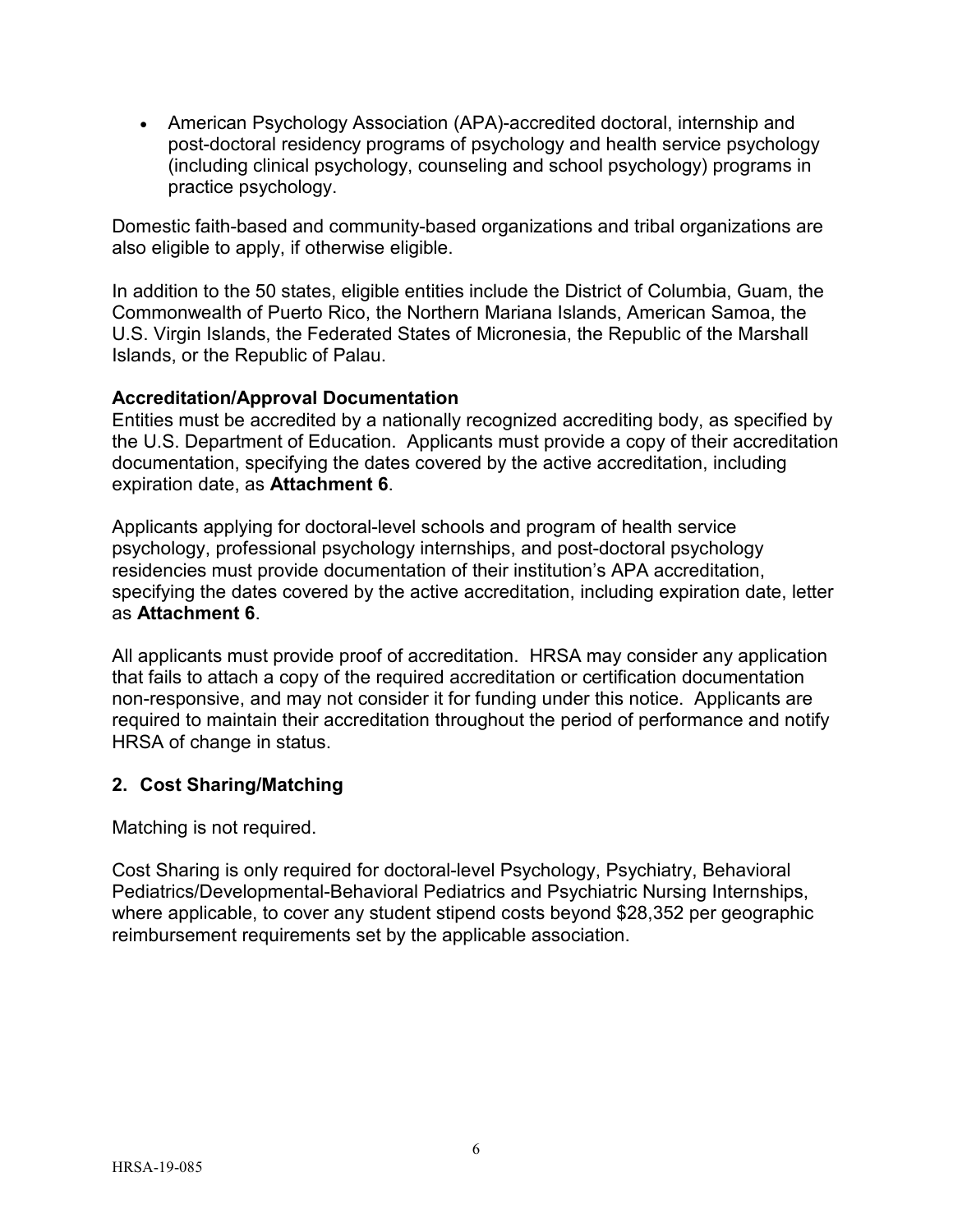- American Psychology Association (APA)-accredited doctoral, internship and post-doctoral residency programs of psychology and health service psychology (including clinical psychology, counseling and school psychology) programs in practice psychology.

Domestic faith-based and community-based organizations and tribal organizations are also eligible to apply, if otherwise eligible.

In addition to the 50 states, eligible entities include the District of Columbia, Guam, the Commonwealth of Puerto Rico, the Northern Mariana Islands, American Samoa, the U.S. Virgin Islands, the Federated States of Micronesia, the Republic of the Marshall Islands, or the Republic of Palau.

**Accreditation/Approval Documentation**

Entities must be accredited by a nationally recognized accrediting body, as specified by the U.S. Department of Education. Applicants must provide a copy of their accreditation documentation, specifying the dates covered by the active accreditation, including expiration date, as **Attachment 6**.

Applicants applying for doctoral-level schools and program of health service psychology, professional psychology internships, and post-doctoral psychology residencies must provide documentation of their institution's APA accreditation, specifying the dates covered by the active accreditation, including expiration date, letter as **Attachment 6**.

All applicants must provide proof of accreditation. HRSA may consider any application that fails to attach a copy of the required accreditation or certification documentation non-responsive, and may not consider it for funding under this notice. Applicants are required to maintain their accreditation throughout the period of performance and notify HRSA of change in status.

### 2. Cost Sharing/Matching

Matching is not required.

Cost Sharing is only required for doctoral-level Psychology, Psychiatry, Behavioral Pediatrics/Developmental-Behavioral Pediatrics and Psychiatric Nursing Internships, where applicable, to cover any student stipend costs beyond $28,352 per geographic reimbursement requirements set by the applicable association.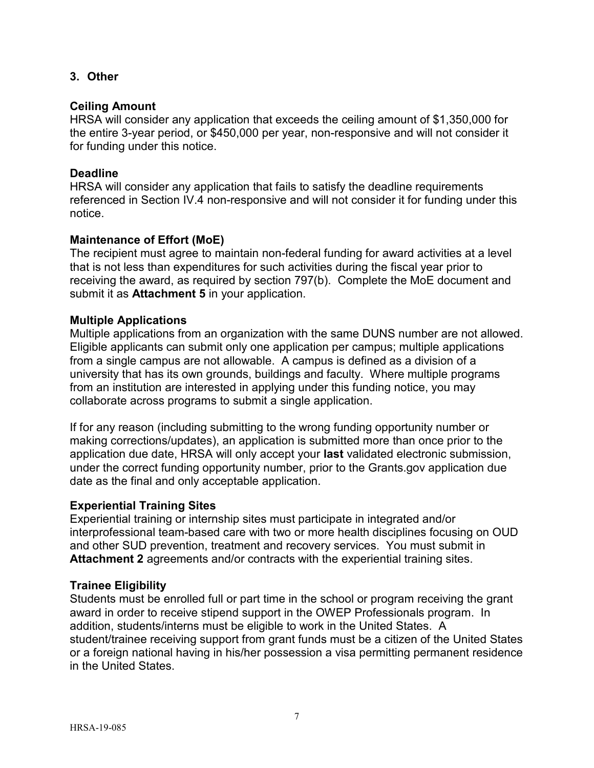### 3. Other

#### Ceiling Amount

HRSA will consider any application that exceeds the ceiling amount of $1,350,000 for the entire 3-year period, or $450,000 per year, non-responsive and will not consider it for funding under this notice.

#### Deadline

HRSA will consider any application that fails to satisfy the deadline requirements referenced in Section IV.4 non-responsive and will not consider it for funding under this notice.

#### Maintenance of Effort (MoE)

The recipient must agree to maintain non-federal funding for award activities at a level that is not less than expenditures for such activities during the fiscal year prior to receiving the award, as required by section 797(b). Complete the MoE document and submit it as **Attachment 5** in your application.

#### Multiple Applications

Multiple applications from an organization with the same DUNS number are not allowed. Eligible applicants can submit only one application per campus; multiple applications from a single campus are not allowable. A campus is defined as a division of a university that has its own grounds, buildings and faculty. Where multiple programs from an institution are interested in applying under this funding notice, you may collaborate across programs to submit a single application.

If for any reason (including submitting to the wrong funding opportunity number or making corrections/updates), an application is submitted more than once prior to the application due date, HRSA will only accept your **last** validated electronic submission, under the correct funding opportunity number, prior to the Grants.gov application due date as the final and only acceptable application.

#### Experiential Training Sites

Experiential training or internship sites must participate in integrated and/or interprofessional team-based care with two or more health disciplines focusing on OUD and other SUD prevention, treatment and recovery services. You must submit in **Attachment 2** agreements and/or contracts with the experiential training sites.

#### Trainee Eligibility

Students must be enrolled full or part time in the school or program receiving the grant award in order to receive stipend support in the OWEP Professionals program. In addition, students/interns must be eligible to work in the United States. A student/trainee receiving support from grant funds must be a citizen of the United States or a foreign national having in his/her possession a visa permitting permanent residence in the United States.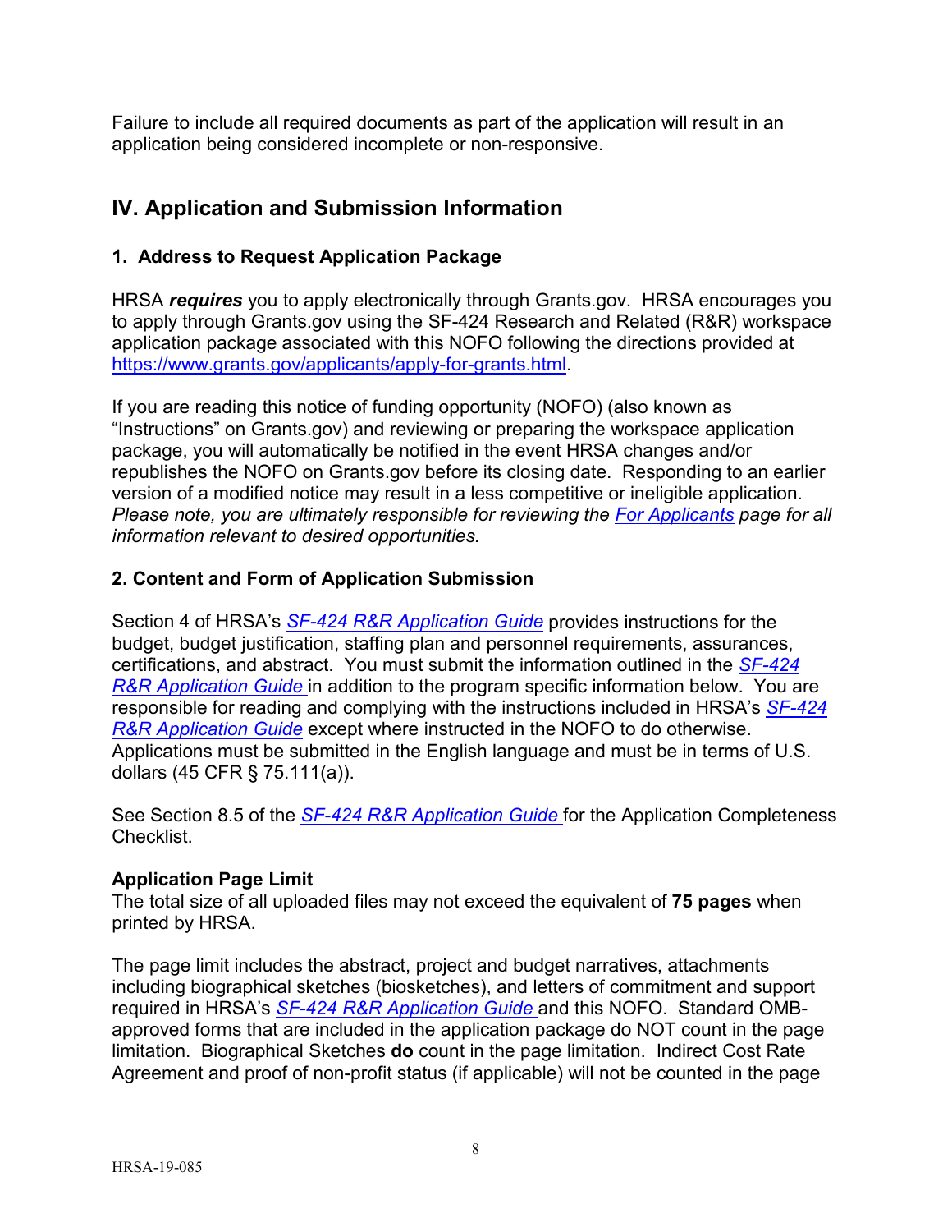Failure to include all required documents as part of the application will result in an application being considered incomplete or non-responsive.

## IV. Application and Submission Information

### 1. Address to Request Application Package

HRSA ***requires*** you to apply electronically through Grants.gov. HRSA encourages you to apply through Grants.gov using the SF-424 Research and Related (R&R) workspace application package associated with this NOFO following the directions provided at [https://www.grants.gov/applicants/apply-for-grants.html](https://www.grants.gov/applicants/apply-for-grants.html).

If you are reading this notice of funding opportunity (NOFO) (also known as "Instructions" on Grants.gov) and reviewing or preparing the workspace application package, you will automatically be notified in the event HRSA changes and/or republishes the NOFO on Grants.gov before its closing date. Responding to an earlier version of a modified notice may result in a less competitive or ineligible application. *Please note, you are ultimately responsible for reviewing the For Applicants page for all information relevant to desired opportunities.*

### 2. Content and Form of Application Submission

Section 4 of HRSA's *SF-424 R&R Application Guide* provides instructions for the budget, budget justification, staffing plan and personnel requirements, assurances, certifications, and abstract. You must submit the information outlined in the *SF-424 R&R Application Guide* in addition to the program specific information below. You are responsible for reading and complying with the instructions included in HRSA's *SF-424 R&R Application Guide* except where instructed in the NOFO to do otherwise. Applications must be submitted in the English language and must be in terms of U.S. dollars (45 CFR § 75.111(a)).

See Section 8.5 of the *SF-424 R&R Application Guide* for the Application Completeness Checklist.

**Application Page Limit**
The total size of all uploaded files may not exceed the equivalent of **75 pages** when printed by HRSA.

The page limit includes the abstract, project and budget narratives, attachments including biographical sketches (biosketches), and letters of commitment and support required in HRSA's *SF-424 R&R Application Guide* and this NOFO. Standard OMB-approved forms that are included in the application package do NOT count in the page limitation. Biographical Sketches **do** count in the page limitation. Indirect Cost Rate Agreement and proof of non-profit status (if applicable) will not be counted in the page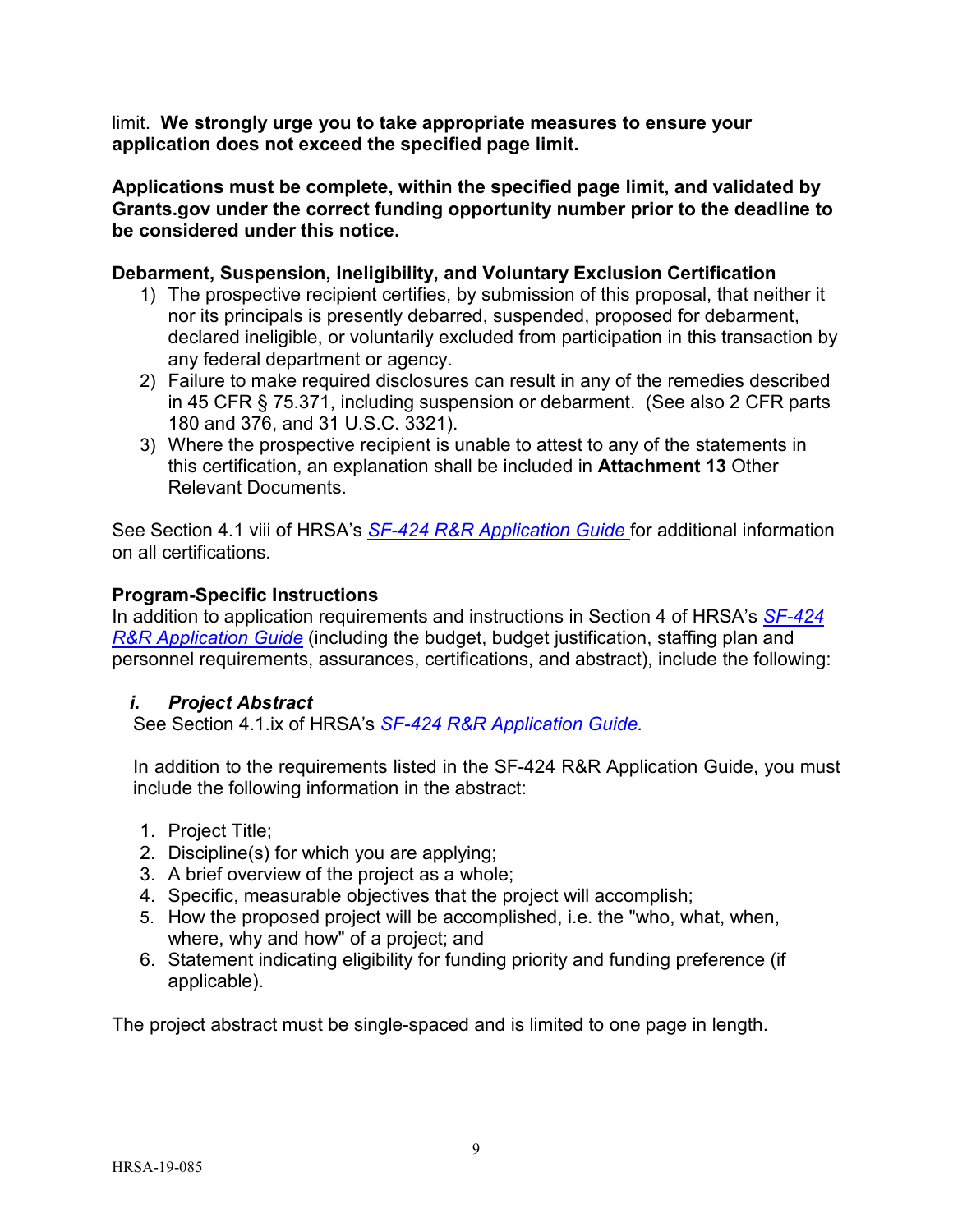limit. **We strongly urge you to take appropriate measures to ensure your application does not exceed the specified page limit.**

**Applications must be complete, within the specified page limit, and validated by Grants.gov under the correct funding opportunity number prior to the deadline to be considered under this notice.**

**Debarment, Suspension, Ineligibility, and Voluntary Exclusion Certification**

1) The prospective recipient certifies, by submission of this proposal, that neither it nor its principals is presently debarred, suspended, proposed for debarment, declared ineligible, or voluntarily excluded from participation in this transaction by any federal department or agency.
2) Failure to make required disclosures can result in any of the remedies described in 45 CFR § 75.371, including suspension or debarment. (See also 2 CFR parts 180 and 376, and 31 U.S.C. 3321).
3) Where the prospective recipient is unable to attest to any of the statements in this certification, an explanation shall be included in **Attachment 13** Other Relevant Documents.

See Section 4.1 viii of HRSA's *SF-424 R&R Application Guide* for additional information on all certifications.

**Program-Specific Instructions**

In addition to application requirements and instructions in Section 4 of HRSA's *SF-424 R&R Application Guide* (including the budget, budget justification, staffing plan and personnel requirements, assurances, certifications, and abstract), include the following:

***i. Project Abstract***

See Section 4.1.ix of HRSA's *SF-424 R&R Application Guide.*

In addition to the requirements listed in the SF-424 R&R Application Guide, you must include the following information in the abstract:

1. Project Title;
2. Discipline(s) for which you are applying;
3. A brief overview of the project as a whole;
4. Specific, measurable objectives that the project will accomplish;
5. How the proposed project will be accomplished, i.e. the "who, what, when, where, why and how" of a project; and
6. Statement indicating eligibility for funding priority and funding preference (if applicable).

The project abstract must be single-spaced and is limited to one page in length.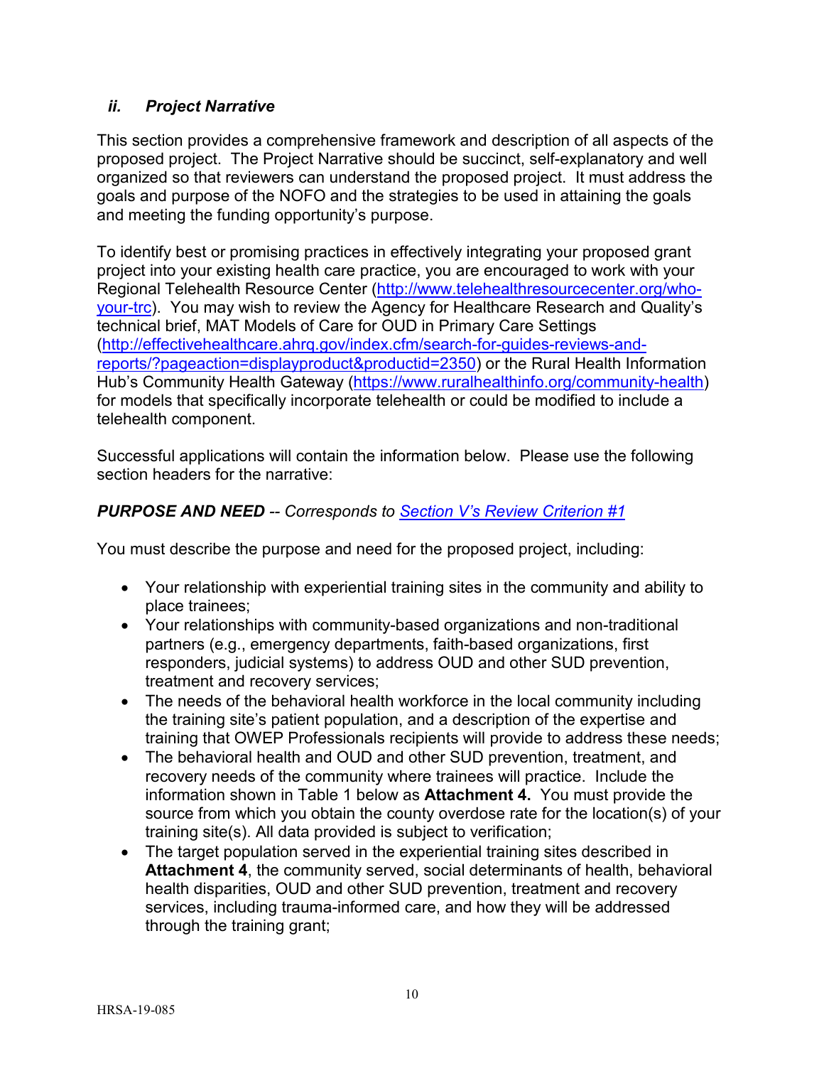### *ii. Project Narrative*

This section provides a comprehensive framework and description of all aspects of the proposed project. The Project Narrative should be succinct, self-explanatory and well organized so that reviewers can understand the proposed project. It must address the goals and purpose of the NOFO and the strategies to be used in attaining the goals and meeting the funding opportunity's purpose.

To identify best or promising practices in effectively integrating your proposed grant project into your existing health care practice, you are encouraged to work with your Regional Telehealth Resource Center ([http://www.telehealthresourcecenter.org/who-your-trc](http://www.telehealthresourcecenter.org/who-your-trc)). You may wish to review the Agency for Healthcare Research and Quality's technical brief, MAT Models of Care for OUD in Primary Care Settings ([http://effectivehealthcare.ahrq.gov/index.cfm/search-for-guides-reviews-and-reports/?pageaction=displayproduct&productid=2350](http://effectivehealthcare.ahrq.gov/index.cfm/search-for-guides-reviews-and-reports/?pageaction=displayproduct&productid=2350)) or the Rural Health Information Hub's Community Health Gateway ([https://www.ruralhealthinfo.org/community-health](https://www.ruralhealthinfo.org/community-health)) for models that specifically incorporate telehealth or could be modified to include a telehealth component.

Successful applications will contain the information below. Please use the following section headers for the narrative:

***PURPOSE AND NEED*** -- *Corresponds to [Section V's Review Criterion #1](#)*

You must describe the purpose and need for the proposed project, including:

- Your relationship with experiential training sites in the community and ability to place trainees;
- Your relationships with community-based organizations and non-traditional partners (e.g., emergency departments, faith-based organizations, first responders, judicial systems) to address OUD and other SUD prevention, treatment and recovery services;
- The needs of the behavioral health workforce in the local community including the training site's patient population, and a description of the expertise and training that OWEP Professionals recipients will provide to address these needs;
- The behavioral health and OUD and other SUD prevention, treatment, and recovery needs of the community where trainees will practice. Include the information shown in Table 1 below as **Attachment 4.** You must provide the source from which you obtain the county overdose rate for the location(s) of your training site(s). All data provided is subject to verification;
- The target population served in the experiential training sites described in **Attachment 4**, the community served, social determinants of health, behavioral health disparities, OUD and other SUD prevention, treatment and recovery services, including trauma-informed care, and how they will be addressed through the training grant;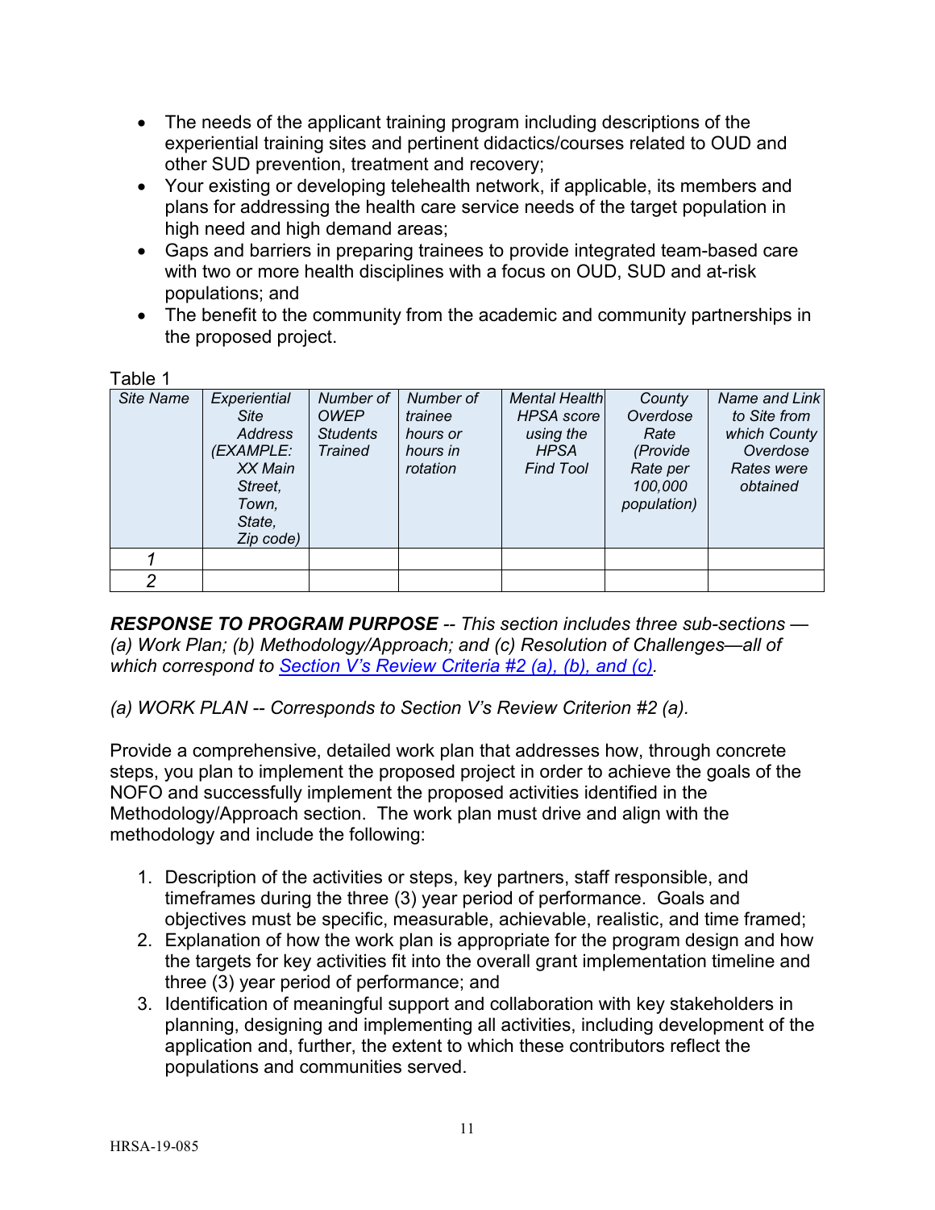- The needs of the applicant training program including descriptions of the experiential training sites and pertinent didactics/courses related to OUD and other SUD prevention, treatment and recovery;
- Your existing or developing telehealth network, if applicable, its members and plans for addressing the health care service needs of the target population in high need and high demand areas;
- Gaps and barriers in preparing trainees to provide integrated team-based care with two or more health disciplines with a focus on OUD, SUD and at-risk populations; and
- The benefit to the community from the academic and community partnerships in the proposed project.

Table 1

| *Site Name* | *Experiential Site Address (EXAMPLE: XX Main Street, Town, State, Zip code)* | *Number of OWEP Students Trained* | *Number of trainee hours or hours in rotation* | *Mental Health HPSA score using the HPSA Find Tool* | *County Overdose Rate (Provide Rate per 100,000 population)* | *Name and Link to Site from which County Overdose Rates were obtained* |
|---|---|---|---|---|---|---|
| *1* | | | | | | |
| *2* | | | | | | |

***RESPONSE TO PROGRAM PURPOSE*** *-- This section includes three sub-sections — (a) Work Plan; (b) Methodology/Approach; and (c) Resolution of Challenges—all of which correspond to [Section V's Review Criteria #2 (a), (b), and (c)](#).*

*(a) WORK PLAN -- Corresponds to Section V's Review Criterion #2 (a).*

Provide a comprehensive, detailed work plan that addresses how, through concrete steps, you plan to implement the proposed project in order to achieve the goals of the NOFO and successfully implement the proposed activities identified in the Methodology/Approach section. The work plan must drive and align with the methodology and include the following:

1. Description of the activities or steps, key partners, staff responsible, and timeframes during the three (3) year period of performance. Goals and objectives must be specific, measurable, achievable, realistic, and time framed;
2. Explanation of how the work plan is appropriate for the program design and how the targets for key activities fit into the overall grant implementation timeline and three (3) year period of performance; and
3. Identification of meaningful support and collaboration with key stakeholders in planning, designing and implementing all activities, including development of the application and, further, the extent to which these contributors reflect the populations and communities served.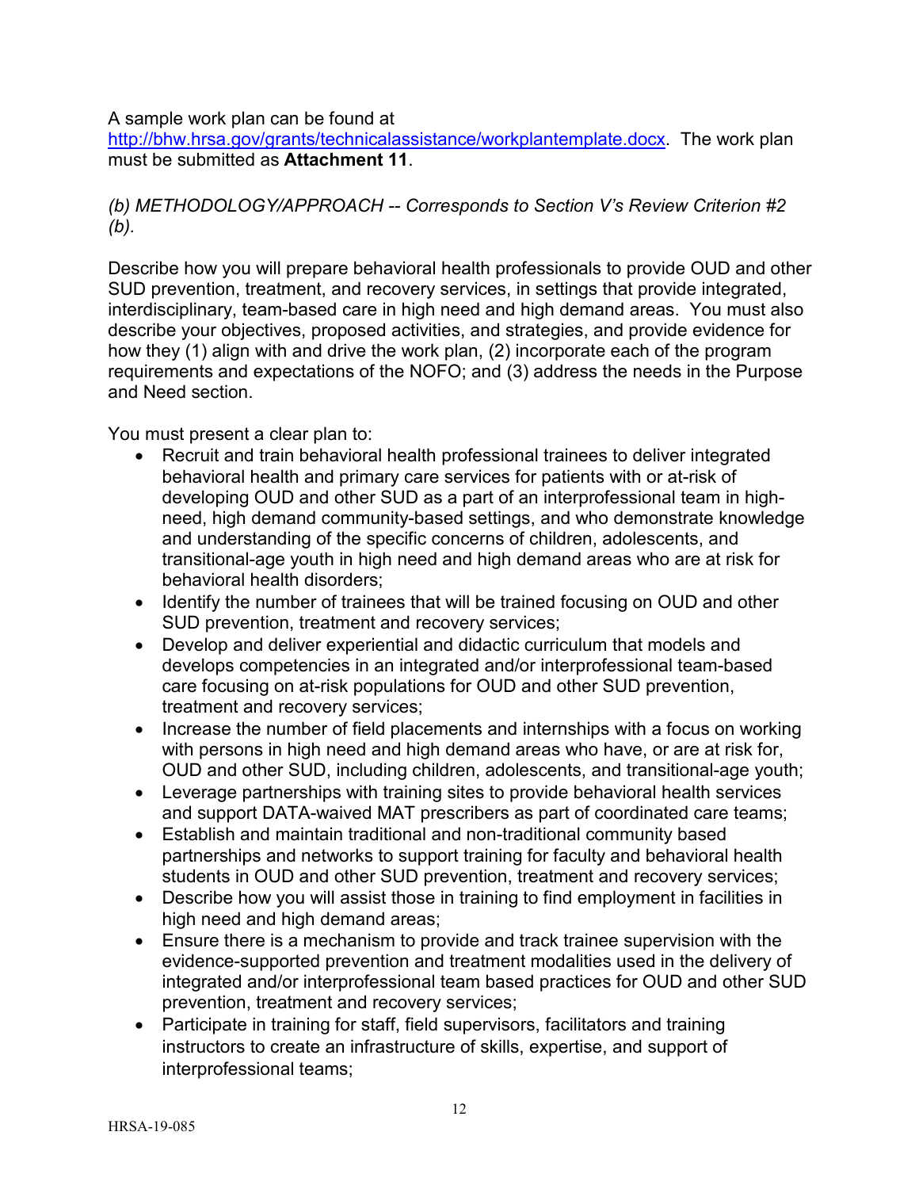A sample work plan can be found at [http://bhw.hrsa.gov/grants/technicalassistance/workplantemplate.docx](http://bhw.hrsa.gov/grants/technicalassistance/workplantemplate.docx). The work plan must be submitted as **Attachment 11**.

*(b) METHODOLOGY/APPROACH -- Corresponds to Section V's Review Criterion #2 (b).*

Describe how you will prepare behavioral health professionals to provide OUD and other SUD prevention, treatment, and recovery services, in settings that provide integrated, interdisciplinary, team-based care in high need and high demand areas. You must also describe your objectives, proposed activities, and strategies, and provide evidence for how they (1) align with and drive the work plan, (2) incorporate each of the program requirements and expectations of the NOFO; and (3) address the needs in the Purpose and Need section.

You must present a clear plan to:

- Recruit and train behavioral health professional trainees to deliver integrated behavioral health and primary care services for patients with or at-risk of developing OUD and other SUD as a part of an interprofessional team in high-need, high demand community-based settings, and who demonstrate knowledge and understanding of the specific concerns of children, adolescents, and transitional-age youth in high need and high demand areas who are at risk for behavioral health disorders;
- Identify the number of trainees that will be trained focusing on OUD and other SUD prevention, treatment and recovery services;
- Develop and deliver experiential and didactic curriculum that models and develops competencies in an integrated and/or interprofessional team-based care focusing on at-risk populations for OUD and other SUD prevention, treatment and recovery services;
- Increase the number of field placements and internships with a focus on working with persons in high need and high demand areas who have, or are at risk for, OUD and other SUD, including children, adolescents, and transitional-age youth;
- Leverage partnerships with training sites to provide behavioral health services and support DATA-waived MAT prescribers as part of coordinated care teams;
- Establish and maintain traditional and non-traditional community based partnerships and networks to support training for faculty and behavioral health students in OUD and other SUD prevention, treatment and recovery services;
- Describe how you will assist those in training to find employment in facilities in high need and high demand areas;
- Ensure there is a mechanism to provide and track trainee supervision with the evidence-supported prevention and treatment modalities used in the delivery of integrated and/or interprofessional team based practices for OUD and other SUD prevention, treatment and recovery services;
- Participate in training for staff, field supervisors, facilitators and training instructors to create an infrastructure of skills, expertise, and support of interprofessional teams;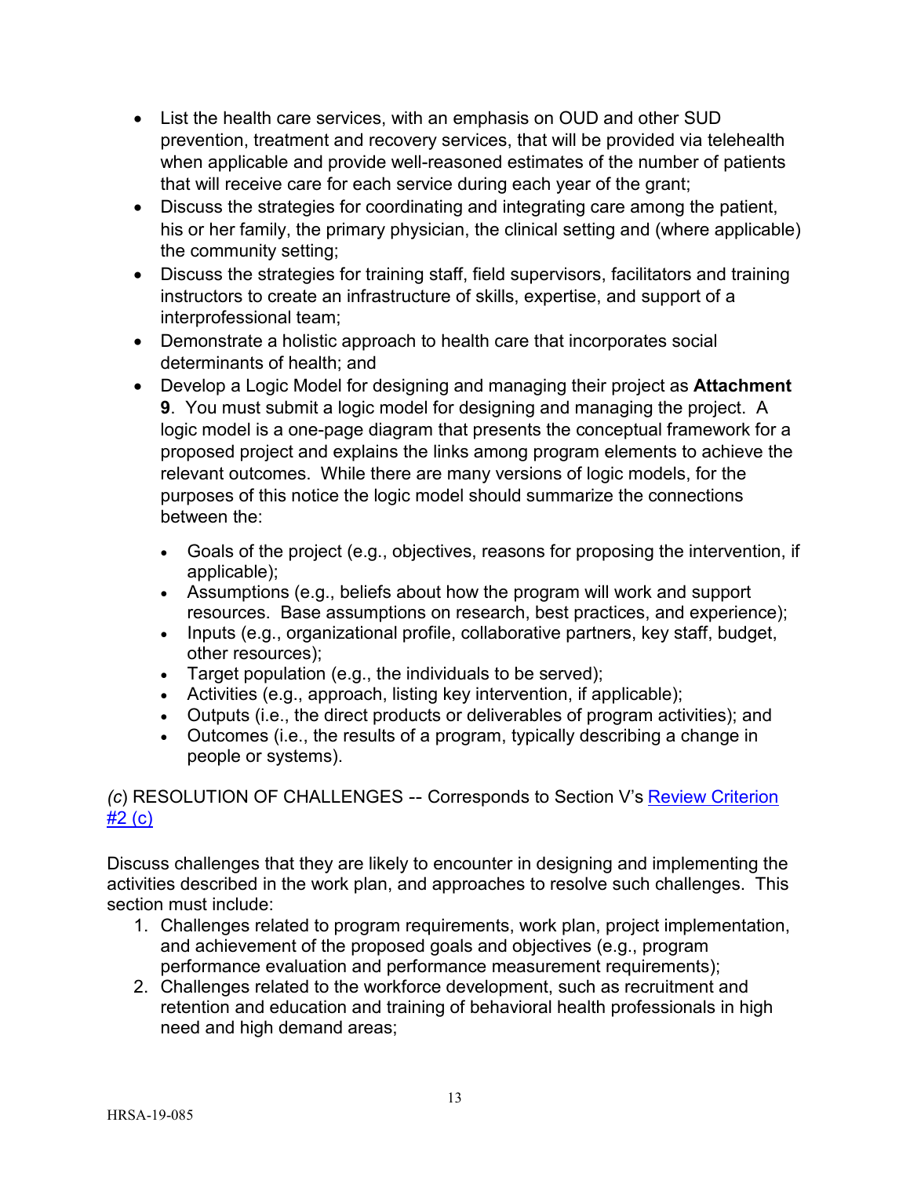- List the health care services, with an emphasis on OUD and other SUD prevention, treatment and recovery services, that will be provided via telehealth when applicable and provide well-reasoned estimates of the number of patients that will receive care for each service during each year of the grant;
- Discuss the strategies for coordinating and integrating care among the patient, his or her family, the primary physician, the clinical setting and (where applicable) the community setting;
- Discuss the strategies for training staff, field supervisors, facilitators and training instructors to create an infrastructure of skills, expertise, and support of a interprofessional team;
- Demonstrate a holistic approach to health care that incorporates social determinants of health; and
- Develop a Logic Model for designing and managing their project as **Attachment 9**. You must submit a logic model for designing and managing the project. A logic model is a one-page diagram that presents the conceptual framework for a proposed project and explains the links among program elements to achieve the relevant outcomes. While there are many versions of logic models, for the purposes of this notice the logic model should summarize the connections between the:

  - Goals of the project (e.g., objectives, reasons for proposing the intervention, if applicable);
  - Assumptions (e.g., beliefs about how the program will work and support resources. Base assumptions on research, best practices, and experience);
  - Inputs (e.g., organizational profile, collaborative partners, key staff, budget, other resources);
  - Target population (e.g., the individuals to be served);
  - Activities (e.g., approach, listing key intervention, if applicable);
  - Outputs (i.e., the direct products or deliverables of program activities); and
  - Outcomes (i.e., the results of a program, typically describing a change in people or systems).

*(c)* RESOLUTION OF CHALLENGES -- Corresponds to Section V's [Review Criterion #2 (c)]

Discuss challenges that they are likely to encounter in designing and implementing the activities described in the work plan, and approaches to resolve such challenges. This section must include:

1. Challenges related to program requirements, work plan, project implementation, and achievement of the proposed goals and objectives (e.g., program performance evaluation and performance measurement requirements);
2. Challenges related to the workforce development, such as recruitment and retention and education and training of behavioral health professionals in high need and high demand areas;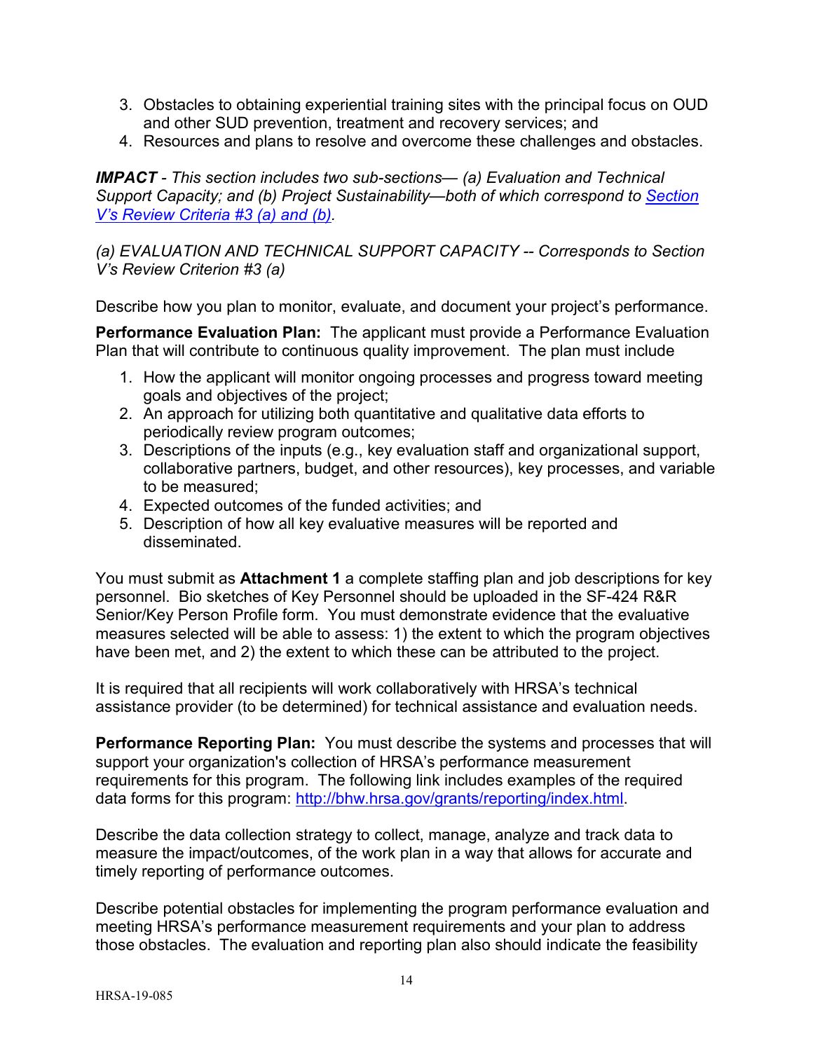3. Obstacles to obtaining experiential training sites with the principal focus on OUD and other SUD prevention, treatment and recovery services; and
4. Resources and plans to resolve and overcome these challenges and obstacles.

***IMPACT*** *- This section includes two sub-sections— (a) Evaluation and Technical Support Capacity; and (b) Project Sustainability—both of which correspond to [Section V's Review Criteria #3 (a) and (b)](#).*

*(a) EVALUATION AND TECHNICAL SUPPORT CAPACITY -- Corresponds to Section V's Review Criterion #3 (a)*

Describe how you plan to monitor, evaluate, and document your project's performance.

**Performance Evaluation Plan:** The applicant must provide a Performance Evaluation Plan that will contribute to continuous quality improvement. The plan must include

1. How the applicant will monitor ongoing processes and progress toward meeting goals and objectives of the project;
2. An approach for utilizing both quantitative and qualitative data efforts to periodically review program outcomes;
3. Descriptions of the inputs (e.g., key evaluation staff and organizational support, collaborative partners, budget, and other resources), key processes, and variable to be measured;
4. Expected outcomes of the funded activities; and
5. Description of how all key evaluative measures will be reported and disseminated.

You must submit as **Attachment 1** a complete staffing plan and job descriptions for key personnel. Bio sketches of Key Personnel should be uploaded in the SF-424 R&R Senior/Key Person Profile form. You must demonstrate evidence that the evaluative measures selected will be able to assess: 1) the extent to which the program objectives have been met, and 2) the extent to which these can be attributed to the project.

It is required that all recipients will work collaboratively with HRSA's technical assistance provider (to be determined) for technical assistance and evaluation needs.

**Performance Reporting Plan:** You must describe the systems and processes that will support your organization's collection of HRSA's performance measurement requirements for this program. The following link includes examples of the required data forms for this program: [http://bhw.hrsa.gov/grants/reporting/index.html](http://bhw.hrsa.gov/grants/reporting/index.html).

Describe the data collection strategy to collect, manage, analyze and track data to measure the impact/outcomes, of the work plan in a way that allows for accurate and timely reporting of performance outcomes.

Describe potential obstacles for implementing the program performance evaluation and meeting HRSA's performance measurement requirements and your plan to address those obstacles. The evaluation and reporting plan also should indicate the feasibility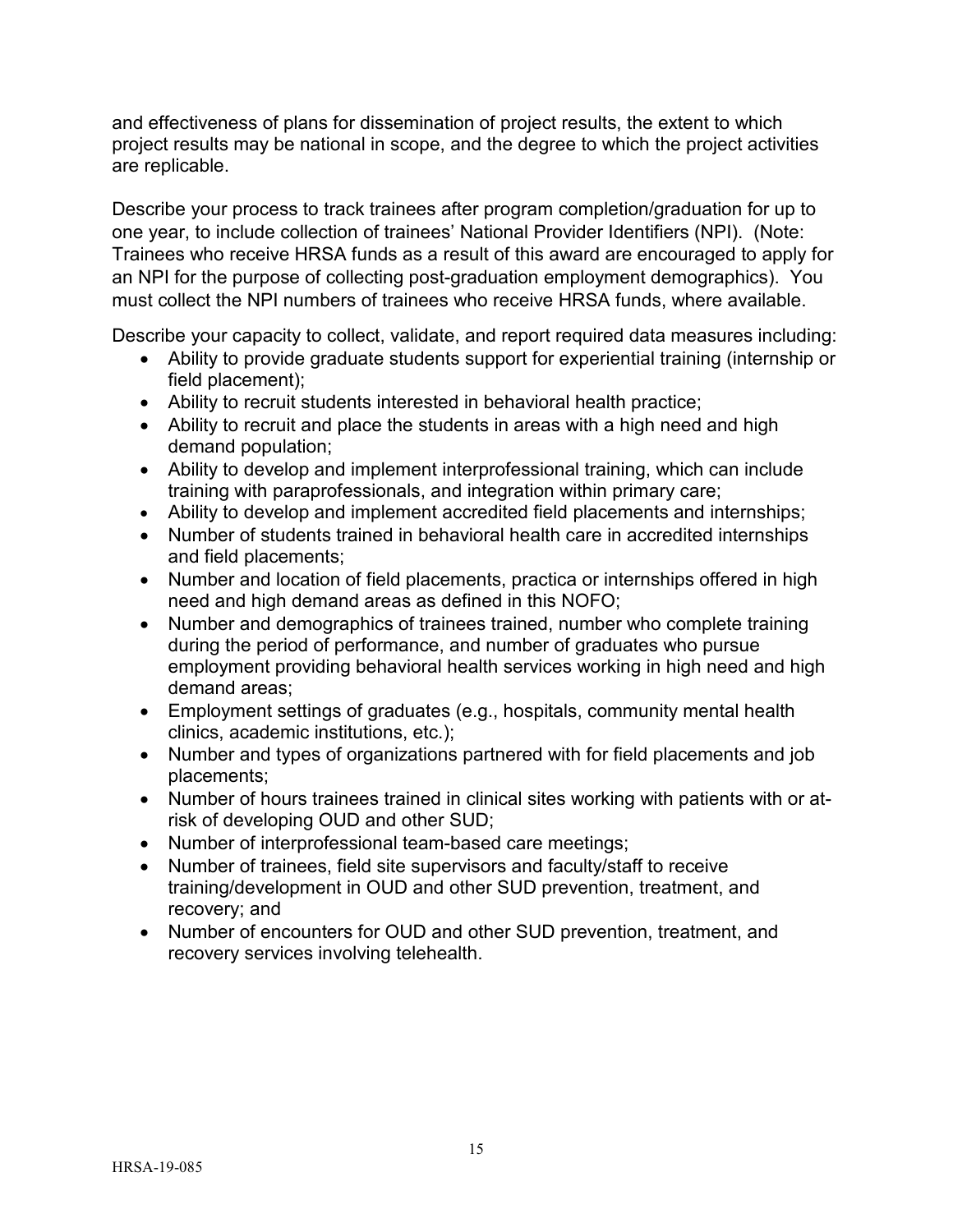and effectiveness of plans for dissemination of project results, the extent to which project results may be national in scope, and the degree to which the project activities are replicable.

Describe your process to track trainees after program completion/graduation for up to one year, to include collection of trainees' National Provider Identifiers (NPI). (Note: Trainees who receive HRSA funds as a result of this award are encouraged to apply for an NPI for the purpose of collecting post-graduation employment demographics). You must collect the NPI numbers of trainees who receive HRSA funds, where available.

Describe your capacity to collect, validate, and report required data measures including:

- Ability to provide graduate students support for experiential training (internship or field placement);
- Ability to recruit students interested in behavioral health practice;
- Ability to recruit and place the students in areas with a high need and high demand population;
- Ability to develop and implement interprofessional training, which can include training with paraprofessionals, and integration within primary care;
- Ability to develop and implement accredited field placements and internships;
- Number of students trained in behavioral health care in accredited internships and field placements;
- Number and location of field placements, practica or internships offered in high need and high demand areas as defined in this NOFO;
- Number and demographics of trainees trained, number who complete training during the period of performance, and number of graduates who pursue employment providing behavioral health services working in high need and high demand areas;
- Employment settings of graduates (e.g., hospitals, community mental health clinics, academic institutions, etc.);
- Number and types of organizations partnered with for field placements and job placements;
- Number of hours trainees trained in clinical sites working with patients with or at-risk of developing OUD and other SUD;
- Number of interprofessional team-based care meetings;
- Number of trainees, field site supervisors and faculty/staff to receive training/development in OUD and other SUD prevention, treatment, and recovery; and
- Number of encounters for OUD and other SUD prevention, treatment, and recovery services involving telehealth.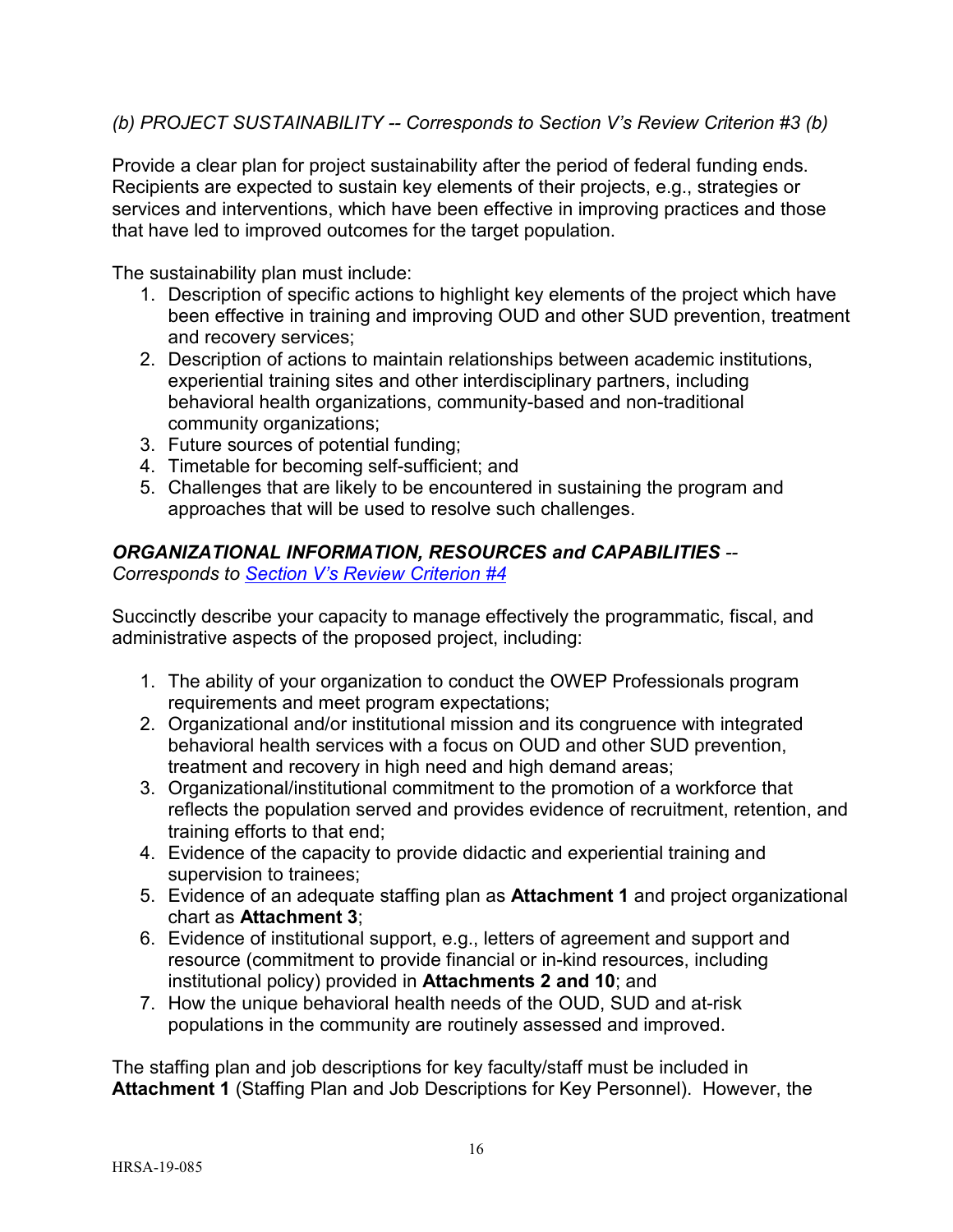*(b) PROJECT SUSTAINABILITY -- Corresponds to Section V's Review Criterion #3 (b)*

Provide a clear plan for project sustainability after the period of federal funding ends. Recipients are expected to sustain key elements of their projects, e.g., strategies or services and interventions, which have been effective in improving practices and those that have led to improved outcomes for the target population.

The sustainability plan must include:

1. Description of specific actions to highlight key elements of the project which have been effective in training and improving OUD and other SUD prevention, treatment and recovery services;
2. Description of actions to maintain relationships between academic institutions, experiential training sites and other interdisciplinary partners, including behavioral health organizations, community-based and non-traditional community organizations;
3. Future sources of potential funding;
4. Timetable for becoming self-sufficient; and
5. Challenges that are likely to be encountered in sustaining the program and approaches that will be used to resolve such challenges.

***ORGANIZATIONAL INFORMATION, RESOURCES and CAPABILITIES*** --
*Corresponds to Section V's Review Criterion #4*

Succinctly describe your capacity to manage effectively the programmatic, fiscal, and administrative aspects of the proposed project, including:

1. The ability of your organization to conduct the OWEP Professionals program requirements and meet program expectations;
2. Organizational and/or institutional mission and its congruence with integrated behavioral health services with a focus on OUD and other SUD prevention, treatment and recovery in high need and high demand areas;
3. Organizational/institutional commitment to the promotion of a workforce that reflects the population served and provides evidence of recruitment, retention, and training efforts to that end;
4. Evidence of the capacity to provide didactic and experiential training and supervision to trainees;
5. Evidence of an adequate staffing plan as **Attachment 1** and project organizational chart as **Attachment 3**;
6. Evidence of institutional support, e.g., letters of agreement and support and resource (commitment to provide financial or in-kind resources, including institutional policy) provided in **Attachments 2 and 10**; and
7. How the unique behavioral health needs of the OUD, SUD and at-risk populations in the community are routinely assessed and improved.

The staffing plan and job descriptions for key faculty/staff must be included in **Attachment 1** (Staffing Plan and Job Descriptions for Key Personnel). However, the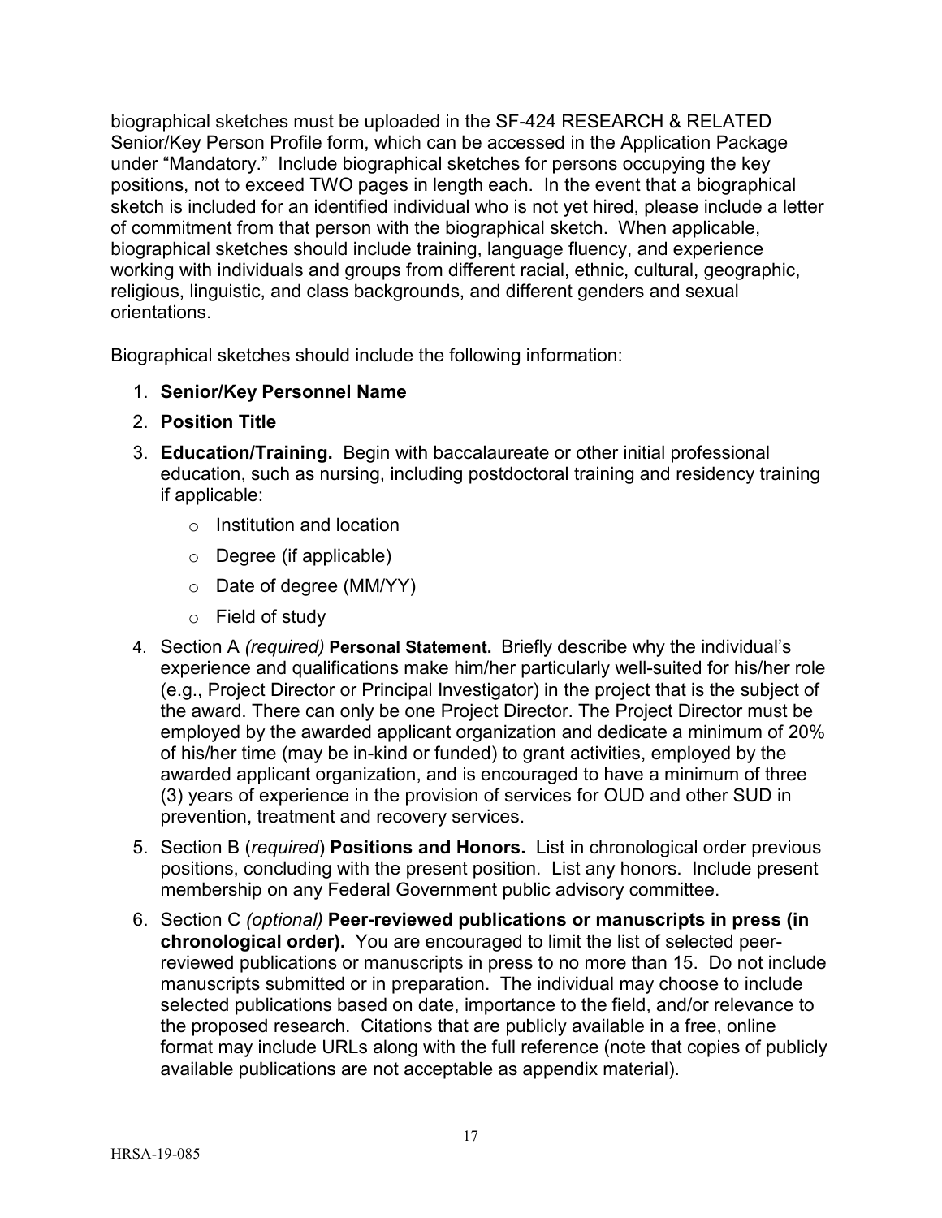biographical sketches must be uploaded in the SF-424 RESEARCH & RELATED Senior/Key Person Profile form, which can be accessed in the Application Package under "Mandatory." Include biographical sketches for persons occupying the key positions, not to exceed TWO pages in length each. In the event that a biographical sketch is included for an identified individual who is not yet hired, please include a letter of commitment from that person with the biographical sketch. When applicable, biographical sketches should include training, language fluency, and experience working with individuals and groups from different racial, ethnic, cultural, geographic, religious, linguistic, and class backgrounds, and different genders and sexual orientations.

Biographical sketches should include the following information:

1. **Senior/Key Personnel Name**
2. **Position Title**
3. **Education/Training.** Begin with baccalaureate or other initial professional education, such as nursing, including postdoctoral training and residency training if applicable:
   - Institution and location
   - Degree (if applicable)
   - Date of degree (MM/YY)
   - Field of study
4. Section A *(required)* **Personal Statement.** Briefly describe why the individual's experience and qualifications make him/her particularly well-suited for his/her role (e.g., Project Director or Principal Investigator) in the project that is the subject of the award. There can only be one Project Director. The Project Director must be employed by the awarded applicant organization and dedicate a minimum of 20% of his/her time (may be in-kind or funded) to grant activities, employed by the awarded applicant organization, and is encouraged to have a minimum of three (3) years of experience in the provision of services for OUD and other SUD in prevention, treatment and recovery services.
5. Section B (*required*) **Positions and Honors.** List in chronological order previous positions, concluding with the present position. List any honors. Include present membership on any Federal Government public advisory committee.
6. Section C *(optional)* **Peer-reviewed publications or manuscripts in press (in chronological order).** You are encouraged to limit the list of selected peer-reviewed publications or manuscripts in press to no more than 15. Do not include manuscripts submitted or in preparation. The individual may choose to include selected publications based on date, importance to the field, and/or relevance to the proposed research. Citations that are publicly available in a free, online format may include URLs along with the full reference (note that copies of publicly available publications are not acceptable as appendix material).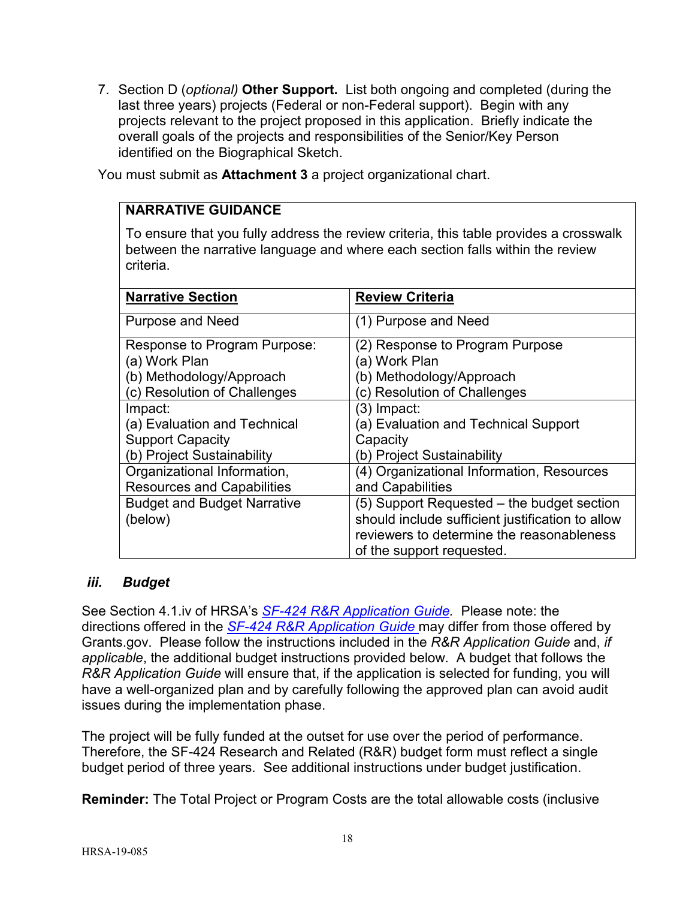7. Section D (*optional)* **Other Support.** List both ongoing and completed (during the last three years) projects (Federal or non-Federal support). Begin with any projects relevant to the project proposed in this application. Briefly indicate the overall goals of the projects and responsibilities of the Senior/Key Person identified on the Biographical Sketch.

You must submit as **Attachment 3** a project organizational chart.

**NARRATIVE GUIDANCE**

To ensure that you fully address the review criteria, this table provides a crosswalk between the narrative language and where each section falls within the review criteria.

| **Narrative Section** | **Review Criteria** |
|---|---|
| Purpose and Need | (1) Purpose and Need |
| Response to Program Purpose:<br>(a) Work Plan<br>(b) Methodology/Approach<br>(c) Resolution of Challenges | (2) Response to Program Purpose<br>(a) Work Plan<br>(b) Methodology/Approach<br>(c) Resolution of Challenges |
| Impact:<br>(a) Evaluation and Technical Support Capacity<br>(b) Project Sustainability | (3) Impact:<br>(a) Evaluation and Technical Support Capacity<br>(b) Project Sustainability |
| Organizational Information, Resources and Capabilities | (4) Organizational Information, Resources and Capabilities |
| Budget and Budget Narrative (below) | (5) Support Requested – the budget section should include sufficient justification to allow reviewers to determine the reasonableness of the support requested. |

### *iii. Budget*

See Section 4.1.iv of HRSA's *SF-424 R&R Application Guide.* Please note: the directions offered in the *SF-424 R&R Application Guide* may differ from those offered by Grants.gov. Please follow the instructions included in the *R&R Application Guide* and, *if applicable*, the additional budget instructions provided below. A budget that follows the *R&R Application Guide* will ensure that, if the application is selected for funding, you will have a well-organized plan and by carefully following the approved plan can avoid audit issues during the implementation phase.

The project will be fully funded at the outset for use over the period of performance. Therefore, the SF-424 Research and Related (R&R) budget form must reflect a single budget period of three years. See additional instructions under budget justification.

**Reminder:** The Total Project or Program Costs are the total allowable costs (inclusive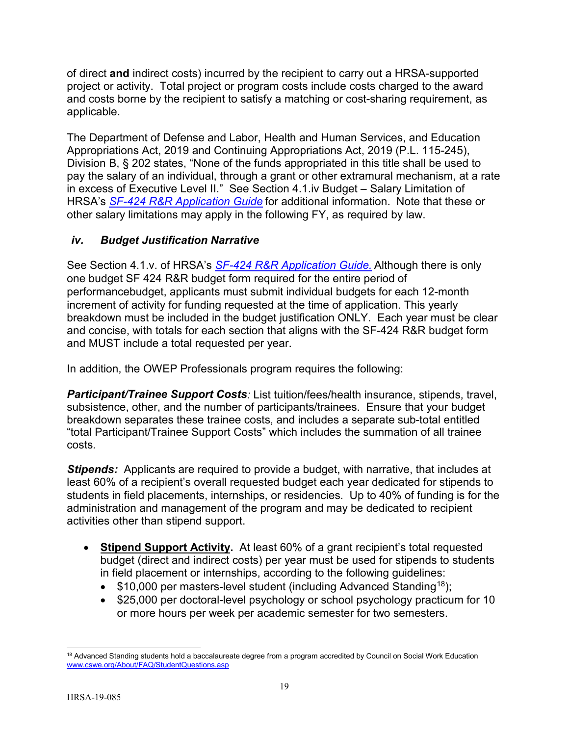of direct **and** indirect costs) incurred by the recipient to carry out a HRSA-supported project or activity. Total project or program costs include costs charged to the award and costs borne by the recipient to satisfy a matching or cost-sharing requirement, as applicable.

The Department of Defense and Labor, Health and Human Services, and Education Appropriations Act, 2019 and Continuing Appropriations Act, 2019 (P.L. 115-245), Division B, § 202 states, "None of the funds appropriated in this title shall be used to pay the salary of an individual, through a grant or other extramural mechanism, at a rate in excess of Executive Level II." See Section 4.1.iv Budget – Salary Limitation of HRSA's *SF-424 R&R Application Guide* for additional information. Note that these or other salary limitations may apply in the following FY, as required by law.

### *iv. Budget Justification Narrative*

See Section 4.1.v. of HRSA's *SF-424 R&R Application Guide.* Although there is only one budget SF 424 R&R budget form required for the entire period of performancebudget, applicants must submit individual budgets for each 12-month increment of activity for funding requested at the time of application. This yearly breakdown must be included in the budget justification ONLY. Each year must be clear and concise, with totals for each section that aligns with the SF-424 R&R budget form and MUST include a total requested per year.

In addition, the OWEP Professionals program requires the following:

***Participant/Trainee Support Costs****:* List tuition/fees/health insurance, stipends, travel, subsistence, other, and the number of participants/trainees. Ensure that your budget breakdown separates these trainee costs, and includes a separate sub-total entitled "total Participant/Trainee Support Costs" which includes the summation of all trainee costs.

***Stipends:*** Applicants are required to provide a budget, with narrative, that includes at least 60% of a recipient's overall requested budget each year dedicated for stipends to students in field placements, internships, or residencies. Up to 40% of funding is for the administration and management of the program and may be dedicated to recipient activities other than stipend support.

- **Stipend Support Activity.** At least 60% of a grant recipient's total requested budget (direct and indirect costs) per year must be used for stipends to students in field placement or internships, according to the following guidelines:
  - $10,000 per masters-level student (including Advanced Standing[18]);
  - $25,000 per doctoral-level psychology or school psychology practicum for 10 or more hours per week per academic semester for two semesters.

[18] Advanced Standing students hold a baccalaureate degree from a program accredited by Council on Social Work Education www.cswe.org/About/FAQ/StudentQuestions.asp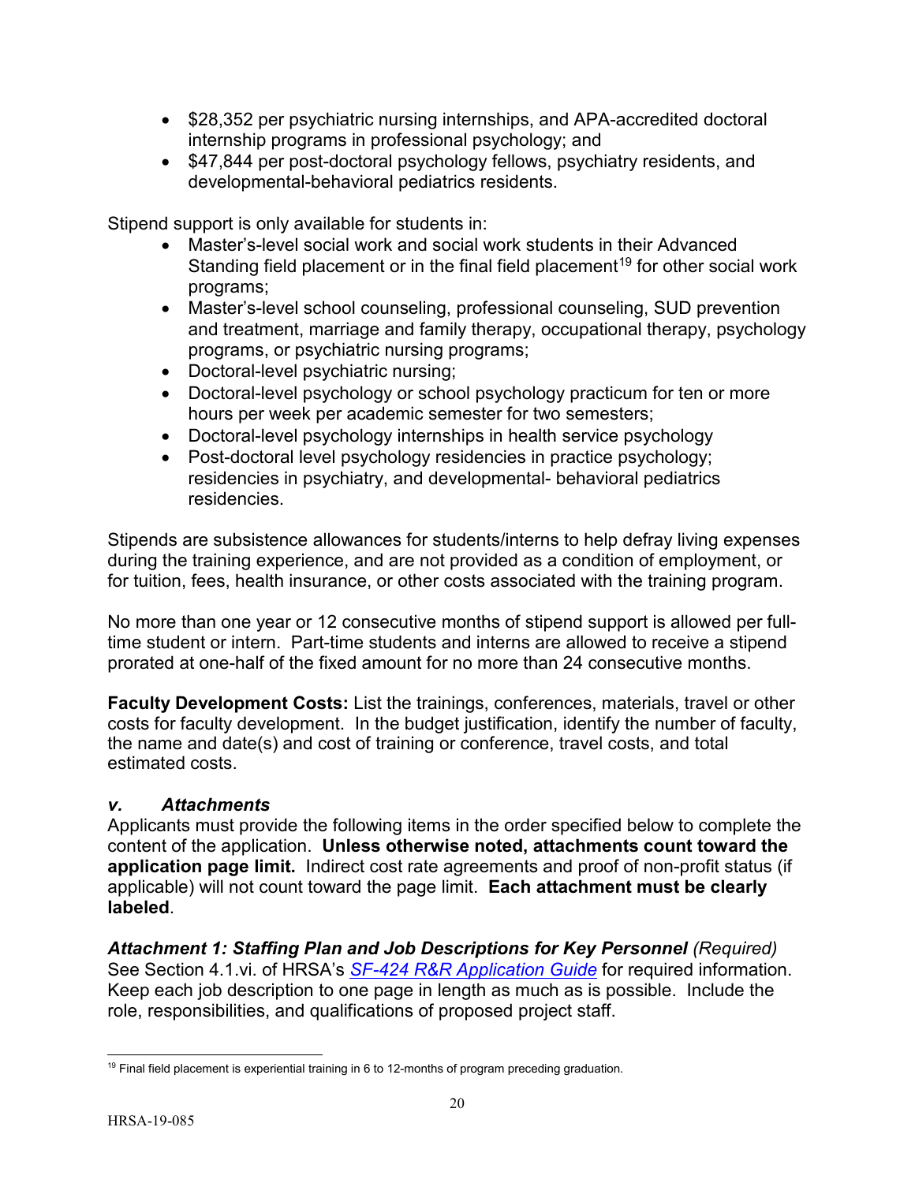- $28,352 per psychiatric nursing internships, and APA-accredited doctoral internship programs in professional psychology; and
- $47,844 per post-doctoral psychology fellows, psychiatry residents, and developmental-behavioral pediatrics residents.

Stipend support is only available for students in:

- Master's-level social work and social work students in their Advanced Standing field placement or in the final field placement[19] for other social work programs;
- Master's-level school counseling, professional counseling, SUD prevention and treatment, marriage and family therapy, occupational therapy, psychology programs, or psychiatric nursing programs;
- Doctoral-level psychiatric nursing;
- Doctoral-level psychology or school psychology practicum for ten or more hours per week per academic semester for two semesters;
- Doctoral-level psychology internships in health service psychology
- Post-doctoral level psychology residencies in practice psychology; residencies in psychiatry, and developmental- behavioral pediatrics residencies.

Stipends are subsistence allowances for students/interns to help defray living expenses during the training experience, and are not provided as a condition of employment, or for tuition, fees, health insurance, or other costs associated with the training program.

No more than one year or 12 consecutive months of stipend support is allowed per full-time student or intern. Part-time students and interns are allowed to receive a stipend prorated at one-half of the fixed amount for no more than 24 consecutive months.

**Faculty Development Costs:** List the trainings, conferences, materials, travel or other costs for faculty development. In the budget justification, identify the number of faculty, the name and date(s) and cost of training or conference, travel costs, and total estimated costs.

### *v. Attachments*

Applicants must provide the following items in the order specified below to complete the content of the application. **Unless otherwise noted, attachments count toward the application page limit.** Indirect cost rate agreements and proof of non-profit status (if applicable) will not count toward the page limit. **Each attachment must be clearly labeled**.

***Attachment 1: Staffing Plan and Job Descriptions for Key Personnel*** *(Required)*
See Section 4.1.vi. of HRSA's *SF-424 R&R Application Guide* for required information. Keep each job description to one page in length as much as is possible. Include the role, responsibilities, and qualifications of proposed project staff.

[19] Final field placement is experiential training in 6 to 12-months of program preceding graduation.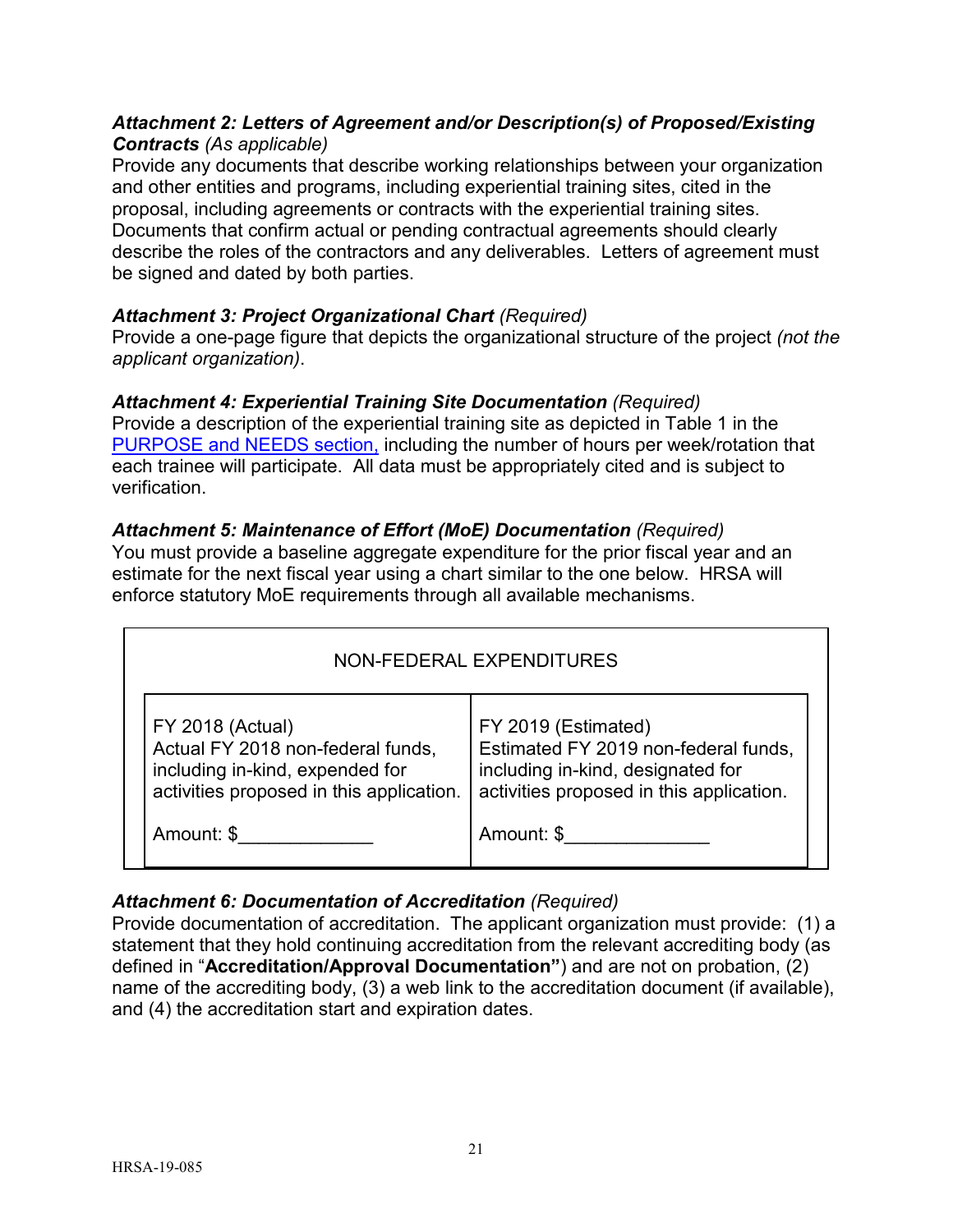***Attachment 2: Letters of Agreement and/or Description(s) of Proposed/Existing Contracts*** *(As applicable)*
Provide any documents that describe working relationships between your organization and other entities and programs, including experiential training sites, cited in the proposal, including agreements or contracts with the experiential training sites. Documents that confirm actual or pending contractual agreements should clearly describe the roles of the contractors and any deliverables. Letters of agreement must be signed and dated by both parties.

***Attachment 3: Project Organizational Chart*** *(Required)*
Provide a one-page figure that depicts the organizational structure of the project *(not the applicant organization)*.

***Attachment 4: Experiential Training Site Documentation*** *(Required)*
Provide a description of the experiential training site as depicted in Table 1 in the PURPOSE and NEEDS section, including the number of hours per week/rotation that each trainee will participate. All data must be appropriately cited and is subject to verification.

***Attachment 5: Maintenance of Effort (MoE) Documentation*** *(Required)*
You must provide a baseline aggregate expenditure for the prior fiscal year and an estimate for the next fiscal year using a chart similar to the one below. HRSA will enforce statutory MoE requirements through all available mechanisms.

| NON-FEDERAL EXPENDITURES | |
|---|---|
| FY 2018 (Actual)<br>Actual FY 2018 non-federal funds, including in-kind, expended for activities proposed in this application.<br><br>Amount: $_____________ | FY 2019 (Estimated)<br>Estimated FY 2019 non-federal funds, including in-kind, designated for activities proposed in this application.<br><br>Amount: $______________ |

***Attachment 6: Documentation of Accreditation*** *(Required)*
Provide documentation of accreditation. The applicant organization must provide: (1) a statement that they hold continuing accreditation from the relevant accrediting body (as defined in "**Accreditation/Approval Documentation"**) and are not on probation, (2) name of the accrediting body, (3) a web link to the accreditation document (if available), and (4) the accreditation start and expiration dates.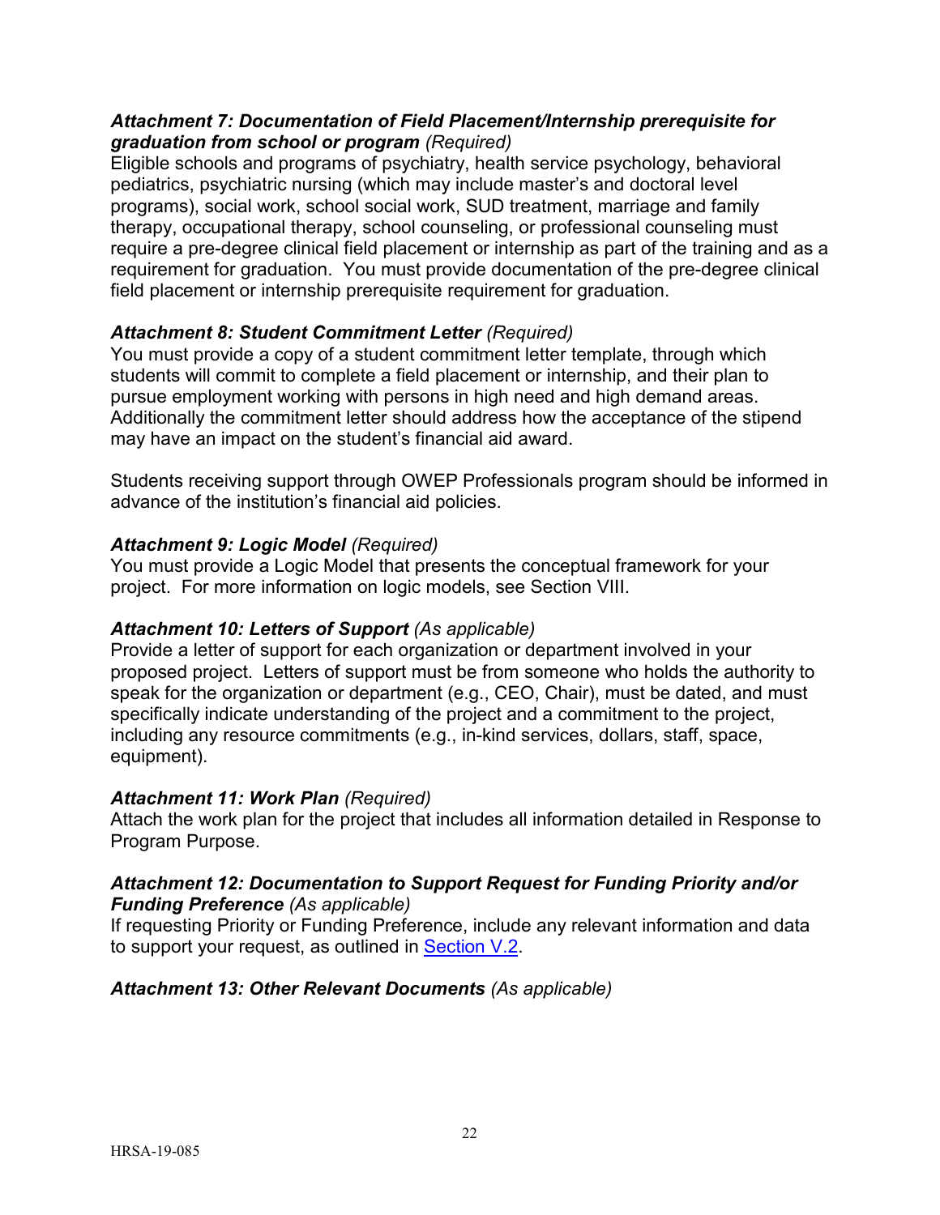***Attachment 7: Documentation of Field Placement/Internship prerequisite for graduation from school or program*** *(Required)*
Eligible schools and programs of psychiatry, health service psychology, behavioral pediatrics, psychiatric nursing (which may include master's and doctoral level programs), social work, school social work, SUD treatment, marriage and family therapy, occupational therapy, school counseling, or professional counseling must require a pre-degree clinical field placement or internship as part of the training and as a requirement for graduation. You must provide documentation of the pre-degree clinical field placement or internship prerequisite requirement for graduation.

***Attachment 8: Student Commitment Letter*** *(Required)*
You must provide a copy of a student commitment letter template, through which students will commit to complete a field placement or internship, and their plan to pursue employment working with persons in high need and high demand areas. Additionally the commitment letter should address how the acceptance of the stipend may have an impact on the student's financial aid award.

Students receiving support through OWEP Professionals program should be informed in advance of the institution's financial aid policies.

***Attachment 9: Logic Model*** *(Required)*
You must provide a Logic Model that presents the conceptual framework for your project. For more information on logic models, see Section VIII.

***Attachment 10: Letters of Support*** *(As applicable)*
Provide a letter of support for each organization or department involved in your proposed project. Letters of support must be from someone who holds the authority to speak for the organization or department (e.g., CEO, Chair), must be dated, and must specifically indicate understanding of the project and a commitment to the project, including any resource commitments (e.g., in-kind services, dollars, staff, space, equipment).

***Attachment 11: Work Plan*** *(Required)*
Attach the work plan for the project that includes all information detailed in Response to Program Purpose.

***Attachment 12: Documentation to Support Request for Funding Priority and/or Funding Preference*** *(As applicable)*
If requesting Priority or Funding Preference, include any relevant information and data to support your request, as outlined in Section V.2.

***Attachment 13: Other Relevant Documents*** *(As applicable)*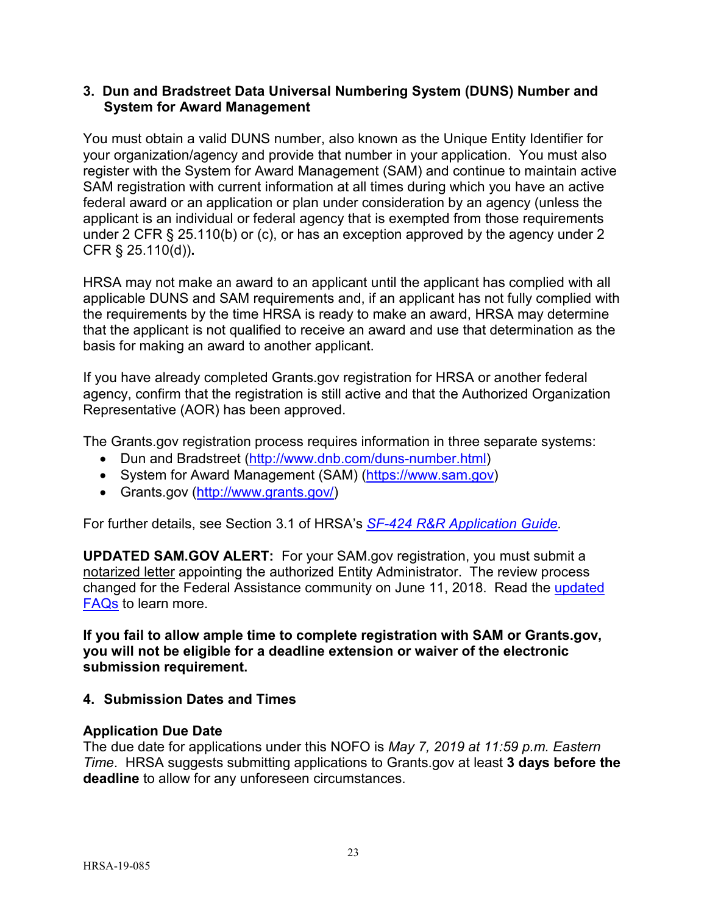### 3. Dun and Bradstreet Data Universal Numbering System (DUNS) Number and System for Award Management

You must obtain a valid DUNS number, also known as the Unique Entity Identifier for your organization/agency and provide that number in your application. You must also register with the System for Award Management (SAM) and continue to maintain active SAM registration with current information at all times during which you have an active federal award or an application or plan under consideration by an agency (unless the applicant is an individual or federal agency that is exempted from those requirements under 2 CFR § 25.110(b) or (c), or has an exception approved by the agency under 2 CFR § 25.110(d)).

HRSA may not make an award to an applicant until the applicant has complied with all applicable DUNS and SAM requirements and, if an applicant has not fully complied with the requirements by the time HRSA is ready to make an award, HRSA may determine that the applicant is not qualified to receive an award and use that determination as the basis for making an award to another applicant.

If you have already completed Grants.gov registration for HRSA or another federal agency, confirm that the registration is still active and that the Authorized Organization Representative (AOR) has been approved.

The Grants.gov registration process requires information in three separate systems:

- Dun and Bradstreet (http://www.dnb.com/duns-number.html)
- System for Award Management (SAM) (https://www.sam.gov)
- Grants.gov (http://www.grants.gov/)

For further details, see Section 3.1 of HRSA's *SF-424 R&R Application Guide.*

**UPDATED SAM.GOV ALERT:** For your SAM.gov registration, you must submit a notarized letter appointing the authorized Entity Administrator. The review process changed for the Federal Assistance community on June 11, 2018. Read the updated FAQs to learn more.

**If you fail to allow ample time to complete registration with SAM or Grants.gov, you will not be eligible for a deadline extension or waiver of the electronic submission requirement.**

### 4. Submission Dates and Times

**Application Due Date**

The due date for applications under this NOFO is *May 7, 2019 at 11:59 p.m. Eastern Time*. HRSA suggests submitting applications to Grants.gov at least **3 days before the deadline** to allow for any unforeseen circumstances.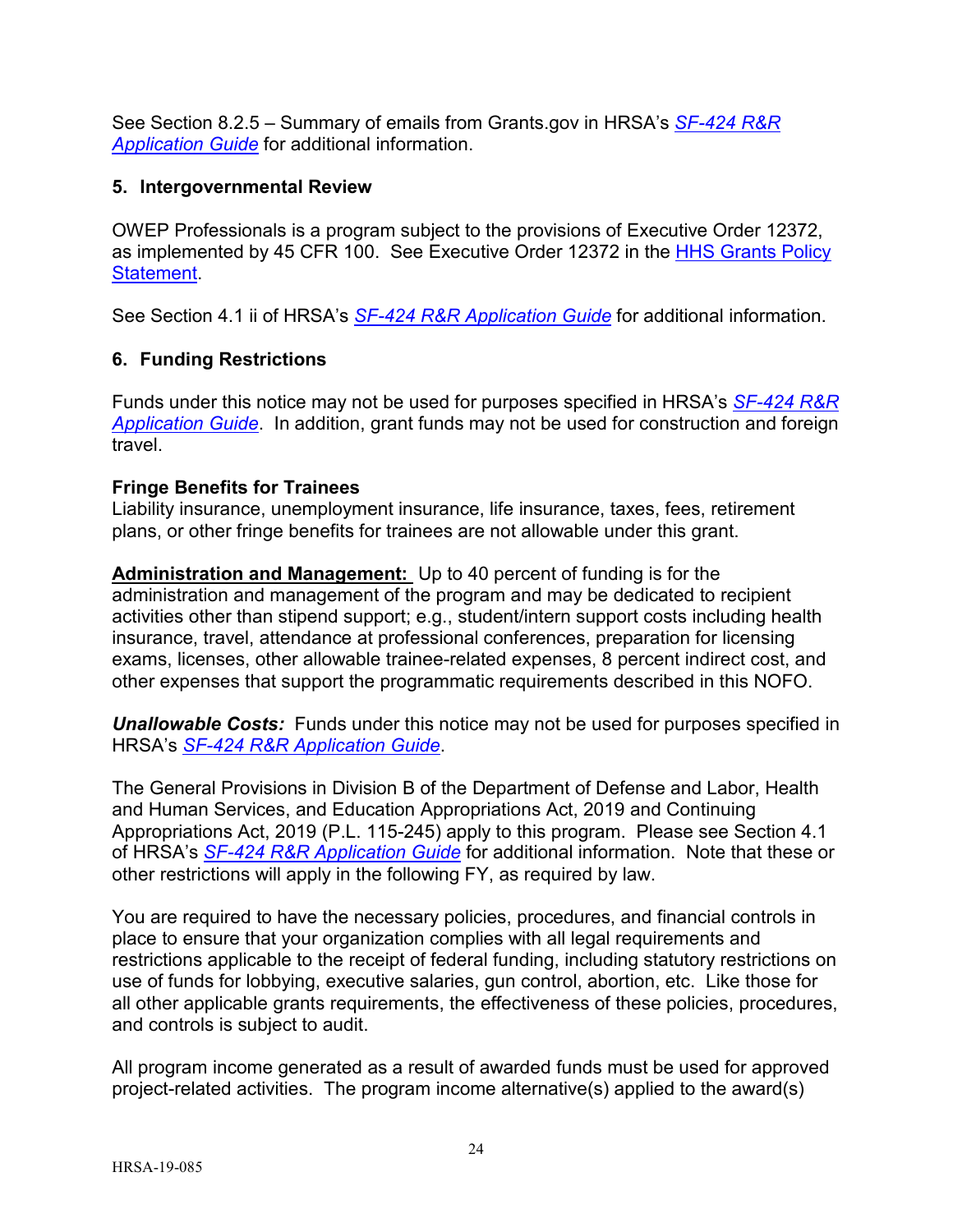See Section 8.2.5 – Summary of emails from Grants.gov in HRSA's *SF-424 R&R Application Guide* for additional information.

### 5. Intergovernmental Review

OWEP Professionals is a program subject to the provisions of Executive Order 12372, as implemented by 45 CFR 100. See Executive Order 12372 in the HHS Grants Policy Statement.

See Section 4.1 ii of HRSA's *SF-424 R&R Application Guide* for additional information.

### 6. Funding Restrictions

Funds under this notice may not be used for purposes specified in HRSA's *SF-424 R&R Application Guide*. In addition, grant funds may not be used for construction and foreign travel.

**Fringe Benefits for Trainees**
Liability insurance, unemployment insurance, life insurance, taxes, fees, retirement plans, or other fringe benefits for trainees are not allowable under this grant.

**Administration and Management:** Up to 40 percent of funding is for the administration and management of the program and may be dedicated to recipient activities other than stipend support; e.g., student/intern support costs including health insurance, travel, attendance at professional conferences, preparation for licensing exams, licenses, other allowable trainee-related expenses, 8 percent indirect cost, and other expenses that support the programmatic requirements described in this NOFO.

***Unallowable Costs:*** Funds under this notice may not be used for purposes specified in HRSA's *SF-424 R&R Application Guide*.

The General Provisions in Division B of the Department of Defense and Labor, Health and Human Services, and Education Appropriations Act, 2019 and Continuing Appropriations Act, 2019 (P.L. 115-245) apply to this program. Please see Section 4.1 of HRSA's *SF-424 R&R Application Guide* for additional information. Note that these or other restrictions will apply in the following FY, as required by law.

You are required to have the necessary policies, procedures, and financial controls in place to ensure that your organization complies with all legal requirements and restrictions applicable to the receipt of federal funding, including statutory restrictions on use of funds for lobbying, executive salaries, gun control, abortion, etc. Like those for all other applicable grants requirements, the effectiveness of these policies, procedures, and controls is subject to audit.

All program income generated as a result of awarded funds must be used for approved project-related activities. The program income alternative(s) applied to the award(s)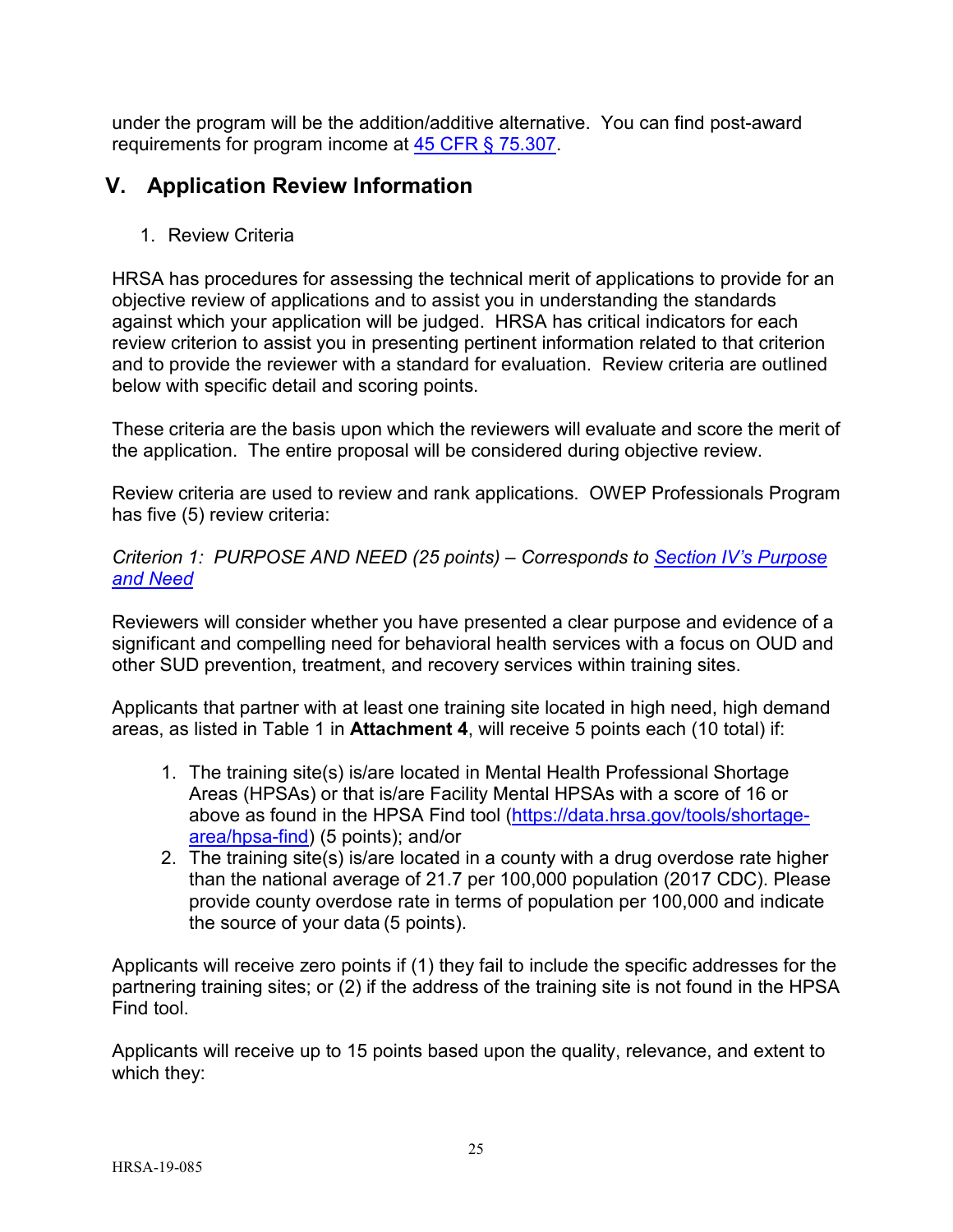under the program will be the addition/additive alternative. You can find post-award requirements for program income at [45 CFR § 75.307](https://www.ecfr.gov/).

## V. Application Review Information

1. Review Criteria

HRSA has procedures for assessing the technical merit of applications to provide for an objective review of applications and to assist you in understanding the standards against which your application will be judged. HRSA has critical indicators for each review criterion to assist you in presenting pertinent information related to that criterion and to provide the reviewer with a standard for evaluation. Review criteria are outlined below with specific detail and scoring points.

These criteria are the basis upon which the reviewers will evaluate and score the merit of the application. The entire proposal will be considered during objective review.

Review criteria are used to review and rank applications. OWEP Professionals Program has five (5) review criteria:

*Criterion 1: PURPOSE AND NEED (25 points) – Corresponds to Section IV's Purpose and Need*

Reviewers will consider whether you have presented a clear purpose and evidence of a significant and compelling need for behavioral health services with a focus on OUD and other SUD prevention, treatment, and recovery services within training sites.

Applicants that partner with at least one training site located in high need, high demand areas, as listed in Table 1 in **Attachment 4**, will receive 5 points each (10 total) if:

1. The training site(s) is/are located in Mental Health Professional Shortage Areas (HPSAs) or that is/are Facility Mental HPSAs with a score of 16 or above as found in the HPSA Find tool (https://data.hrsa.gov/tools/shortage-area/hpsa-find) (5 points); and/or
2. The training site(s) is/are located in a county with a drug overdose rate higher than the national average of 21.7 per 100,000 population (2017 CDC). Please provide county overdose rate in terms of population per 100,000 and indicate the source of your data (5 points).

Applicants will receive zero points if (1) they fail to include the specific addresses for the partnering training sites; or (2) if the address of the training site is not found in the HPSA Find tool.

Applicants will receive up to 15 points based upon the quality, relevance, and extent to which they: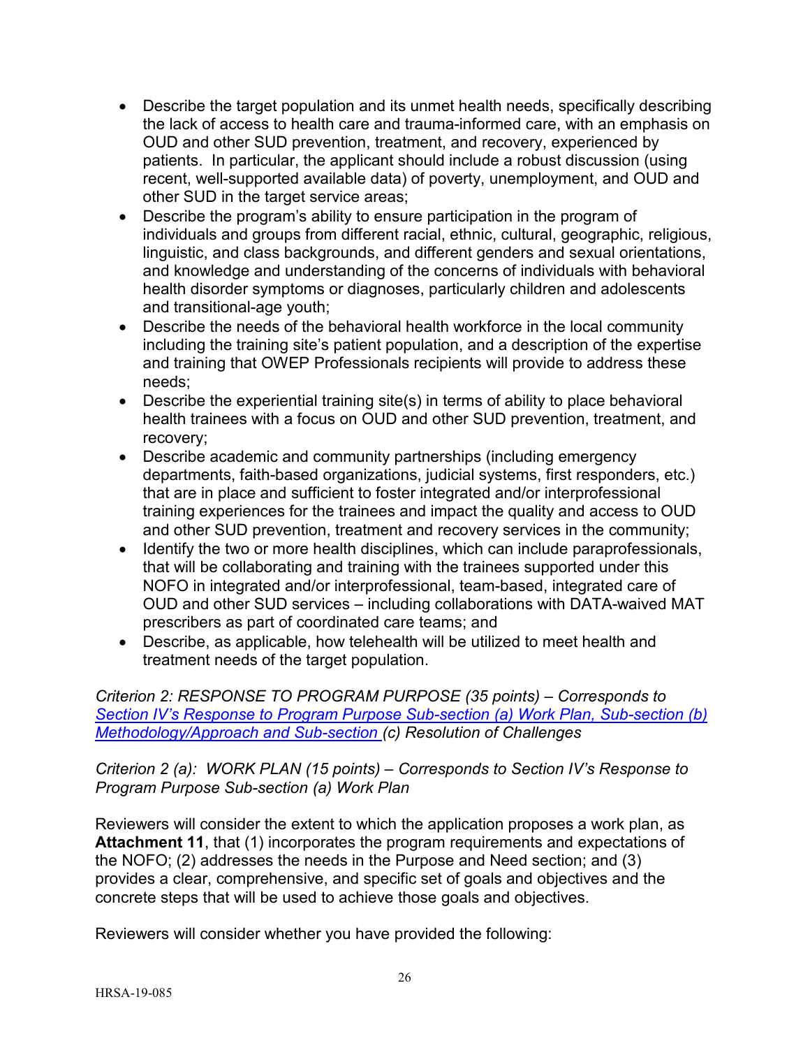- Describe the target population and its unmet health needs, specifically describing the lack of access to health care and trauma-informed care, with an emphasis on OUD and other SUD prevention, treatment, and recovery, experienced by patients. In particular, the applicant should include a robust discussion (using recent, well-supported available data) of poverty, unemployment, and OUD and other SUD in the target service areas;
- Describe the program's ability to ensure participation in the program of individuals and groups from different racial, ethnic, cultural, geographic, religious, linguistic, and class backgrounds, and different genders and sexual orientations, and knowledge and understanding of the concerns of individuals with behavioral health disorder symptoms or diagnoses, particularly children and adolescents and transitional-age youth;
- Describe the needs of the behavioral health workforce in the local community including the training site's patient population, and a description of the expertise and training that OWEP Professionals recipients will provide to address these needs;
- Describe the experiential training site(s) in terms of ability to place behavioral health trainees with a focus on OUD and other SUD prevention, treatment, and recovery;
- Describe academic and community partnerships (including emergency departments, faith-based organizations, judicial systems, first responders, etc.) that are in place and sufficient to foster integrated and/or interprofessional training experiences for the trainees and impact the quality and access to OUD and other SUD prevention, treatment and recovery services in the community;
- Identify the two or more health disciplines, which can include paraprofessionals, that will be collaborating and training with the trainees supported under this NOFO in integrated and/or interprofessional, team-based, integrated care of OUD and other SUD services – including collaborations with DATA-waived MAT prescribers as part of coordinated care teams; and
- Describe, as applicable, how telehealth will be utilized to meet health and treatment needs of the target population.

*Criterion 2: RESPONSE TO PROGRAM PURPOSE (35 points) – Corresponds to [Section IV's Response to Program Purpose Sub-section (a) Work Plan, Sub-section (b) Methodology/Approach and Sub-section](#) (c) Resolution of Challenges*

*Criterion 2 (a): WORK PLAN (15 points) – Corresponds to Section IV's Response to Program Purpose Sub-section (a) Work Plan*

Reviewers will consider the extent to which the application proposes a work plan, as **Attachment 11**, that (1) incorporates the program requirements and expectations of the NOFO; (2) addresses the needs in the Purpose and Need section; and (3) provides a clear, comprehensive, and specific set of goals and objectives and the concrete steps that will be used to achieve those goals and objectives.

Reviewers will consider whether you have provided the following: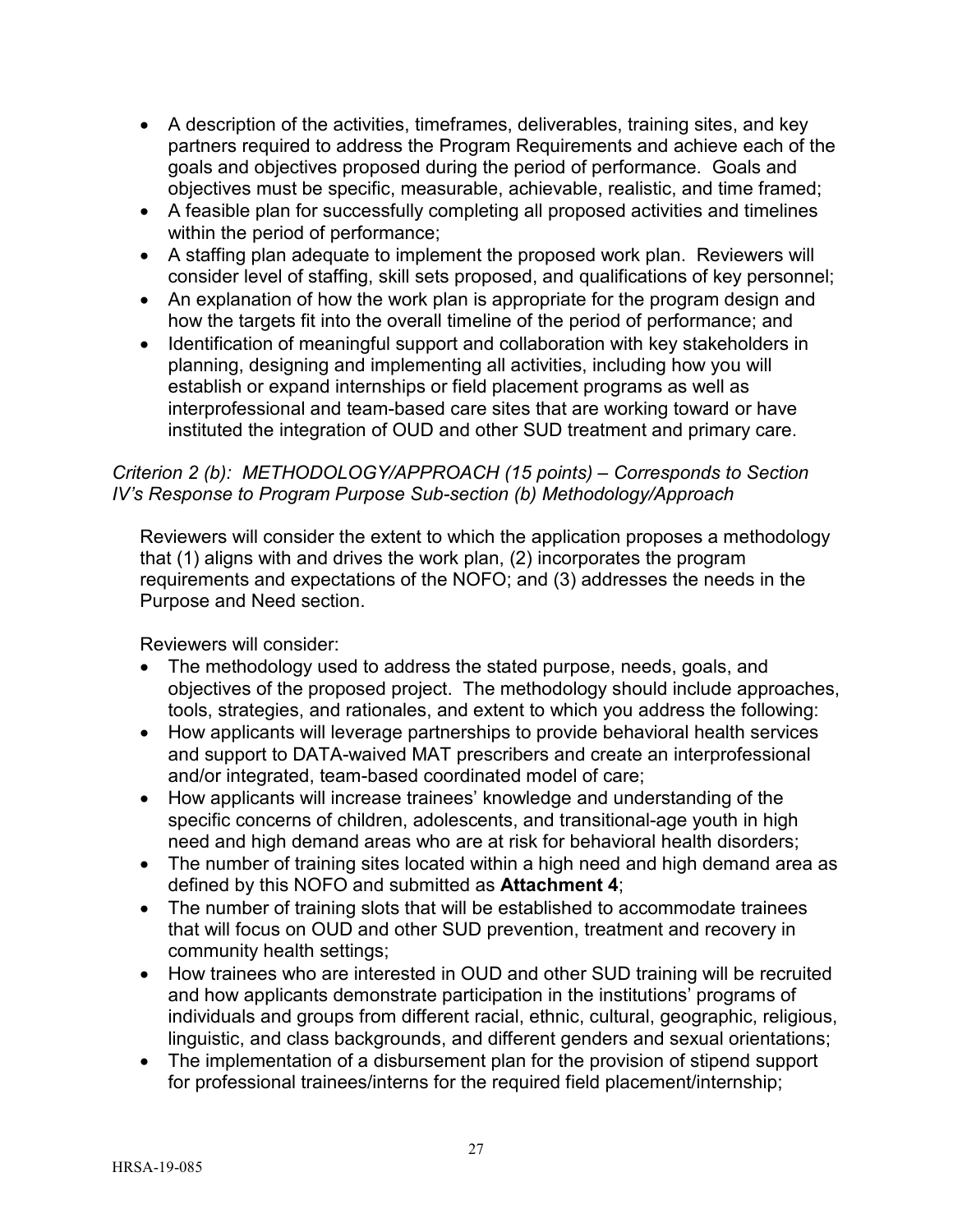- A description of the activities, timeframes, deliverables, training sites, and key partners required to address the Program Requirements and achieve each of the goals and objectives proposed during the period of performance. Goals and objectives must be specific, measurable, achievable, realistic, and time framed;
- A feasible plan for successfully completing all proposed activities and timelines within the period of performance;
- A staffing plan adequate to implement the proposed work plan. Reviewers will consider level of staffing, skill sets proposed, and qualifications of key personnel;
- An explanation of how the work plan is appropriate for the program design and how the targets fit into the overall timeline of the period of performance; and
- Identification of meaningful support and collaboration with key stakeholders in planning, designing and implementing all activities, including how you will establish or expand internships or field placement programs as well as interprofessional and team-based care sites that are working toward or have instituted the integration of OUD and other SUD treatment and primary care.

*Criterion 2 (b): METHODOLOGY/APPROACH (15 points) – Corresponds to Section IV's Response to Program Purpose Sub-section (b) Methodology/Approach*

Reviewers will consider the extent to which the application proposes a methodology that (1) aligns with and drives the work plan, (2) incorporates the program requirements and expectations of the NOFO; and (3) addresses the needs in the Purpose and Need section.

Reviewers will consider:

- The methodology used to address the stated purpose, needs, goals, and objectives of the proposed project. The methodology should include approaches, tools, strategies, and rationales, and extent to which you address the following:
- How applicants will leverage partnerships to provide behavioral health services and support to DATA-waived MAT prescribers and create an interprofessional and/or integrated, team-based coordinated model of care;
- How applicants will increase trainees' knowledge and understanding of the specific concerns of children, adolescents, and transitional-age youth in high need and high demand areas who are at risk for behavioral health disorders;
- The number of training sites located within a high need and high demand area as defined by this NOFO and submitted as **Attachment 4**;
- The number of training slots that will be established to accommodate trainees that will focus on OUD and other SUD prevention, treatment and recovery in community health settings;
- How trainees who are interested in OUD and other SUD training will be recruited and how applicants demonstrate participation in the institutions' programs of individuals and groups from different racial, ethnic, cultural, geographic, religious, linguistic, and class backgrounds, and different genders and sexual orientations;
- The implementation of a disbursement plan for the provision of stipend support for professional trainees/interns for the required field placement/internship;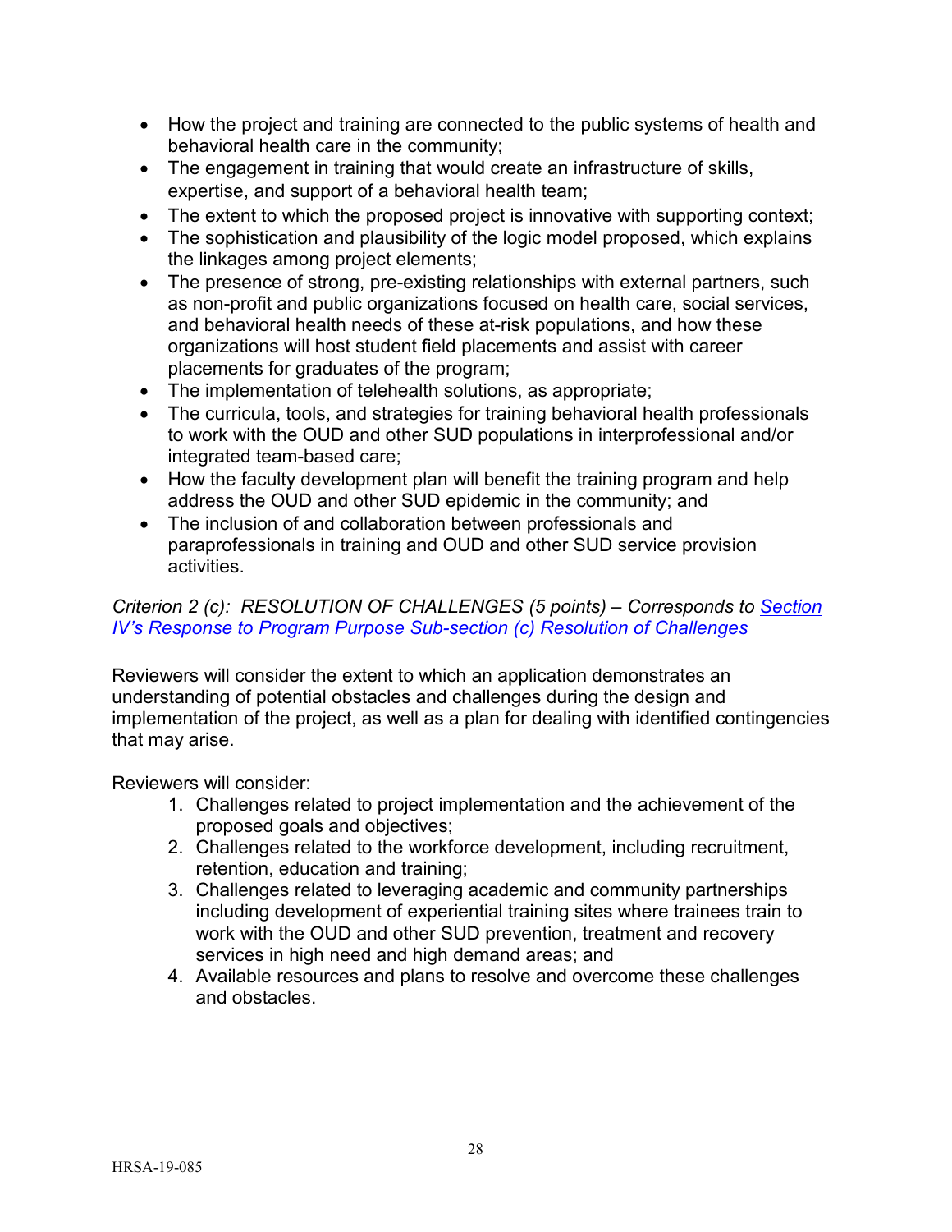- How the project and training are connected to the public systems of health and behavioral health care in the community;
- The engagement in training that would create an infrastructure of skills, expertise, and support of a behavioral health team;
- The extent to which the proposed project is innovative with supporting context;
- The sophistication and plausibility of the logic model proposed, which explains the linkages among project elements;
- The presence of strong, pre-existing relationships with external partners, such as non-profit and public organizations focused on health care, social services, and behavioral health needs of these at-risk populations, and how these organizations will host student field placements and assist with career placements for graduates of the program;
- The implementation of telehealth solutions, as appropriate;
- The curricula, tools, and strategies for training behavioral health professionals to work with the OUD and other SUD populations in interprofessional and/or integrated team-based care;
- How the faculty development plan will benefit the training program and help address the OUD and other SUD epidemic in the community; and
- The inclusion of and collaboration between professionals and paraprofessionals in training and OUD and other SUD service provision activities.

*Criterion 2 (c): RESOLUTION OF CHALLENGES (5 points) – Corresponds to [Section IV's Response to Program Purpose Sub-section (c) Resolution of Challenges]*

Reviewers will consider the extent to which an application demonstrates an understanding of potential obstacles and challenges during the design and implementation of the project, as well as a plan for dealing with identified contingencies that may arise.

Reviewers will consider:

1. Challenges related to project implementation and the achievement of the proposed goals and objectives;
2. Challenges related to the workforce development, including recruitment, retention, education and training;
3. Challenges related to leveraging academic and community partnerships including development of experiential training sites where trainees train to work with the OUD and other SUD prevention, treatment and recovery services in high need and high demand areas; and
4. Available resources and plans to resolve and overcome these challenges and obstacles.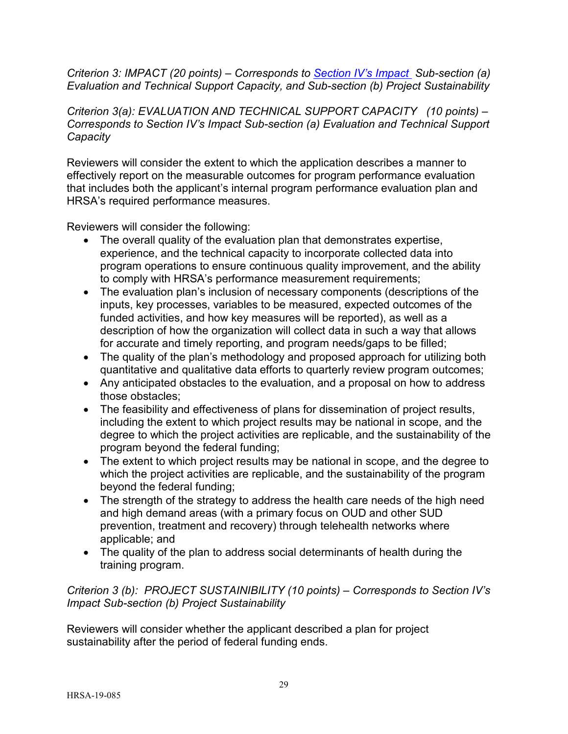*Criterion 3: IMPACT (20 points) – Corresponds to [Section IV's Impact](#) Sub-section (a) Evaluation and Technical Support Capacity, and Sub-section (b) Project Sustainability*

*Criterion 3(a): EVALUATION AND TECHNICAL SUPPORT CAPACITY (10 points) – Corresponds to Section IV's Impact Sub-section (a) Evaluation and Technical Support Capacity*

Reviewers will consider the extent to which the application describes a manner to effectively report on the measurable outcomes for program performance evaluation that includes both the applicant's internal program performance evaluation plan and HRSA's required performance measures.

Reviewers will consider the following:

- The overall quality of the evaluation plan that demonstrates expertise, experience, and the technical capacity to incorporate collected data into program operations to ensure continuous quality improvement, and the ability to comply with HRSA's performance measurement requirements;
- The evaluation plan's inclusion of necessary components (descriptions of the inputs, key processes, variables to be measured, expected outcomes of the funded activities, and how key measures will be reported), as well as a description of how the organization will collect data in such a way that allows for accurate and timely reporting, and program needs/gaps to be filled;
- The quality of the plan's methodology and proposed approach for utilizing both quantitative and qualitative data efforts to quarterly review program outcomes;
- Any anticipated obstacles to the evaluation, and a proposal on how to address those obstacles;
- The feasibility and effectiveness of plans for dissemination of project results, including the extent to which project results may be national in scope, and the degree to which the project activities are replicable, and the sustainability of the program beyond the federal funding;
- The extent to which project results may be national in scope, and the degree to which the project activities are replicable, and the sustainability of the program beyond the federal funding;
- The strength of the strategy to address the health care needs of the high need and high demand areas (with a primary focus on OUD and other SUD prevention, treatment and recovery) through telehealth networks where applicable; and
- The quality of the plan to address social determinants of health during the training program.

*Criterion 3 (b): PROJECT SUSTAININBILITY (10 points) – Corresponds to Section IV's Impact Sub-section (b) Project Sustainability*

Reviewers will consider whether the applicant described a plan for project sustainability after the period of federal funding ends.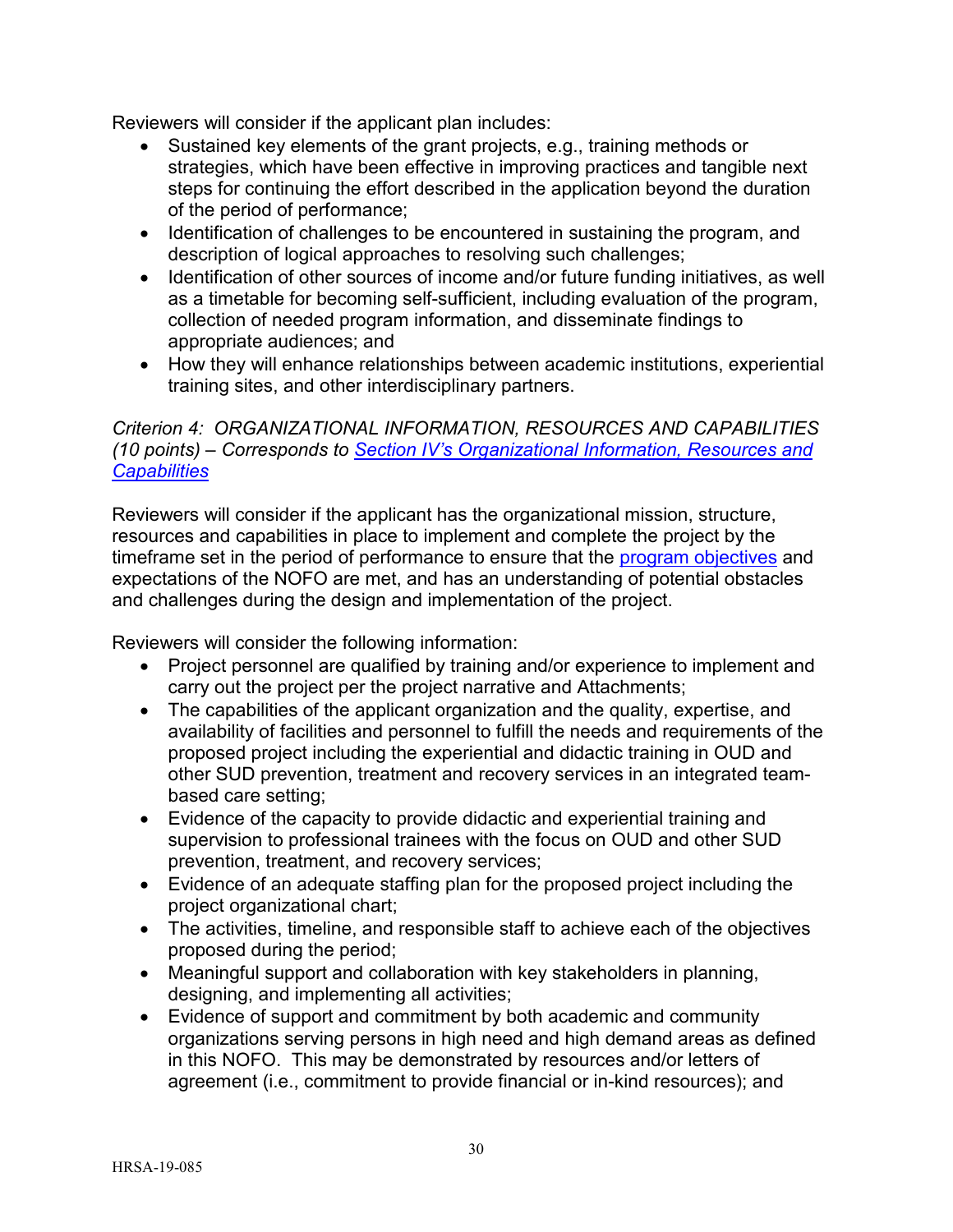Reviewers will consider if the applicant plan includes:

- Sustained key elements of the grant projects, e.g., training methods or strategies, which have been effective in improving practices and tangible next steps for continuing the effort described in the application beyond the duration of the period of performance;
- Identification of challenges to be encountered in sustaining the program, and description of logical approaches to resolving such challenges;
- Identification of other sources of income and/or future funding initiatives, as well as a timetable for becoming self-sufficient, including evaluation of the program, collection of needed program information, and disseminate findings to appropriate audiences; and
- How they will enhance relationships between academic institutions, experiential training sites, and other interdisciplinary partners.

*Criterion 4: ORGANIZATIONAL INFORMATION, RESOURCES AND CAPABILITIES (10 points) – Corresponds to [Section IV's Organizational Information, Resources and Capabilities](#)*

Reviewers will consider if the applicant has the organizational mission, structure, resources and capabilities in place to implement and complete the project by the timeframe set in the period of performance to ensure that the [program objectives](#) and expectations of the NOFO are met, and has an understanding of potential obstacles and challenges during the design and implementation of the project.

Reviewers will consider the following information:

- Project personnel are qualified by training and/or experience to implement and carry out the project per the project narrative and Attachments;
- The capabilities of the applicant organization and the quality, expertise, and availability of facilities and personnel to fulfill the needs and requirements of the proposed project including the experiential and didactic training in OUD and other SUD prevention, treatment and recovery services in an integrated team-based care setting;
- Evidence of the capacity to provide didactic and experiential training and supervision to professional trainees with the focus on OUD and other SUD prevention, treatment, and recovery services;
- Evidence of an adequate staffing plan for the proposed project including the project organizational chart;
- The activities, timeline, and responsible staff to achieve each of the objectives proposed during the period;
- Meaningful support and collaboration with key stakeholders in planning, designing, and implementing all activities;
- Evidence of support and commitment by both academic and community organizations serving persons in high need and high demand areas as defined in this NOFO. This may be demonstrated by resources and/or letters of agreement (i.e., commitment to provide financial or in-kind resources); and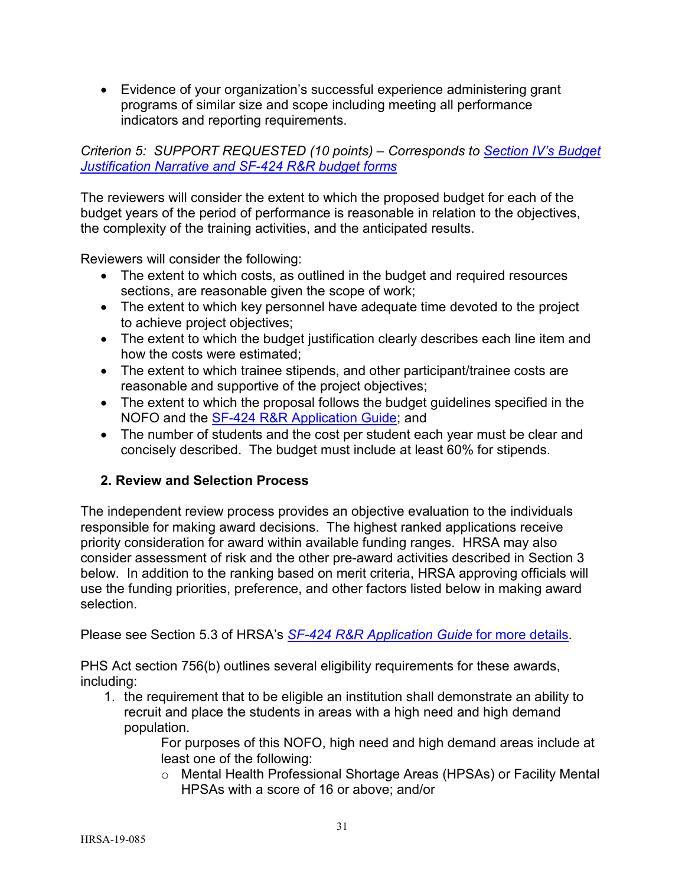- Evidence of your organization's successful experience administering grant programs of similar size and scope including meeting all performance indicators and reporting requirements.

*Criterion 5: SUPPORT REQUESTED (10 points) – Corresponds to [Section IV's Budget Justification Narrative and SF-424 R&R budget forms](#)*

The reviewers will consider the extent to which the proposed budget for each of the budget years of the period of performance is reasonable in relation to the objectives, the complexity of the training activities, and the anticipated results.

Reviewers will consider the following:

- The extent to which costs, as outlined in the budget and required resources sections, are reasonable given the scope of work;
- The extent to which key personnel have adequate time devoted to the project to achieve project objectives;
- The extent to which the budget justification clearly describes each line item and how the costs were estimated;
- The extent to which trainee stipends, and other participant/trainee costs are reasonable and supportive of the project objectives;
- The extent to which the proposal follows the budget guidelines specified in the NOFO and the [SF-424 R&R Application Guide](#); and
- The number of students and the cost per student each year must be clear and concisely described. The budget must include at least 60% for stipends.

### 2. Review and Selection Process

The independent review process provides an objective evaluation to the individuals responsible for making award decisions. The highest ranked applications receive priority consideration for award within available funding ranges. HRSA may also consider assessment of risk and the other pre-award activities described in Section 3 below. In addition to the ranking based on merit criteria, HRSA approving officials will use the funding priorities, preference, and other factors listed below in making award selection.

Please see Section 5.3 of HRSA's [*SF-424 R&R Application Guide* for more details](#).

PHS Act section 756(b) outlines several eligibility requirements for these awards, including:

1. the requirement that to be eligible an institution shall demonstrate an ability to recruit and place the students in areas with a high need and high demand population.

   For purposes of this NOFO, high need and high demand areas include at least one of the following:

   - Mental Health Professional Shortage Areas (HPSAs) or Facility Mental HPSAs with a score of 16 or above; and/or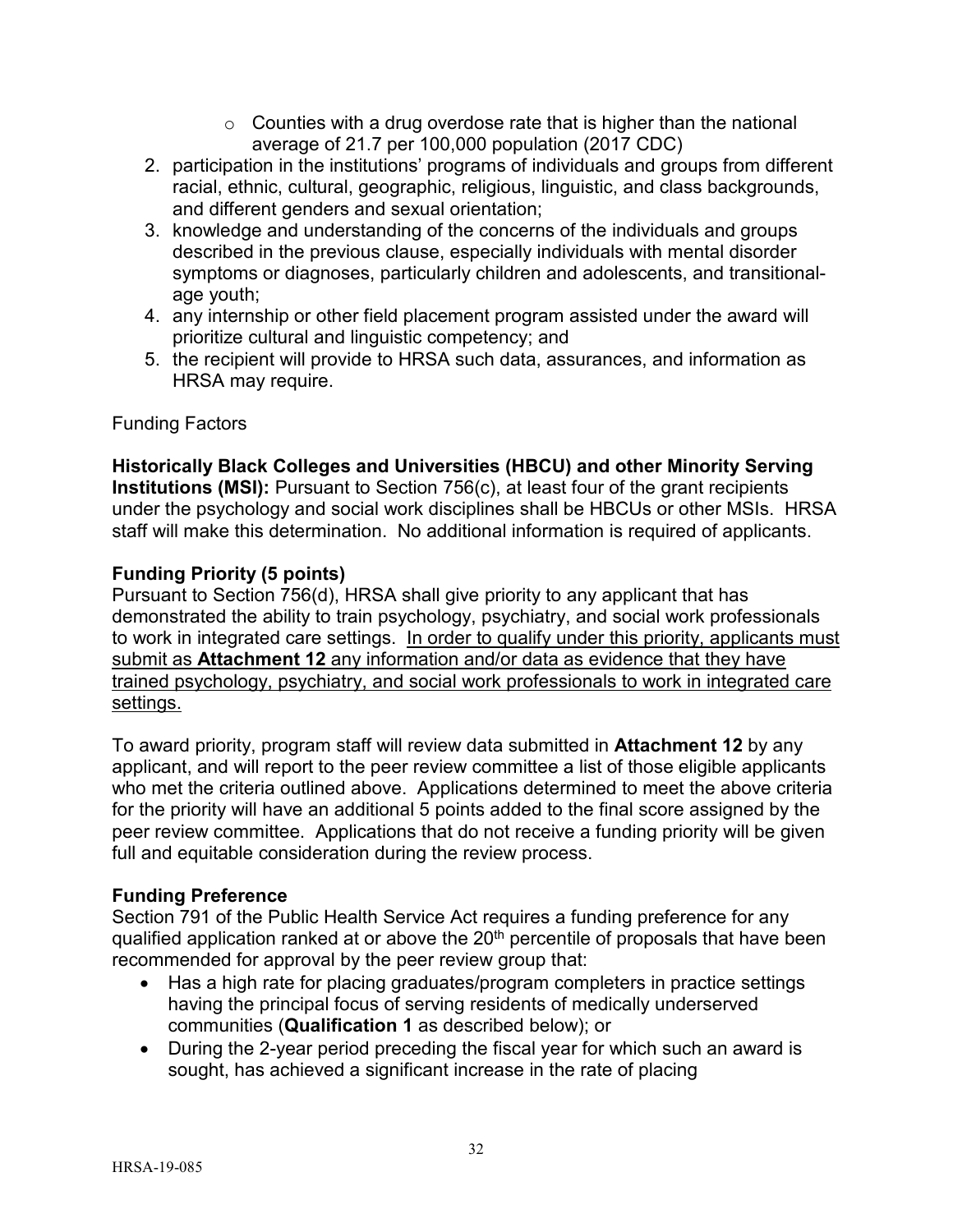- Counties with a drug overdose rate that is higher than the national average of 21.7 per 100,000 population (2017 CDC)
2. participation in the institutions' programs of individuals and groups from different racial, ethnic, cultural, geographic, religious, linguistic, and class backgrounds, and different genders and sexual orientation;
3. knowledge and understanding of the concerns of the individuals and groups described in the previous clause, especially individuals with mental disorder symptoms or diagnoses, particularly children and adolescents, and transitional-age youth;
4. any internship or other field placement program assisted under the award will prioritize cultural and linguistic competency; and
5. the recipient will provide to HRSA such data, assurances, and information as HRSA may require.

Funding Factors

**Historically Black Colleges and Universities (HBCU) and other Minority Serving Institutions (MSI):** Pursuant to Section 756(c), at least four of the grant recipients under the psychology and social work disciplines shall be HBCUs or other MSIs. HRSA staff will make this determination. No additional information is required of applicants.

**Funding Priority (5 points)**

Pursuant to Section 756(d), HRSA shall give priority to any applicant that has demonstrated the ability to train psychology, psychiatry, and social work professionals to work in integrated care settings. In order to qualify under this priority, applicants must submit as **Attachment 12** any information and/or data as evidence that they have trained psychology, psychiatry, and social work professionals to work in integrated care settings.

To award priority, program staff will review data submitted in **Attachment 12** by any applicant, and will report to the peer review committee a list of those eligible applicants who met the criteria outlined above. Applications determined to meet the above criteria for the priority will have an additional 5 points added to the final score assigned by the peer review committee. Applications that do not receive a funding priority will be given full and equitable consideration during the review process.

**Funding Preference**

Section 791 of the Public Health Service Act requires a funding preference for any qualified application ranked at or above the 20th percentile of proposals that have been recommended for approval by the peer review group that:

- Has a high rate for placing graduates/program completers in practice settings having the principal focus of serving residents of medically underserved communities (**Qualification 1** as described below); or
- During the 2-year period preceding the fiscal year for which such an award is sought, has achieved a significant increase in the rate of placing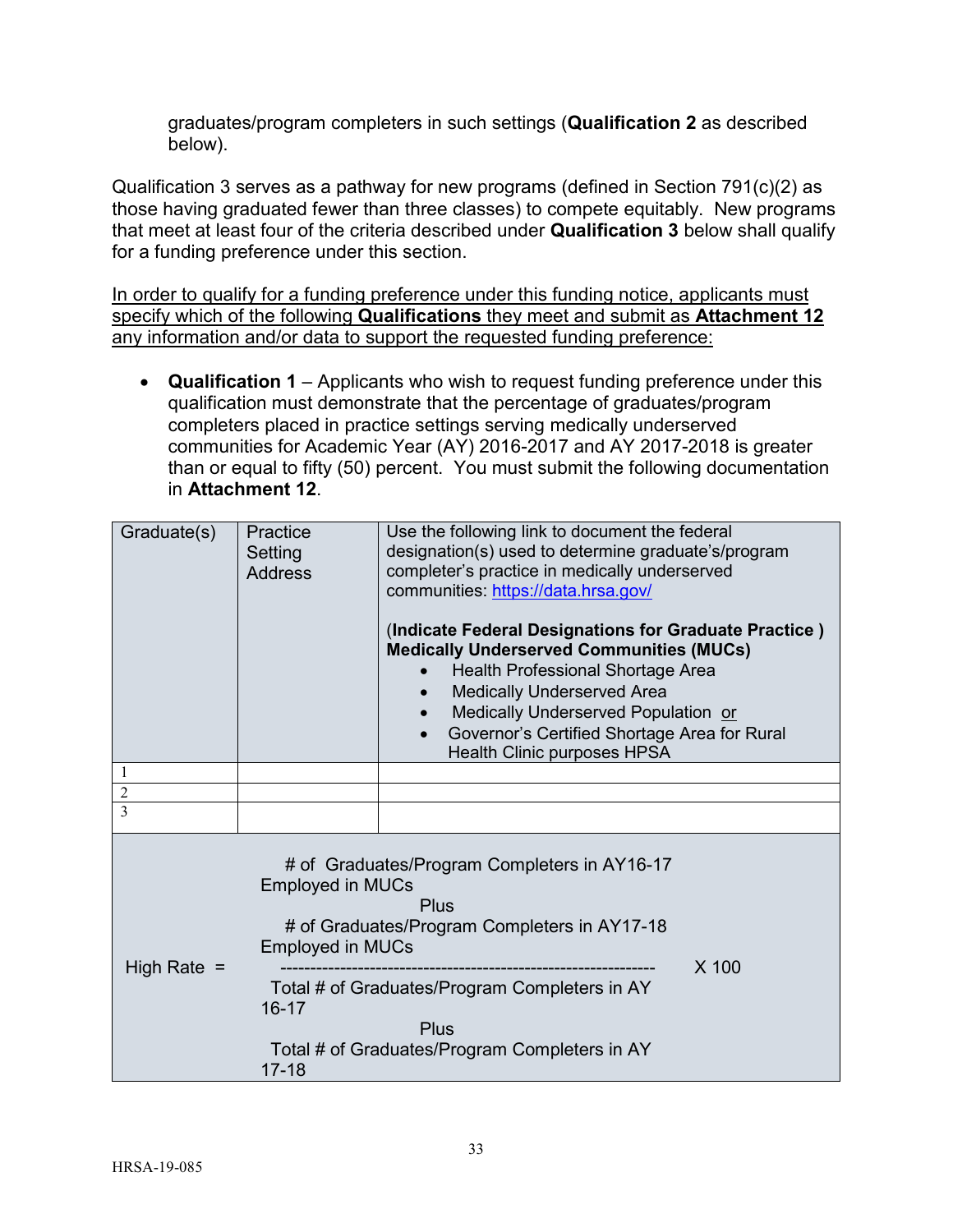graduates/program completers in such settings (**Qualification 2** as described below).

Qualification 3 serves as a pathway for new programs (defined in Section 791(c)(2) as those having graduated fewer than three classes) to compete equitably. New programs that meet at least four of the criteria described under **Qualification 3** below shall qualify for a funding preference under this section.

In order to qualify for a funding preference under this funding notice, applicants must specify which of the following **Qualifications** they meet and submit as **Attachment 12** any information and/or data to support the requested funding preference:

- **Qualification 1** – Applicants who wish to request funding preference under this qualification must demonstrate that the percentage of graduates/program completers placed in practice settings serving medically underserved communities for Academic Year (AY) 2016-2017 and AY 2017-2018 is greater than or equal to fifty (50) percent. You must submit the following documentation in **Attachment 12**.

| Graduate(s) | Practice Setting Address | Use the following link to document the federal designation(s) used to determine graduate's/program completer's practice in medically underserved communities: https://data.hrsa.gov/<br><br>(**Indicate Federal Designations for Graduate Practice ) Medically Underserved Communities (MUCs)**<br>• Health Professional Shortage Area<br>• Medically Underserved Area<br>• Medically Underserved Population or<br>• Governor's Certified Shortage Area for Rural Health Clinic purposes HPSA |
|---|---|---|
| 1 | | |
| 2 | | |
| 3 | | |

$$\text{High Rate} = \frac{\#\text{ of Graduates/Program Completers in AY16-17 Employed in MUCs} \text{ Plus } \#\text{ of Graduates/Program Completers in AY17-18 Employed in MUCs}}{\text{Total }\#\text{ of Graduates/Program Completers in AY 16-17} \text{ Plus } \text{Total }\#\text{ of Graduates/Program Completers in AY 17-18}} \times 100$$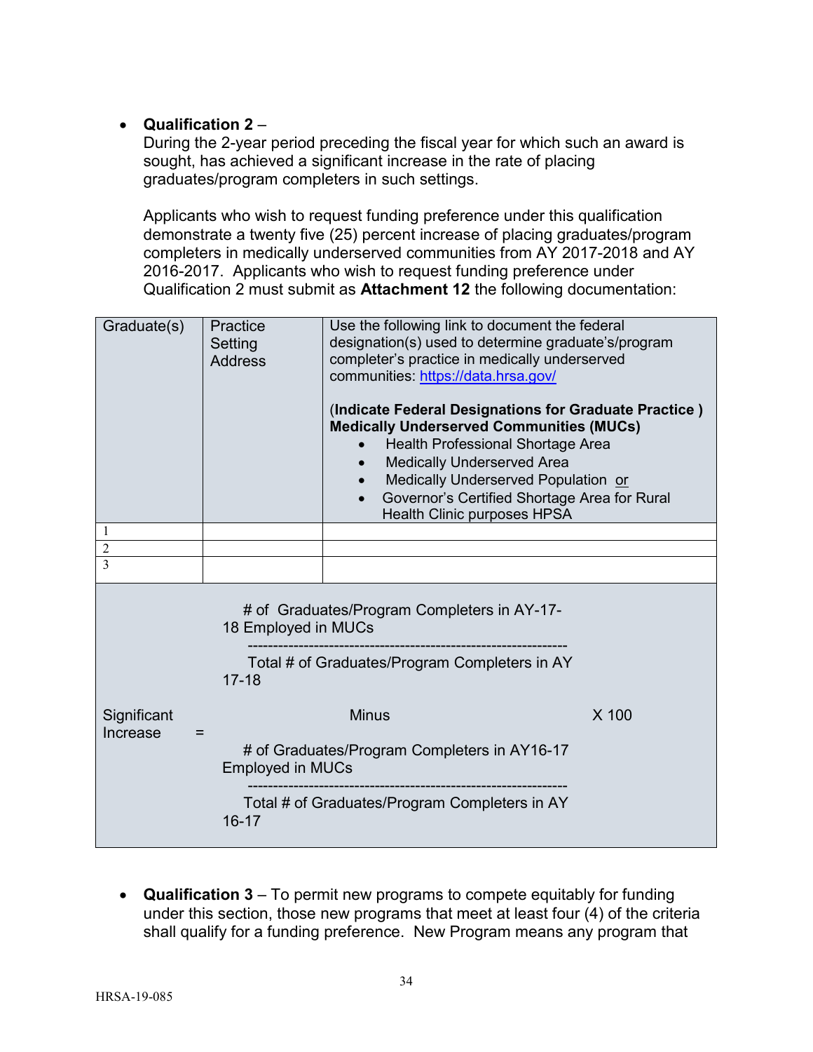- **Qualification 2** –
  During the 2-year period preceding the fiscal year for which such an award is sought, has achieved a significant increase in the rate of placing graduates/program completers in such settings.

  Applicants who wish to request funding preference under this qualification demonstrate a twenty five (25) percent increase of placing graduates/program completers in medically underserved communities from AY 2017-2018 and AY 2016-2017. Applicants who wish to request funding preference under Qualification 2 must submit as **Attachment 12** the following documentation:

| Graduate(s) | Practice Setting Address | Use the following link to document the federal designation(s) used to determine graduate's/program completer's practice in medically underserved communities: https://data.hrsa.gov/<br><br>(**Indicate Federal Designations for Graduate Practice ) Medically Underserved Communities (MUCs)**<br>• Health Professional Shortage Area<br>• Medically Underserved Area<br>• Medically Underserved Population or<br>• Governor's Certified Shortage Area for Rural Health Clinic purposes HPSA |
|---|---|---|
| 1 | | |
| 2 | | |
| 3 | | |

$$\text{Significant Increase} = \left( \frac{\text{\# of Graduates/Program Completers in AY-17-18 Employed in MUCs}}{\text{Total \# of Graduates/Program Completers in AY 17-18}} \text{ Minus } \frac{\text{\# of Graduates/Program Completers in AY16-17 Employed in MUCs}}{\text{Total \# of Graduates/Program Completers in AY 16-17}} \right) \times 100$$

- **Qualification 3** – To permit new programs to compete equitably for funding under this section, those new programs that meet at least four (4) of the criteria shall qualify for a funding preference. New Program means any program that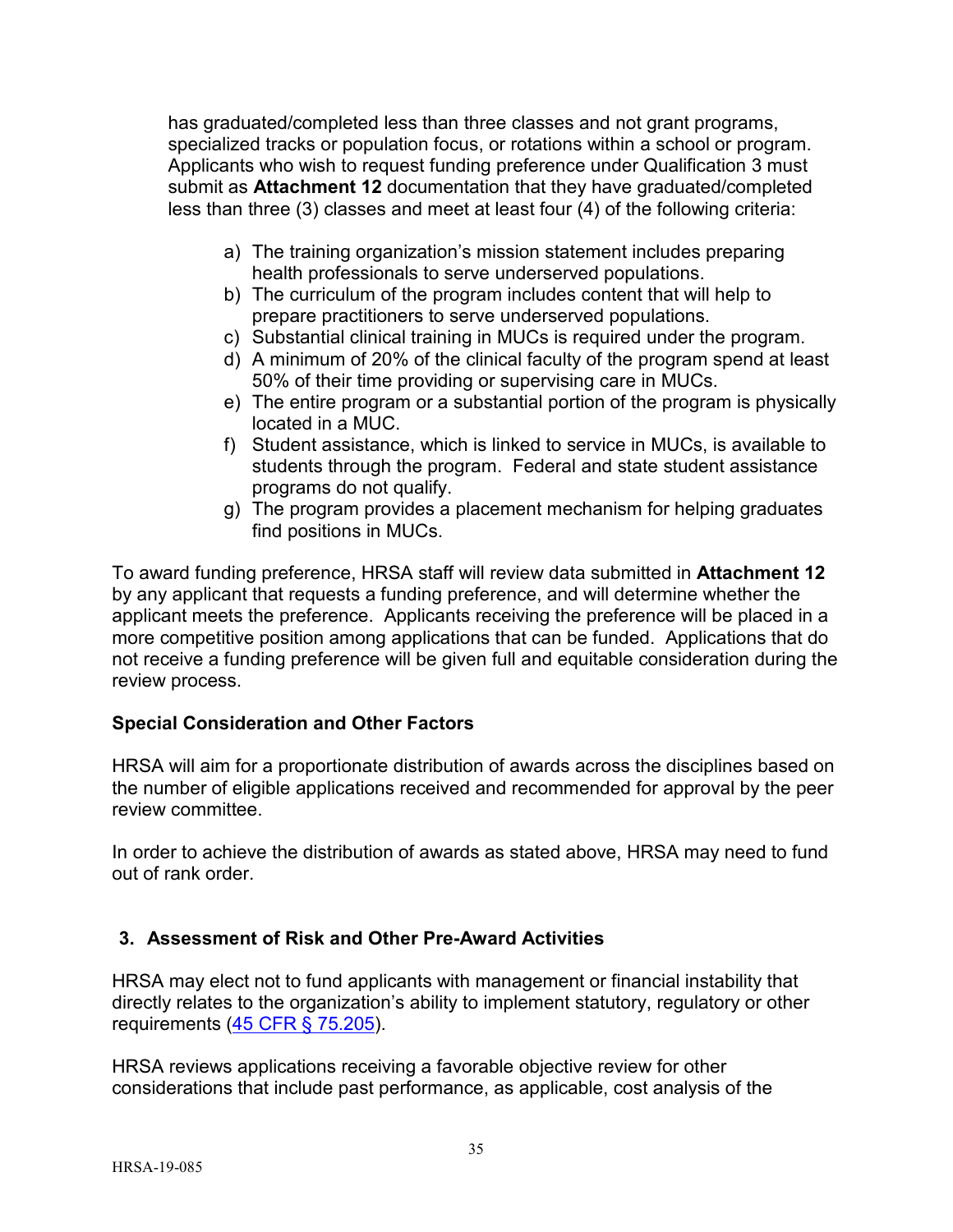has graduated/completed less than three classes and not grant programs, specialized tracks or population focus, or rotations within a school or program. Applicants who wish to request funding preference under Qualification 3 must submit as **Attachment 12** documentation that they have graduated/completed less than three (3) classes and meet at least four (4) of the following criteria:

a) The training organization's mission statement includes preparing health professionals to serve underserved populations.
b) The curriculum of the program includes content that will help to prepare practitioners to serve underserved populations.
c) Substantial clinical training in MUCs is required under the program.
d) A minimum of 20% of the clinical faculty of the program spend at least 50% of their time providing or supervising care in MUCs.
e) The entire program or a substantial portion of the program is physically located in a MUC.
f) Student assistance, which is linked to service in MUCs, is available to students through the program. Federal and state student assistance programs do not qualify.
g) The program provides a placement mechanism for helping graduates find positions in MUCs.

To award funding preference, HRSA staff will review data submitted in **Attachment 12** by any applicant that requests a funding preference, and will determine whether the applicant meets the preference. Applicants receiving the preference will be placed in a more competitive position among applications that can be funded. Applications that do not receive a funding preference will be given full and equitable consideration during the review process.

**Special Consideration and Other Factors**

HRSA will aim for a proportionate distribution of awards across the disciplines based on the number of eligible applications received and recommended for approval by the peer review committee.

In order to achieve the distribution of awards as stated above, HRSA may need to fund out of rank order.

### 3. Assessment of Risk and Other Pre-Award Activities

HRSA may elect not to fund applicants with management or financial instability that directly relates to the organization's ability to implement statutory, regulatory or other requirements (45 CFR § 75.205).

HRSA reviews applications receiving a favorable objective review for other considerations that include past performance, as applicable, cost analysis of the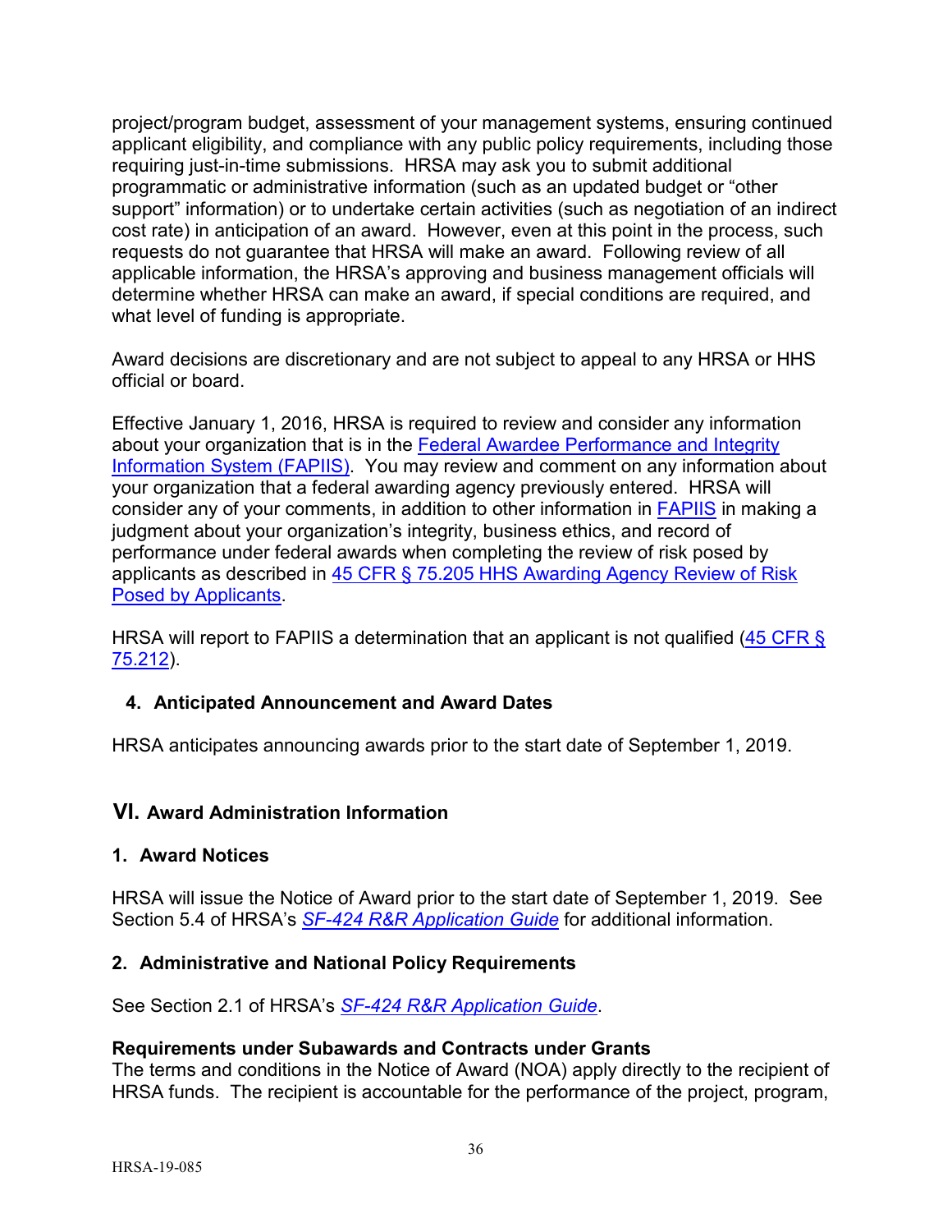project/program budget, assessment of your management systems, ensuring continued applicant eligibility, and compliance with any public policy requirements, including those requiring just-in-time submissions. HRSA may ask you to submit additional programmatic or administrative information (such as an updated budget or "other support" information) or to undertake certain activities (such as negotiation of an indirect cost rate) in anticipation of an award. However, even at this point in the process, such requests do not guarantee that HRSA will make an award. Following review of all applicable information, the HRSA's approving and business management officials will determine whether HRSA can make an award, if special conditions are required, and what level of funding is appropriate.

Award decisions are discretionary and are not subject to appeal to any HRSA or HHS official or board.

Effective January 1, 2016, HRSA is required to review and consider any information about your organization that is in the Federal Awardee Performance and Integrity Information System (FAPIIS). You may review and comment on any information about your organization that a federal awarding agency previously entered. HRSA will consider any of your comments, in addition to other information in FAPIIS in making a judgment about your organization's integrity, business ethics, and record of performance under federal awards when completing the review of risk posed by applicants as described in 45 CFR § 75.205 HHS Awarding Agency Review of Risk Posed by Applicants.

HRSA will report to FAPIIS a determination that an applicant is not qualified (45 CFR § 75.212).

### 4. Anticipated Announcement and Award Dates

HRSA anticipates announcing awards prior to the start date of September 1, 2019.

## VI. Award Administration Information

### 1. Award Notices

HRSA will issue the Notice of Award prior to the start date of September 1, 2019. See Section 5.4 of HRSA's *SF-424 R&R Application Guide* for additional information.

### 2. Administrative and National Policy Requirements

See Section 2.1 of HRSA's *SF-424 R&R Application Guide*.

**Requirements under Subawards and Contracts under Grants**

The terms and conditions in the Notice of Award (NOA) apply directly to the recipient of HRSA funds. The recipient is accountable for the performance of the project, program,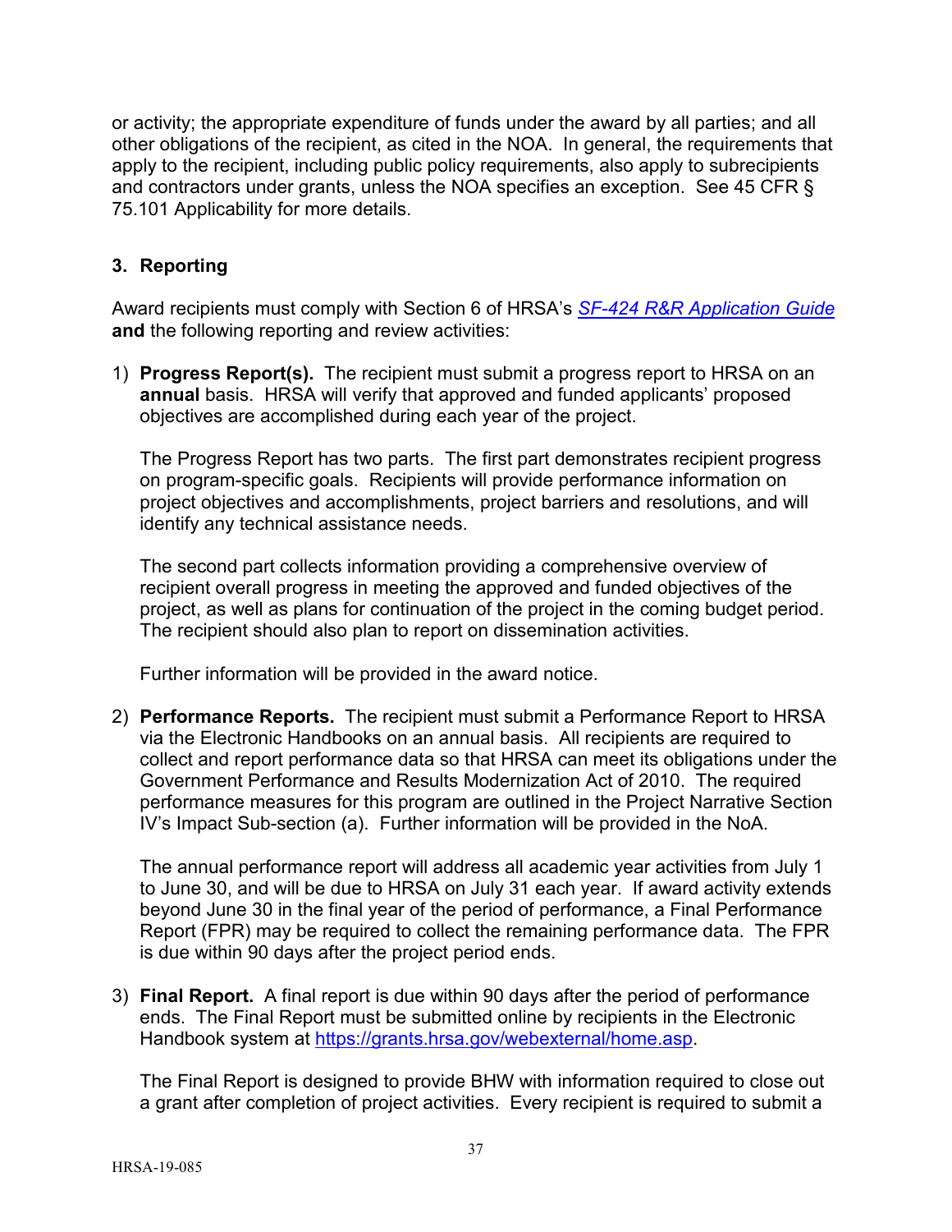or activity; the appropriate expenditure of funds under the award by all parties; and all other obligations of the recipient, as cited in the NOA. In general, the requirements that apply to the recipient, including public policy requirements, also apply to subrecipients and contractors under grants, unless the NOA specifies an exception. See 45 CFR § 75.101 Applicability for more details.

### 3. Reporting

Award recipients must comply with Section 6 of HRSA's *[SF-424 R&R Application Guide](https://www.hrsa.gov/grants/apply/applicationguide/sf424rrguidev2.pdf)* **and** the following reporting and review activities:

1) **Progress Report(s).** The recipient must submit a progress report to HRSA on an **annual** basis. HRSA will verify that approved and funded applicants' proposed objectives are accomplished during each year of the project.

   The Progress Report has two parts. The first part demonstrates recipient progress on program-specific goals. Recipients will provide performance information on project objectives and accomplishments, project barriers and resolutions, and will identify any technical assistance needs.

   The second part collects information providing a comprehensive overview of recipient overall progress in meeting the approved and funded objectives of the project, as well as plans for continuation of the project in the coming budget period. The recipient should also plan to report on dissemination activities.

   Further information will be provided in the award notice.

2) **Performance Reports.** The recipient must submit a Performance Report to HRSA via the Electronic Handbooks on an annual basis. All recipients are required to collect and report performance data so that HRSA can meet its obligations under the Government Performance and Results Modernization Act of 2010. The required performance measures for this program are outlined in the Project Narrative Section IV's Impact Sub-section (a). Further information will be provided in the NoA.

   The annual performance report will address all academic year activities from July 1 to June 30, and will be due to HRSA on July 31 each year. If award activity extends beyond June 30 in the final year of the period of performance, a Final Performance Report (FPR) may be required to collect the remaining performance data. The FPR is due within 90 days after the project period ends.

3) **Final Report.** A final report is due within 90 days after the period of performance ends. The Final Report must be submitted online by recipients in the Electronic Handbook system at [https://grants.hrsa.gov/webexternal/home.asp](https://grants.hrsa.gov/webexternal/home.asp).

   The Final Report is designed to provide BHW with information required to close out a grant after completion of project activities. Every recipient is required to submit a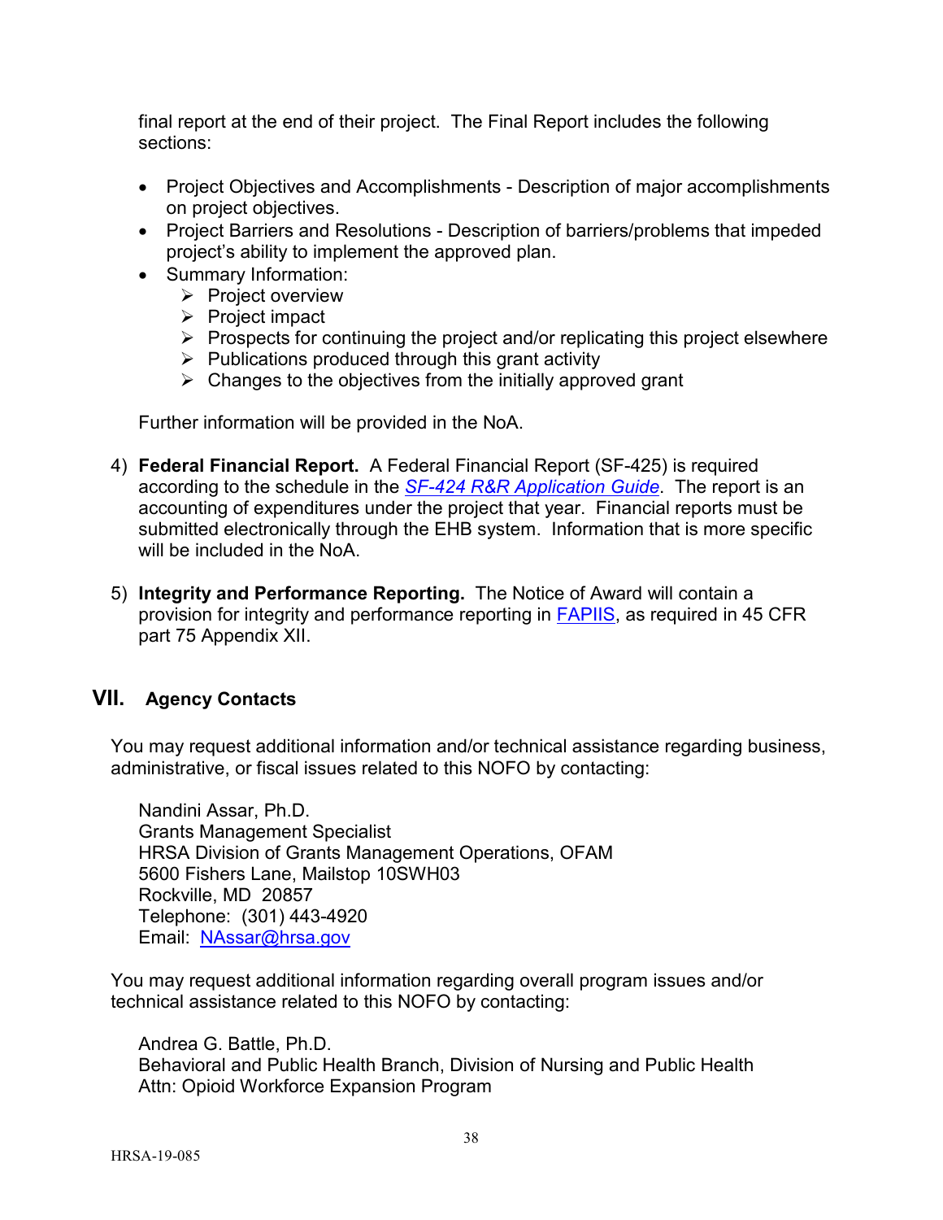final report at the end of their project. The Final Report includes the following sections:

- Project Objectives and Accomplishments - Description of major accomplishments on project objectives.
- Project Barriers and Resolutions - Description of barriers/problems that impeded project's ability to implement the approved plan.
- Summary Information:
  - Project overview
  - Project impact
  - Prospects for continuing the project and/or replicating this project elsewhere
  - Publications produced through this grant activity
  - Changes to the objectives from the initially approved grant

Further information will be provided in the NoA.

4) **Federal Financial Report.** A Federal Financial Report (SF-425) is required according to the schedule in the *SF-424 R&R Application Guide*. The report is an accounting of expenditures under the project that year. Financial reports must be submitted electronically through the EHB system. Information that is more specific will be included in the NoA.

5) **Integrity and Performance Reporting.** The Notice of Award will contain a provision for integrity and performance reporting in FAPIIS, as required in 45 CFR part 75 Appendix XII.

## VII. Agency Contacts

You may request additional information and/or technical assistance regarding business, administrative, or fiscal issues related to this NOFO by contacting:

Nandini Assar, Ph.D.
Grants Management Specialist
HRSA Division of Grants Management Operations, OFAM
5600 Fishers Lane, Mailstop 10SWH03
Rockville, MD 20857
Telephone: (301) 443-4920
Email: NAssar@hrsa.gov

You may request additional information regarding overall program issues and/or technical assistance related to this NOFO by contacting:

Andrea G. Battle, Ph.D.
Behavioral and Public Health Branch, Division of Nursing and Public Health
Attn: Opioid Workforce Expansion Program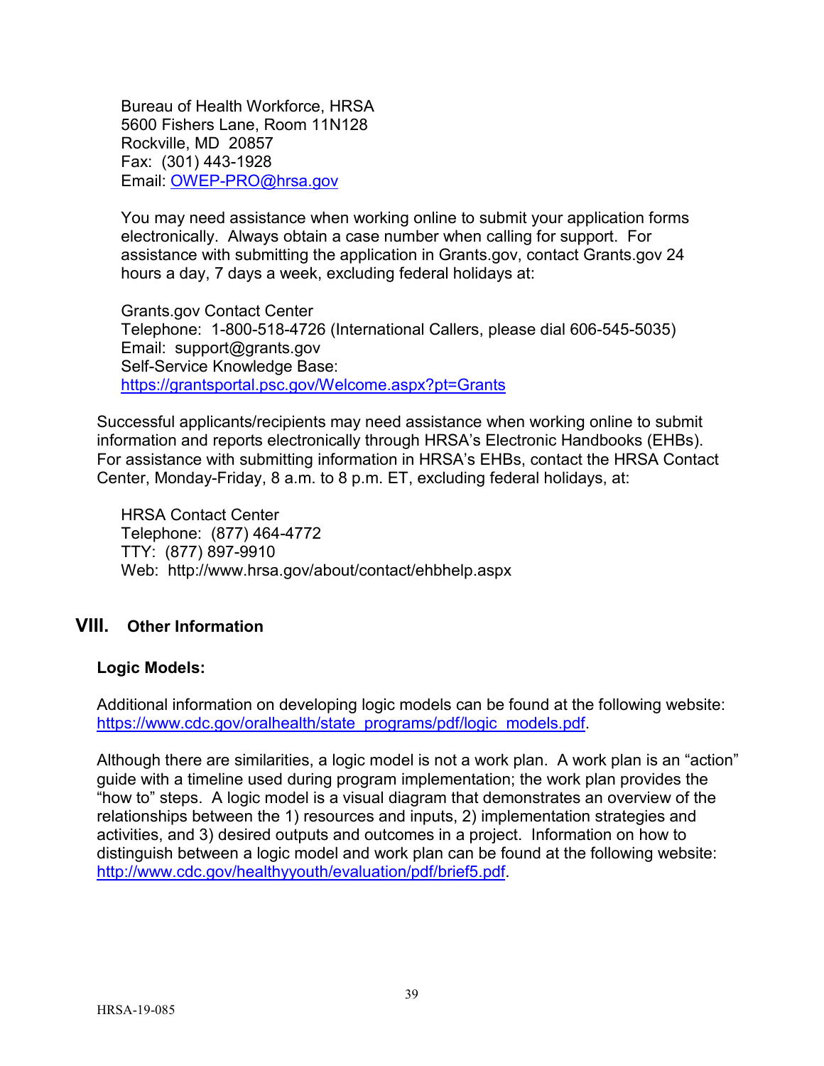Bureau of Health Workforce, HRSA
5600 Fishers Lane, Room 11N128
Rockville, MD 20857
Fax: (301) 443-1928
Email: OWEP-PRO@hrsa.gov

You may need assistance when working online to submit your application forms electronically. Always obtain a case number when calling for support. For assistance with submitting the application in Grants.gov, contact Grants.gov 24 hours a day, 7 days a week, excluding federal holidays at:

Grants.gov Contact Center
Telephone: 1-800-518-4726 (International Callers, please dial 606-545-5035)
Email: support@grants.gov
Self-Service Knowledge Base:
https://grantsportal.psc.gov/Welcome.aspx?pt=Grants

Successful applicants/recipients may need assistance when working online to submit information and reports electronically through HRSA's Electronic Handbooks (EHBs). For assistance with submitting information in HRSA's EHBs, contact the HRSA Contact Center, Monday-Friday, 8 a.m. to 8 p.m. ET, excluding federal holidays, at:

HRSA Contact Center
Telephone: (877) 464-4772
TTY: (877) 897-9910
Web: http://www.hrsa.gov/about/contact/ehbhelp.aspx

## VIII. Other Information

**Logic Models:**

Additional information on developing logic models can be found at the following website: https://www.cdc.gov/oralhealth/state_programs/pdf/logic_models.pdf.

Although there are similarities, a logic model is not a work plan. A work plan is an "action" guide with a timeline used during program implementation; the work plan provides the "how to" steps. A logic model is a visual diagram that demonstrates an overview of the relationships between the 1) resources and inputs, 2) implementation strategies and activities, and 3) desired outputs and outcomes in a project. Information on how to distinguish between a logic model and work plan can be found at the following website: http://www.cdc.gov/healthyyouth/evaluation/pdf/brief5.pdf.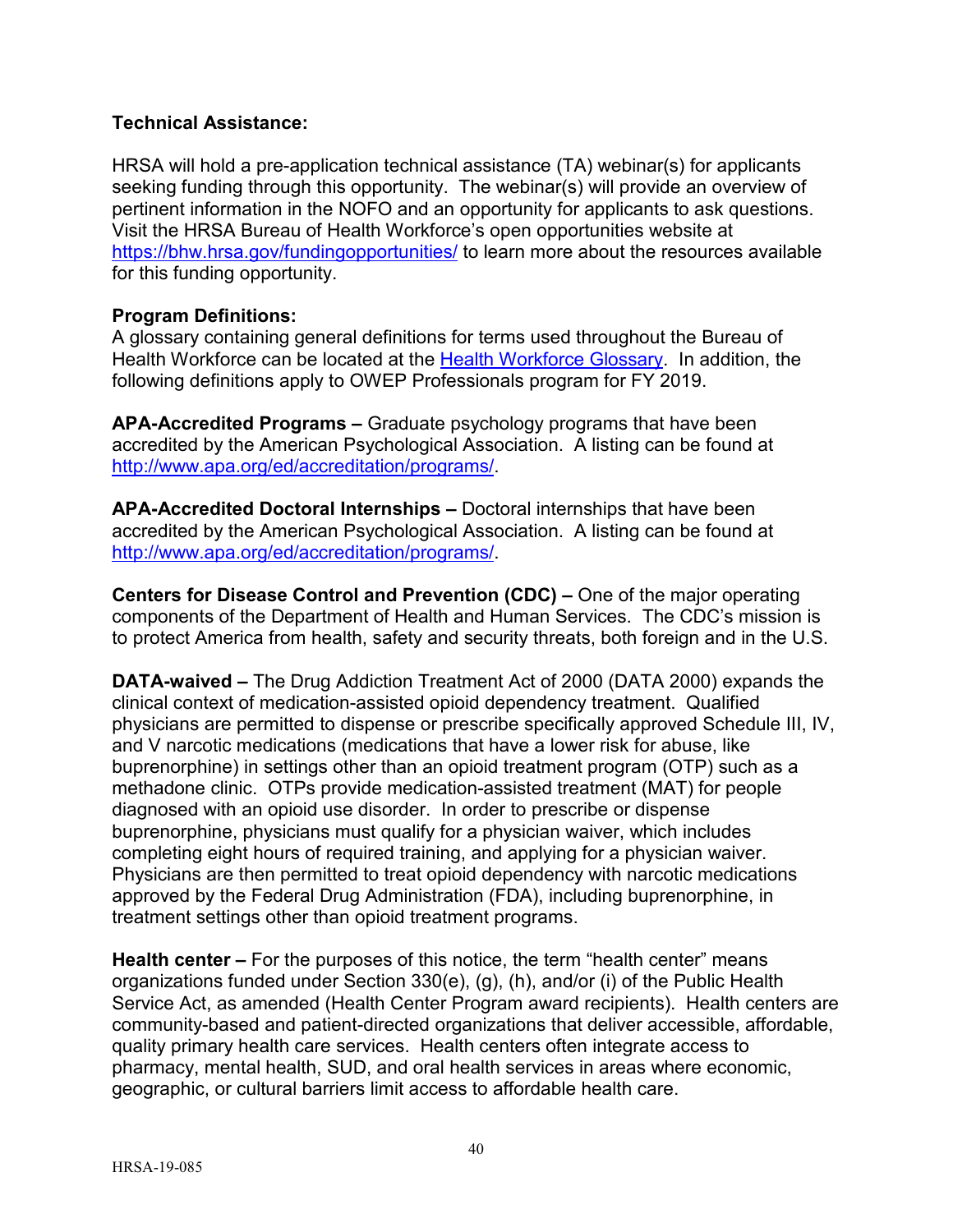**Technical Assistance:**

HRSA will hold a pre-application technical assistance (TA) webinar(s) for applicants seeking funding through this opportunity. The webinar(s) will provide an overview of pertinent information in the NOFO and an opportunity for applicants to ask questions. Visit the HRSA Bureau of Health Workforce's open opportunities website at [https://bhw.hrsa.gov/fundingopportunities/](https://bhw.hrsa.gov/fundingopportunities/) to learn more about the resources available for this funding opportunity.

**Program Definitions:**

A glossary containing general definitions for terms used throughout the Bureau of Health Workforce can be located at the [Health Workforce Glossary](#). In addition, the following definitions apply to OWEP Professionals program for FY 2019.

**APA-Accredited Programs –** Graduate psychology programs that have been accredited by the American Psychological Association. A listing can be found at [http://www.apa.org/ed/accreditation/programs/](http://www.apa.org/ed/accreditation/programs/).

**APA-Accredited Doctoral Internships –** Doctoral internships that have been accredited by the American Psychological Association. A listing can be found at [http://www.apa.org/ed/accreditation/programs/](http://www.apa.org/ed/accreditation/programs/).

**Centers for Disease Control and Prevention (CDC) –** One of the major operating components of the Department of Health and Human Services. The CDC's mission is to protect America from health, safety and security threats, both foreign and in the U.S.

**DATA-waived –** The Drug Addiction Treatment Act of 2000 (DATA 2000) expands the clinical context of medication-assisted opioid dependency treatment. Qualified physicians are permitted to dispense or prescribe specifically approved Schedule III, IV, and V narcotic medications (medications that have a lower risk for abuse, like buprenorphine) in settings other than an opioid treatment program (OTP) such as a methadone clinic. OTPs provide medication-assisted treatment (MAT) for people diagnosed with an opioid use disorder. In order to prescribe or dispense buprenorphine, physicians must qualify for a physician waiver, which includes completing eight hours of required training, and applying for a physician waiver. Physicians are then permitted to treat opioid dependency with narcotic medications approved by the Federal Drug Administration (FDA), including buprenorphine, in treatment settings other than opioid treatment programs.

**Health center –** For the purposes of this notice, the term "health center" means organizations funded under Section 330(e), (g), (h), and/or (i) of the Public Health Service Act, as amended (Health Center Program award recipients). Health centers are community-based and patient-directed organizations that deliver accessible, affordable, quality primary health care services. Health centers often integrate access to pharmacy, mental health, SUD, and oral health services in areas where economic, geographic, or cultural barriers limit access to affordable health care.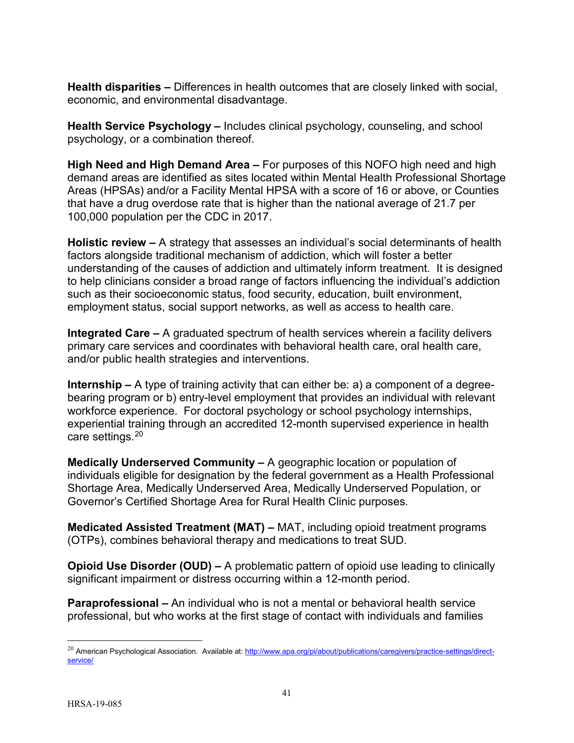**Health disparities –** Differences in health outcomes that are closely linked with social, economic, and environmental disadvantage.

**Health Service Psychology –** Includes clinical psychology, counseling, and school psychology, or a combination thereof.

**High Need and High Demand Area –** For purposes of this NOFO high need and high demand areas are identified as sites located within Mental Health Professional Shortage Areas (HPSAs) and/or a Facility Mental HPSA with a score of 16 or above, or Counties that have a drug overdose rate that is higher than the national average of 21.7 per 100,000 population per the CDC in 2017.

**Holistic review –** A strategy that assesses an individual's social determinants of health factors alongside traditional mechanism of addiction, which will foster a better understanding of the causes of addiction and ultimately inform treatment. It is designed to help clinicians consider a broad range of factors influencing the individual's addiction such as their socioeconomic status, food security, education, built environment, employment status, social support networks, as well as access to health care.

**Integrated Care –** A graduated spectrum of health services wherein a facility delivers primary care services and coordinates with behavioral health care, oral health care, and/or public health strategies and interventions.

**Internship –** A type of training activity that can either be: a) a component of a degree-bearing program or b) entry-level employment that provides an individual with relevant workforce experience. For doctoral psychology or school psychology internships, experiential training through an accredited 12-month supervised experience in health care settings.[20]

**Medically Underserved Community –** A geographic location or population of individuals eligible for designation by the federal government as a Health Professional Shortage Area, Medically Underserved Area, Medically Underserved Population, or Governor's Certified Shortage Area for Rural Health Clinic purposes.

**Medicated Assisted Treatment (MAT) –** MAT, including opioid treatment programs (OTPs), combines behavioral therapy and medications to treat SUD.

**Opioid Use Disorder (OUD) –** A problematic pattern of opioid use leading to clinically significant impairment or distress occurring within a 12-month period.

**Paraprofessional –** An individual who is not a mental or behavioral health service professional, but who works at the first stage of contact with individuals and families

[20] American Psychological Association. Available at: http://www.apa.org/pi/about/publications/caregivers/practice-settings/direct-service/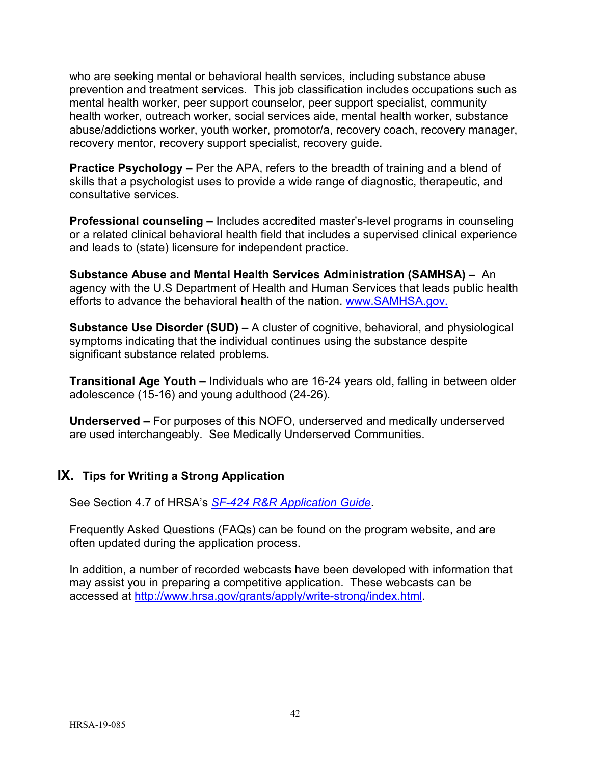who are seeking mental or behavioral health services, including substance abuse prevention and treatment services. This job classification includes occupations such as mental health worker, peer support counselor, peer support specialist, community health worker, outreach worker, social services aide, mental health worker, substance abuse/addictions worker, youth worker, promotor/a, recovery coach, recovery manager, recovery mentor, recovery support specialist, recovery guide.

**Practice Psychology –** Per the APA, refers to the breadth of training and a blend of skills that a psychologist uses to provide a wide range of diagnostic, therapeutic, and consultative services.

**Professional counseling –** Includes accredited master's-level programs in counseling or a related clinical behavioral health field that includes a supervised clinical experience and leads to (state) licensure for independent practice.

**Substance Abuse and Mental Health Services Administration (SAMHSA) –** An agency with the U.S Department of Health and Human Services that leads public health efforts to advance the behavioral health of the nation. [www.SAMHSA.gov.](http://www.SAMHSA.gov)

**Substance Use Disorder (SUD) –** A cluster of cognitive, behavioral, and physiological symptoms indicating that the individual continues using the substance despite significant substance related problems.

**Transitional Age Youth –** Individuals who are 16-24 years old, falling in between older adolescence (15-16) and young adulthood (24-26).

**Underserved –** For purposes of this NOFO, underserved and medically underserved are used interchangeably. See Medically Underserved Communities.

## IX. Tips for Writing a Strong Application

See Section 4.7 of HRSA's [*SF-424 R&R Application Guide*](#).

Frequently Asked Questions (FAQs) can be found on the program website, and are often updated during the application process.

In addition, a number of recorded webcasts have been developed with information that may assist you in preparing a competitive application. These webcasts can be accessed at [http://www.hrsa.gov/grants/apply/write-strong/index.html](http://www.hrsa.gov/grants/apply/write-strong/index.html).